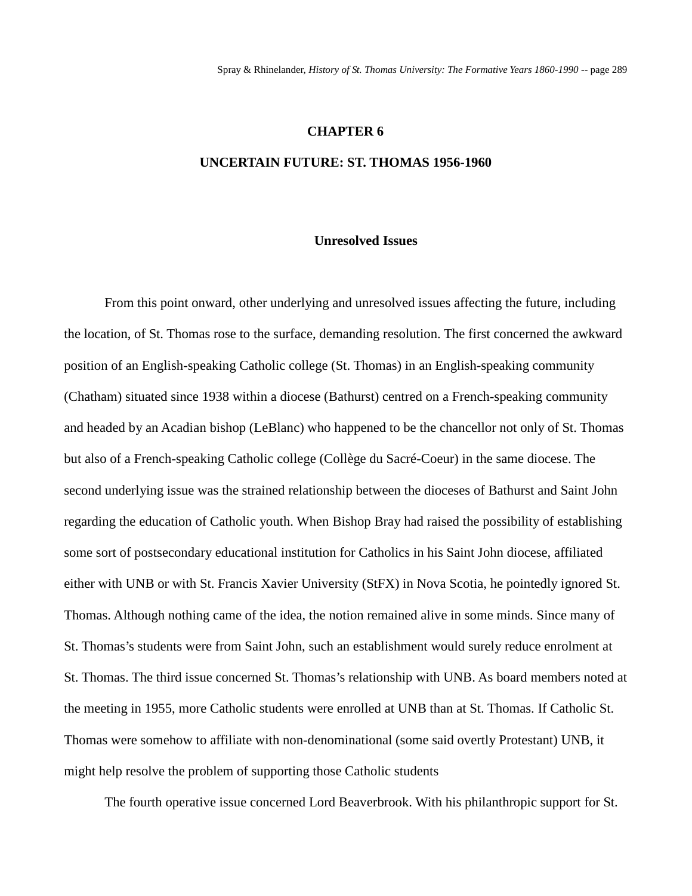# CHAPTER 6

# UNCERTAIN FUTURE: ST. THOMAS 1956-1960

## Unresolved Issues

From this point onward, other underlying and unresolved issues affecting the future, including the location, of St. Thomas rose to the surface, demanding resolution. The first concerned the awkward position of an English-speaking Catholic college (St. Thomas) in an English-speaking community (Chatham) situated since 1938 within a diocese (Bathurst) centred on a French-speaking community and headed by an Acadian bishop (LeBlanc) who happened to be the chancellor not only of St. Thomas but also of a French-speaking Catholic college (Collège du Sacré-Coeur) in the same diocese. The second underlying issue was the strained relationship between the dioceses of Bathurst and Saint John regarding the education of Catholic youth. When Bishop Bray had raised the possibility of establishing some sort of postsecondary educational institution for Catholics in his Saint John diocese, affiliated either with UNB or with St. Francis Xavier University (StFX) in Nova Scotia, he pointedly ignored St. Thomas. Although nothing came of the idea, the notion remained alive in some minds. Since many of St. Thomas's students were from Saint John, such an establishment would surely reduce enrolment at St. Thomas. The third issue concerned St. Thomas's relationship with UNB. As board members noted at the meeting in 1955, more Catholic students were enrolled at UNB than at St. Thomas. If Catholic St. Thomas were somehow to affiliate with non-denominational (some said overtly Protestant) UNB, it might help resolve the problem of supporting those Catholic students

The fourth operative issue concerned Lord Beaverbrook. With his philanthropic support for St.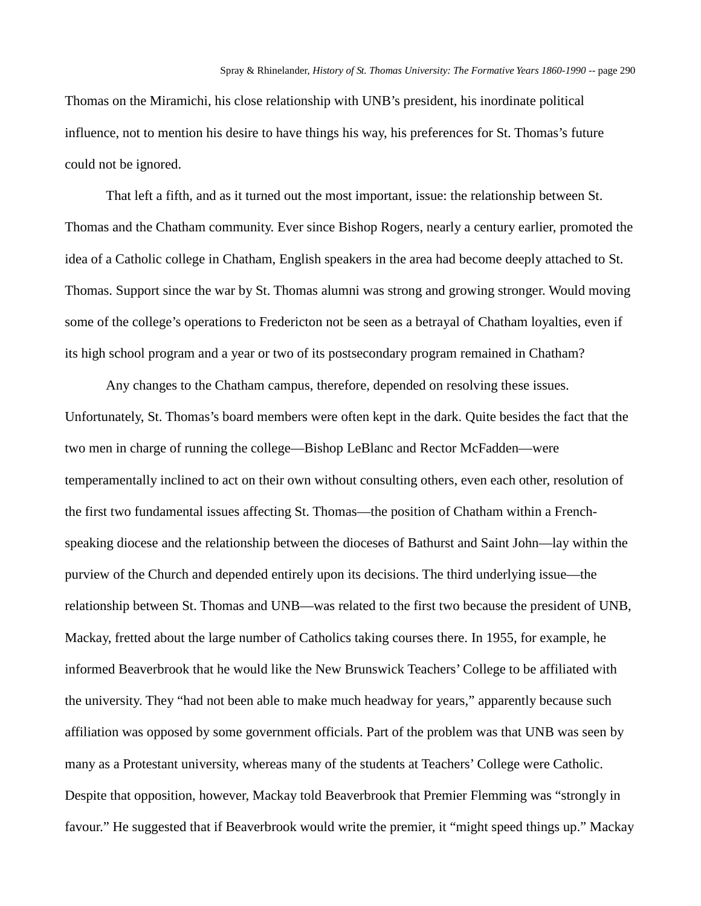Thomas on the Miramichi, his close relationship with UNB's president, his inordinate political influence, not to mention his desire to have things his way, his preferences for St. Thomas's future could not be ignored.

That left a fifth, and as it turned out the most important, issue: the relationship between St. Thomas and the Chatham community. Ever since Bishop Rogers, nearly a century earlier, promoted the idea of a Catholic college in Chatham, English speakers in the area had become deeply attached to St. Thomas. Support since the war by St. Thomas alumni was strong and growing stronger. Would moving some of the college's operations to Fredericton not be seen as a betrayal of Chatham loyalties, even if its high school program and a year or two of its postsecondary program remained in Chatham?

Any changes to the Chatham campus, therefore, depended on resolving these issues. Unfortunately, St. Thomas's board members were often kept in the dark. Quite besides the fact that the two men in charge of running the college—Bishop LeBlanc and Rector McFadden—were temperamentally inclined to act on their own without consulting others, even each other, resolution of the first two fundamental issues affecting St. Thomas—the position of Chatham within a French-speaking diocese and the relationship between the dioceses of Bathurst and Saint John—lay within the purview of the Church and depended entirely upon its decisions. The third underlying issue—the relationship between St. Thomas and UNB—was related to the first two because the president of UNB, Mackay, fretted about the large number of Catholics taking courses there. In 1955, for example, he informed Beaverbrook that he would like the New Brunswick Teachers' College to be affiliated with the university. They "had not been able to make much headway for years," apparently because such affiliation was opposed by some government officials. Part of the problem was that UNB was seen by many as a Protestant university, whereas many of the students at Teachers' College were Catholic. Despite that opposition, however, Mackay told Beaverbrook that Premier Flemming was "strongly in favour." He suggested that if Beaverbrook would write the premier, it "might speed things up." Mackay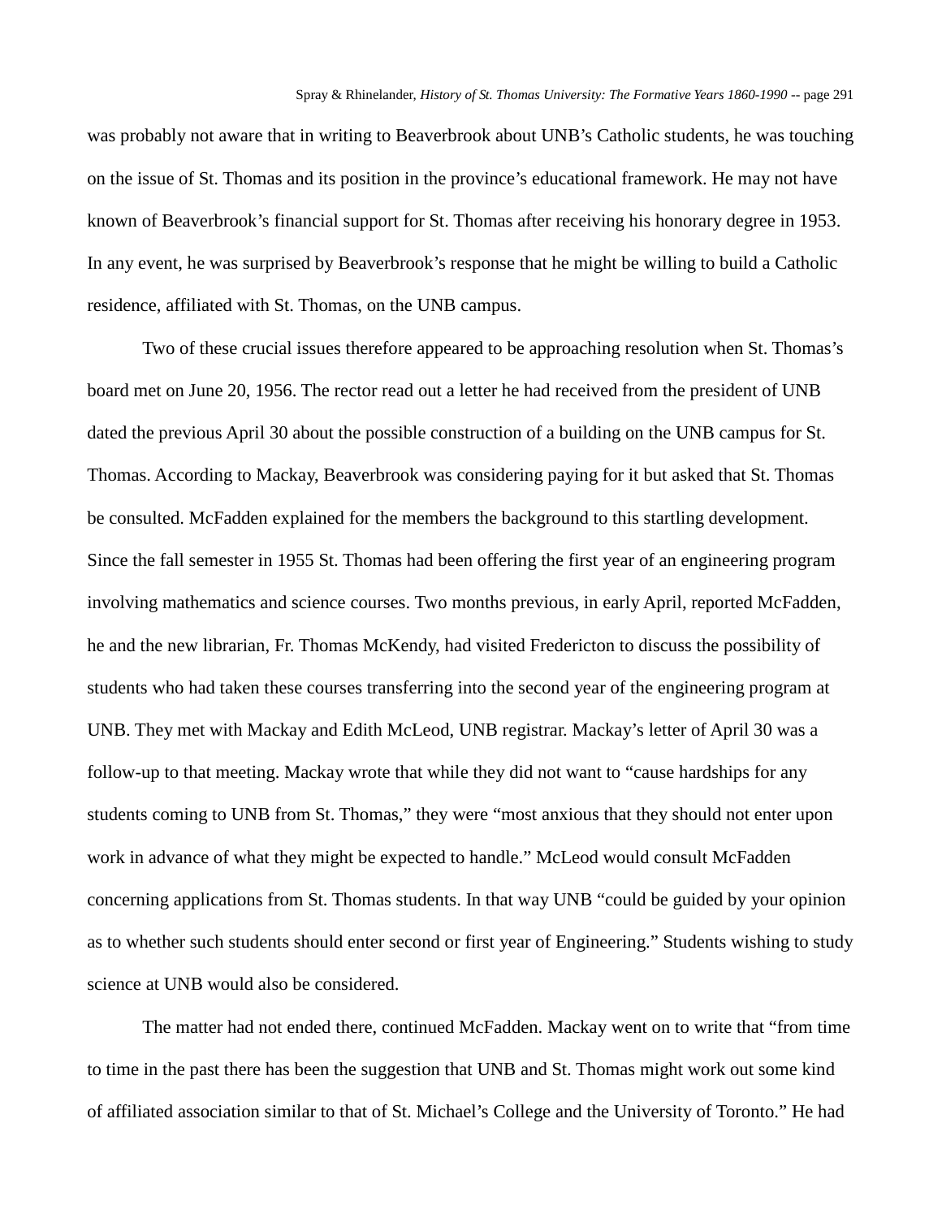was probably not aware that in writing to Beaverbrook about UNB's Catholic students, he was touching on the issue of St. Thomas and its position in the province's educational framework. He may not have known of Beaverbrook's financial support for St. Thomas after receiving his honorary degree in 1953. In any event, he was surprised by Beaverbrook's response that he might be willing to build a Catholic residence, affiliated with St. Thomas, on the UNB campus.

Two of these crucial issues therefore appeared to be approaching resolution when St. Thomas's board met on June 20, 1956. The rector read out a letter he had received from the president of UNB dated the previous April 30 about the possible construction of a building on the UNB campus for St. Thomas. According to Mackay, Beaverbrook was considering paying for it but asked that St. Thomas be consulted. McFadden explained for the members the background to this startling development. Since the fall semester in 1955 St. Thomas had been offering the first year of an engineering program involving mathematics and science courses. Two months previous, in early April, reported McFadden, he and the new librarian, Fr. Thomas McKendy, had visited Fredericton to discuss the possibility of students who had taken these courses transferring into the second year of the engineering program at UNB. They met with Mackay and Edith McLeod, UNB registrar. Mackay's letter of April 30 was a follow-up to that meeting. Mackay wrote that while they did not want to "cause hardships for any students coming to UNB from St. Thomas," they were "most anxious that they should not enter upon work in advance of what they might be expected to handle." McLeod would consult McFadden concerning applications from St. Thomas students. In that way UNB "could be guided by your opinion as to whether such students should enter second or first year of Engineering." Students wishing to study science at UNB would also be considered.

The matter had not ended there, continued McFadden. Mackay went on to write that "from time to time in the past there has been the suggestion that UNB and St. Thomas might work out some kind of affiliated association similar to that of St. Michael's College and the University of Toronto." He had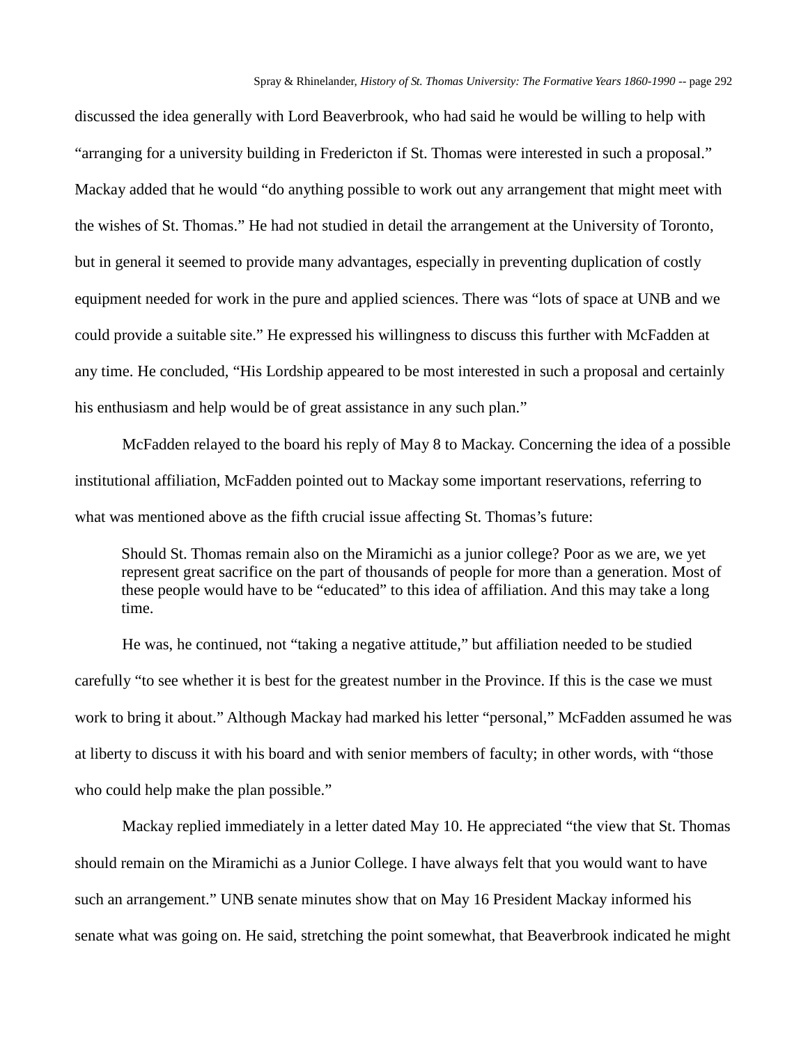discussed the idea generally with Lord Beaverbrook, who had said he would be willing to help with "arranging for a university building in Fredericton if St. Thomas were interested in such a proposal." Mackay added that he would "do anything possible to work out any arrangement that might meet with the wishes of St. Thomas." He had not studied in detail the arrangement at the University of Toronto, but in general it seemed to provide many advantages, especially in preventing duplication of costly equipment needed for work in the pure and applied sciences. There was "lots of space at UNB and we could provide a suitable site." He expressed his willingness to discuss this further with McFadden at any time. He concluded, "His Lordship appeared to be most interested in such a proposal and certainly his enthusiasm and help would be of great assistance in any such plan."

McFadden relayed to the board his reply of May 8 to Mackay. Concerning the idea of a possible institutional affiliation, McFadden pointed out to Mackay some important reservations, referring to what was mentioned above as the fifth crucial issue affecting St. Thomas's future:

> Should St. Thomas remain also on the Miramichi as a junior college? Poor as we are, we yet represent great sacrifice on the part of thousands of people for more than a generation. Most of these people would have to be "educated" to this idea of affiliation. And this may take a long time.

He was, he continued, not "taking a negative attitude," but affiliation needed to be studied carefully "to see whether it is best for the greatest number in the Province. If this is the case we must work to bring it about." Although Mackay had marked his letter "personal," McFadden assumed he was at liberty to discuss it with his board and with senior members of faculty; in other words, with "those who could help make the plan possible."

Mackay replied immediately in a letter dated May 10. He appreciated "the view that St. Thomas should remain on the Miramichi as a Junior College. I have always felt that you would want to have such an arrangement." UNB senate minutes show that on May 16 President Mackay informed his senate what was going on. He said, stretching the point somewhat, that Beaverbrook indicated he might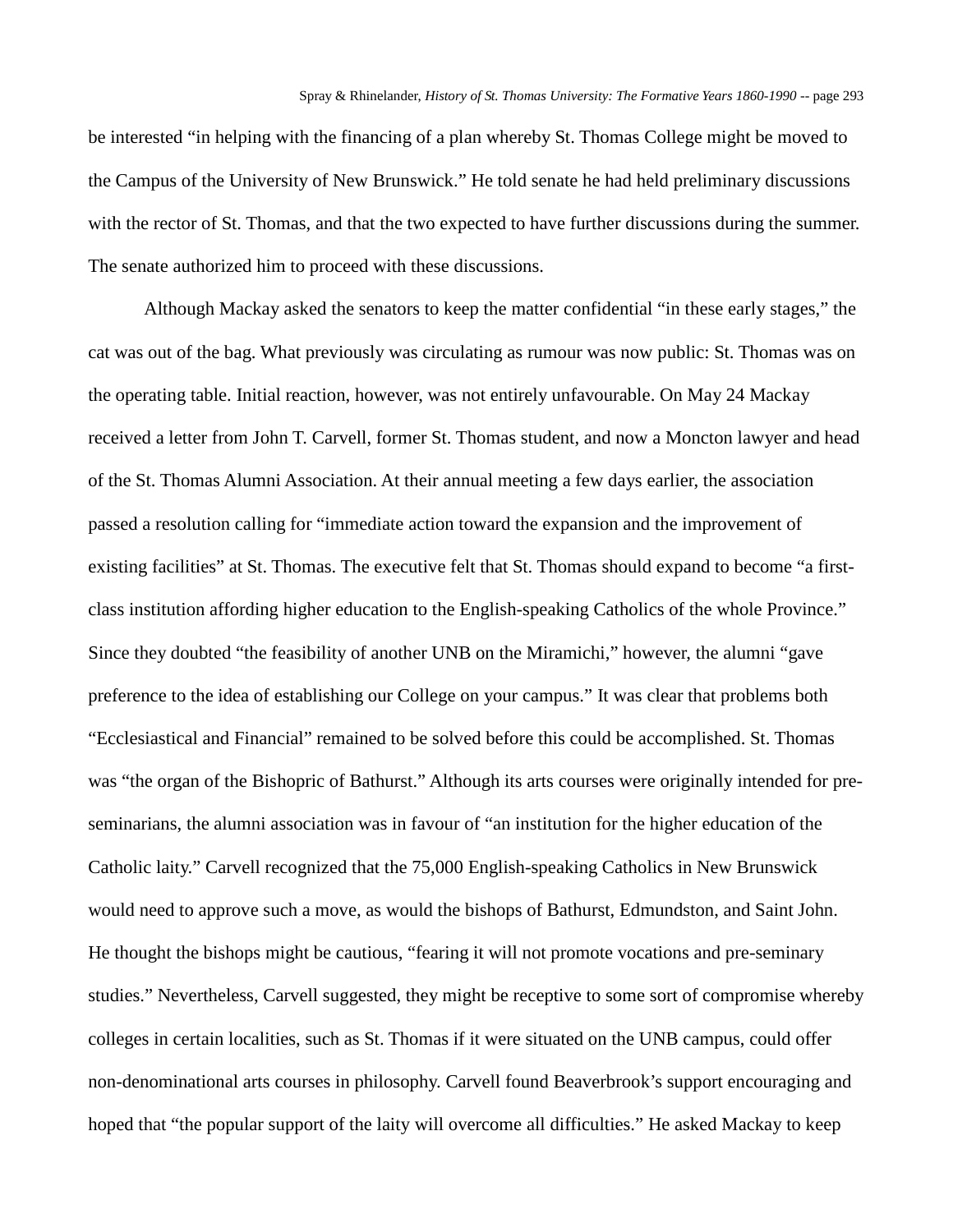be interested "in helping with the financing of a plan whereby St. Thomas College might be moved to the Campus of the University of New Brunswick." He told senate he had held preliminary discussions with the rector of St. Thomas, and that the two expected to have further discussions during the summer. The senate authorized him to proceed with these discussions.

Although Mackay asked the senators to keep the matter confidential "in these early stages," the cat was out of the bag. What previously was circulating as rumour was now public: St. Thomas was on the operating table. Initial reaction, however, was not entirely unfavourable. On May 24 Mackay received a letter from John T. Carvell, former St. Thomas student, and now a Moncton lawyer and head of the St. Thomas Alumni Association. At their annual meeting a few days earlier, the association passed a resolution calling for "immediate action toward the expansion and the improvement of existing facilities" at St. Thomas. The executive felt that St. Thomas should expand to become "a first-class institution affording higher education to the English-speaking Catholics of the whole Province." Since they doubted "the feasibility of another UNB on the Miramichi," however, the alumni "gave preference to the idea of establishing our College on your campus." It was clear that problems both "Ecclesiastical and Financial" remained to be solved before this could be accomplished. St. Thomas was "the organ of the Bishopric of Bathurst." Although its arts courses were originally intended for pre-seminarians, the alumni association was in favour of "an institution for the higher education of the Catholic laity." Carvell recognized that the 75,000 English-speaking Catholics in New Brunswick would need to approve such a move, as would the bishops of Bathurst, Edmundston, and Saint John. He thought the bishops might be cautious, "fearing it will not promote vocations and pre-seminary studies." Nevertheless, Carvell suggested, they might be receptive to some sort of compromise whereby colleges in certain localities, such as St. Thomas if it were situated on the UNB campus, could offer non-denominational arts courses in philosophy. Carvell found Beaverbrook's support encouraging and hoped that "the popular support of the laity will overcome all difficulties." He asked Mackay to keep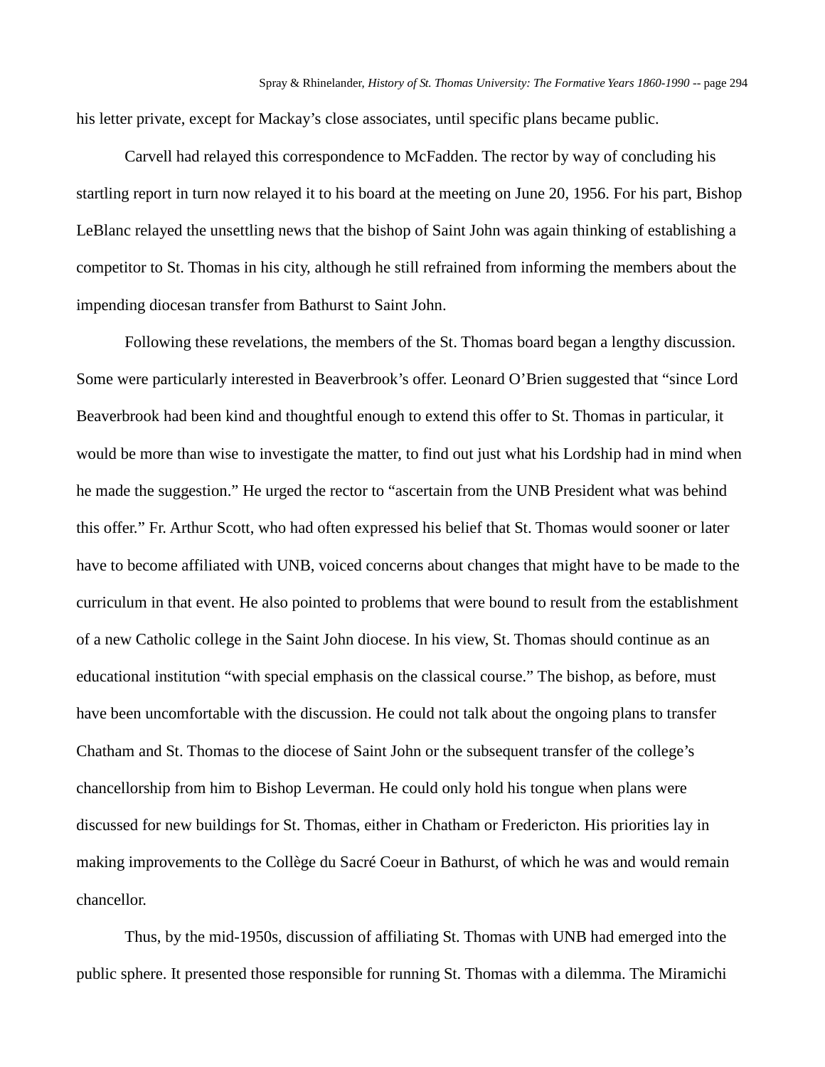his letter private, except for Mackay's close associates, until specific plans became public.

Carvell had relayed this correspondence to McFadden. The rector by way of concluding his startling report in turn now relayed it to his board at the meeting on June 20, 1956. For his part, Bishop LeBlanc relayed the unsettling news that the bishop of Saint John was again thinking of establishing a competitor to St. Thomas in his city, although he still refrained from informing the members about the impending diocesan transfer from Bathurst to Saint John.

Following these revelations, the members of the St. Thomas board began a lengthy discussion. Some were particularly interested in Beaverbrook's offer. Leonard O'Brien suggested that "since Lord Beaverbrook had been kind and thoughtful enough to extend this offer to St. Thomas in particular, it would be more than wise to investigate the matter, to find out just what his Lordship had in mind when he made the suggestion." He urged the rector to "ascertain from the UNB President what was behind this offer." Fr. Arthur Scott, who had often expressed his belief that St. Thomas would sooner or later have to become affiliated with UNB, voiced concerns about changes that might have to be made to the curriculum in that event. He also pointed to problems that were bound to result from the establishment of a new Catholic college in the Saint John diocese. In his view, St. Thomas should continue as an educational institution "with special emphasis on the classical course." The bishop, as before, must have been uncomfortable with the discussion. He could not talk about the ongoing plans to transfer Chatham and St. Thomas to the diocese of Saint John or the subsequent transfer of the college's chancellorship from him to Bishop Leverman. He could only hold his tongue when plans were discussed for new buildings for St. Thomas, either in Chatham or Fredericton. His priorities lay in making improvements to the Collège du Sacré Coeur in Bathurst, of which he was and would remain chancellor.

Thus, by the mid-1950s, discussion of affiliating St. Thomas with UNB had emerged into the public sphere. It presented those responsible for running St. Thomas with a dilemma. The Miramichi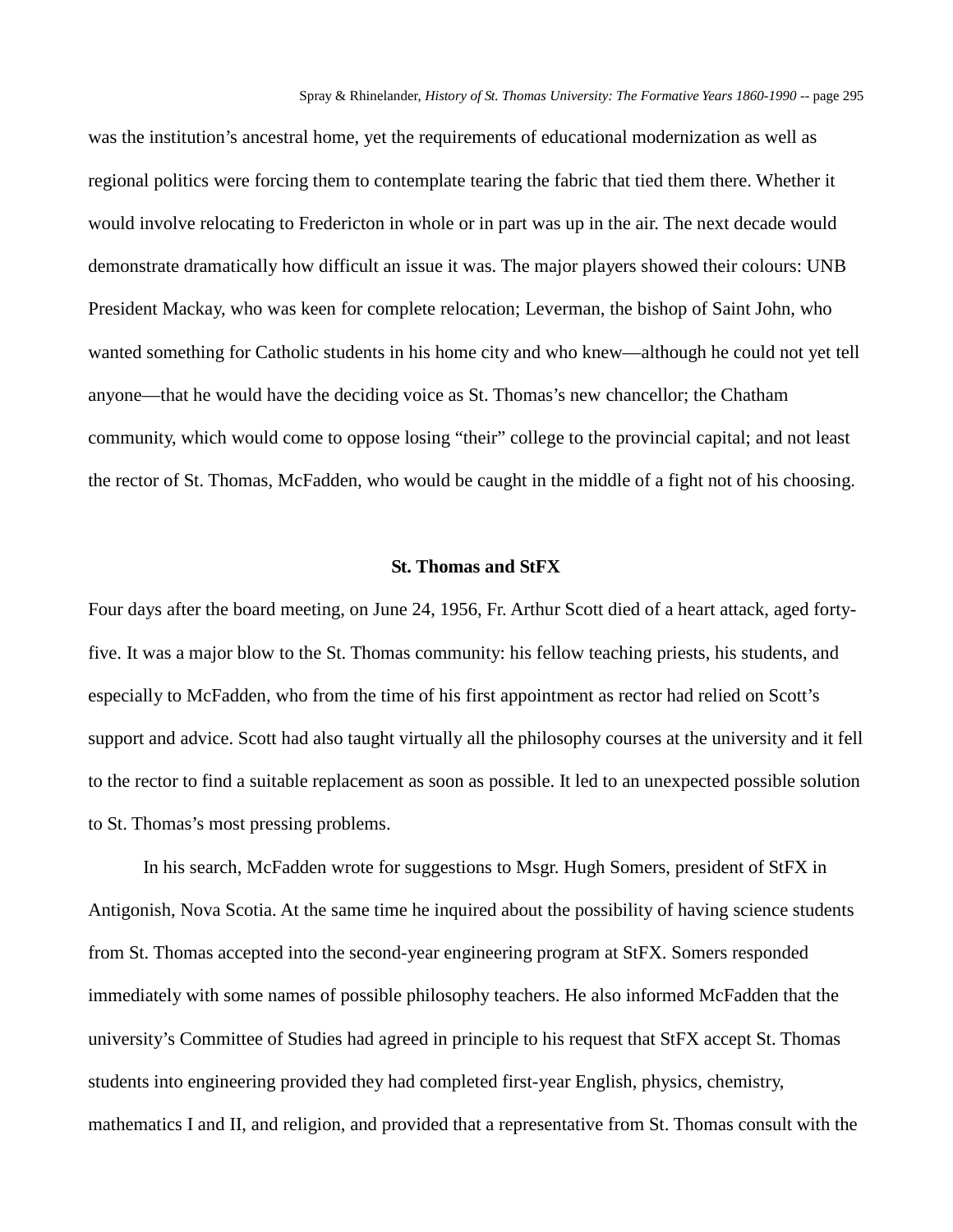was the institution's ancestral home, yet the requirements of educational modernization as well as regional politics were forcing them to contemplate tearing the fabric that tied them there. Whether it would involve relocating to Fredericton in whole or in part was up in the air. The next decade would demonstrate dramatically how difficult an issue it was. The major players showed their colours: UNB President Mackay, who was keen for complete relocation; Leverman, the bishop of Saint John, who wanted something for Catholic students in his home city and who knew—although he could not yet tell anyone—that he would have the deciding voice as St. Thomas's new chancellor; the Chatham community, which would come to oppose losing "their" college to the provincial capital; and not least the rector of St. Thomas, McFadden, who would be caught in the middle of a fight not of his choosing.

### St. Thomas and StFX

Four days after the board meeting, on June 24, 1956, Fr. Arthur Scott died of a heart attack, aged forty-five. It was a major blow to the St. Thomas community: his fellow teaching priests, his students, and especially to McFadden, who from the time of his first appointment as rector had relied on Scott's support and advice. Scott had also taught virtually all the philosophy courses at the university and it fell to the rector to find a suitable replacement as soon as possible. It led to an unexpected possible solution to St. Thomas's most pressing problems.

In his search, McFadden wrote for suggestions to Msgr. Hugh Somers, president of StFX in Antigonish, Nova Scotia. At the same time he inquired about the possibility of having science students from St. Thomas accepted into the second-year engineering program at StFX. Somers responded immediately with some names of possible philosophy teachers. He also informed McFadden that the university's Committee of Studies had agreed in principle to his request that StFX accept St. Thomas students into engineering provided they had completed first-year English, physics, chemistry, mathematics I and II, and religion, and provided that a representative from St. Thomas consult with the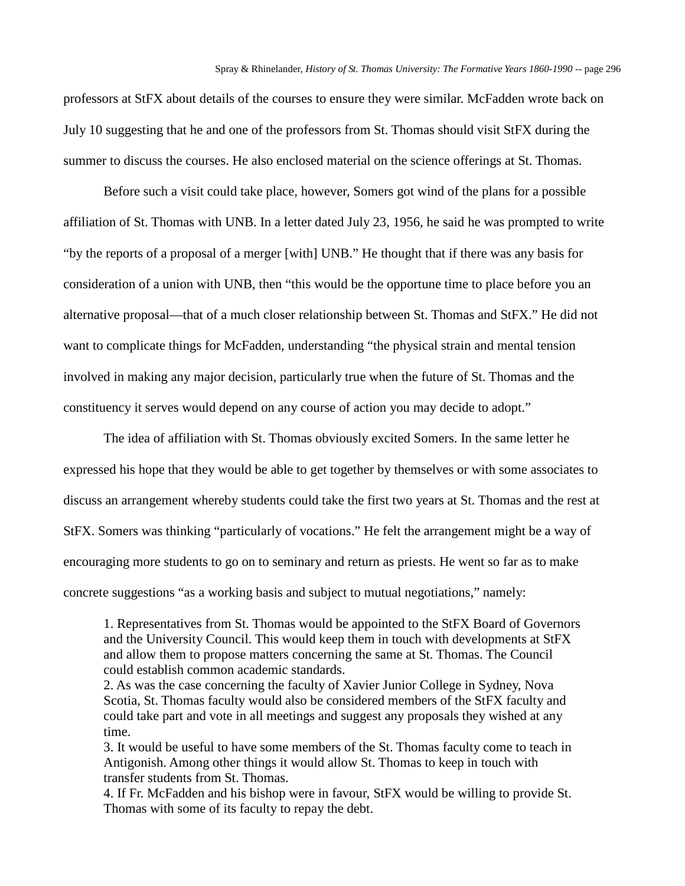professors at StFX about details of the courses to ensure they were similar. McFadden wrote back on July 10 suggesting that he and one of the professors from St. Thomas should visit StFX during the summer to discuss the courses. He also enclosed material on the science offerings at St. Thomas.

Before such a visit could take place, however, Somers got wind of the plans for a possible affiliation of St. Thomas with UNB. In a letter dated July 23, 1956, he said he was prompted to write "by the reports of a proposal of a merger [with] UNB." He thought that if there was any basis for consideration of a union with UNB, then "this would be the opportune time to place before you an alternative proposal—that of a much closer relationship between St. Thomas and StFX." He did not want to complicate things for McFadden, understanding "the physical strain and mental tension involved in making any major decision, particularly true when the future of St. Thomas and the constituency it serves would depend on any course of action you may decide to adopt."

The idea of affiliation with St. Thomas obviously excited Somers. In the same letter he expressed his hope that they would be able to get together by themselves or with some associates to discuss an arrangement whereby students could take the first two years at St. Thomas and the rest at StFX. Somers was thinking "particularly of vocations." He felt the arrangement might be a way of encouraging more students to go on to seminary and return as priests. He went so far as to make concrete suggestions "as a working basis and subject to mutual negotiations," namely:

> 1. Representatives from St. Thomas would be appointed to the StFX Board of Governors and the University Council. This would keep them in touch with developments at StFX and allow them to propose matters concerning the same at St. Thomas. The Council could establish common academic standards.
> 2. As was the case concerning the faculty of Xavier Junior College in Sydney, Nova Scotia, St. Thomas faculty would also be considered members of the StFX faculty and could take part and vote in all meetings and suggest any proposals they wished at any time.
> 3. It would be useful to have some members of the St. Thomas faculty come to teach in Antigonish. Among other things it would allow St. Thomas to keep in touch with transfer students from St. Thomas.
> 4. If Fr. McFadden and his bishop were in favour, StFX would be willing to provide St. Thomas with some of its faculty to repay the debt.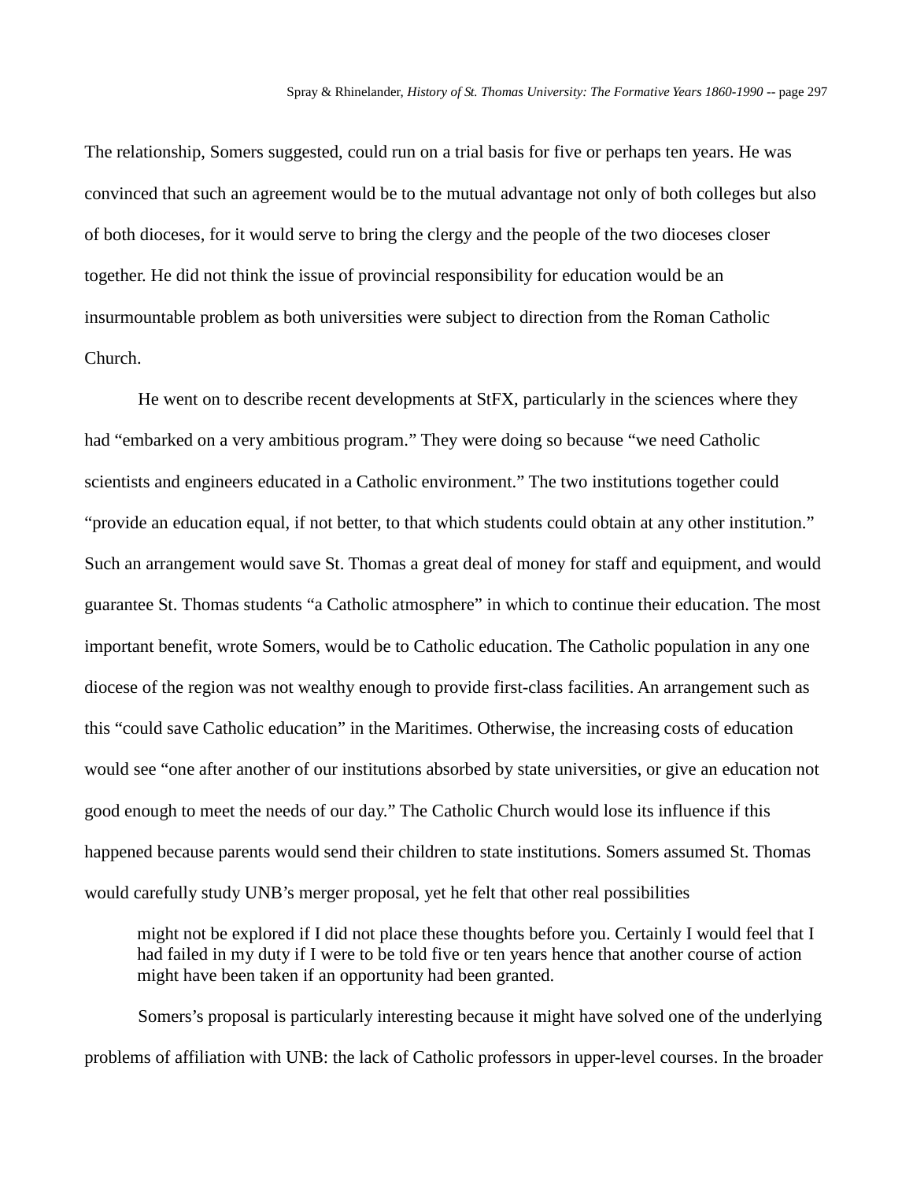The relationship, Somers suggested, could run on a trial basis for five or perhaps ten years. He was convinced that such an agreement would be to the mutual advantage not only of both colleges but also of both dioceses, for it would serve to bring the clergy and the people of the two dioceses closer together. He did not think the issue of provincial responsibility for education would be an insurmountable problem as both universities were subject to direction from the Roman Catholic Church.

He went on to describe recent developments at StFX, particularly in the sciences where they had "embarked on a very ambitious program." They were doing so because "we need Catholic scientists and engineers educated in a Catholic environment." The two institutions together could "provide an education equal, if not better, to that which students could obtain at any other institution." Such an arrangement would save St. Thomas a great deal of money for staff and equipment, and would guarantee St. Thomas students "a Catholic atmosphere" in which to continue their education. The most important benefit, wrote Somers, would be to Catholic education. The Catholic population in any one diocese of the region was not wealthy enough to provide first-class facilities. An arrangement such as this "could save Catholic education" in the Maritimes. Otherwise, the increasing costs of education would see "one after another of our institutions absorbed by state universities, or give an education not good enough to meet the needs of our day." The Catholic Church would lose its influence if this happened because parents would send their children to state institutions. Somers assumed St. Thomas would carefully study UNB's merger proposal, yet he felt that other real possibilities

> might not be explored if I did not place these thoughts before you. Certainly I would feel that I had failed in my duty if I were to be told five or ten years hence that another course of action might have been taken if an opportunity had been granted.

Somers's proposal is particularly interesting because it might have solved one of the underlying problems of affiliation with UNB: the lack of Catholic professors in upper-level courses. In the broader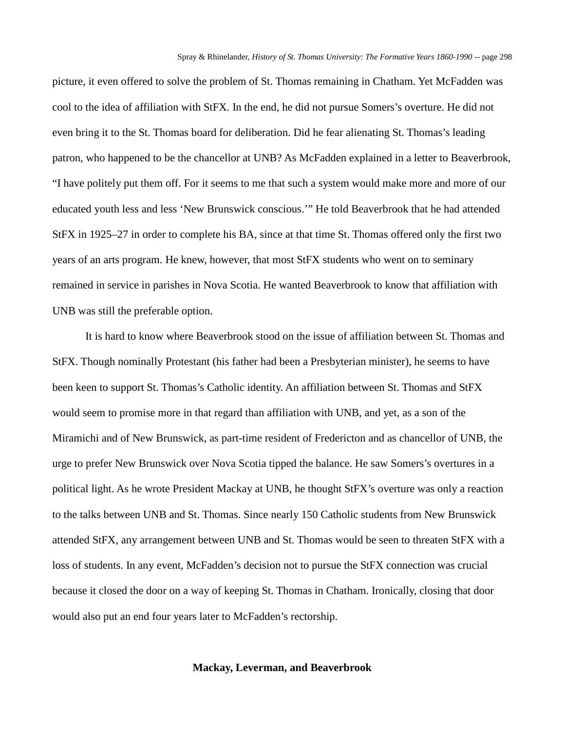picture, it even offered to solve the problem of St. Thomas remaining in Chatham. Yet McFadden was cool to the idea of affiliation with StFX. In the end, he did not pursue Somers's overture. He did not even bring it to the St. Thomas board for deliberation. Did he fear alienating St. Thomas's leading patron, who happened to be the chancellor at UNB? As McFadden explained in a letter to Beaverbrook, "I have politely put them off. For it seems to me that such a system would make more and more of our educated youth less and less 'New Brunswick conscious.'" He told Beaverbrook that he had attended StFX in 1925–27 in order to complete his BA, since at that time St. Thomas offered only the first two years of an arts program. He knew, however, that most StFX students who went on to seminary remained in service in parishes in Nova Scotia. He wanted Beaverbrook to know that affiliation with UNB was still the preferable option.

It is hard to know where Beaverbrook stood on the issue of affiliation between St. Thomas and StFX. Though nominally Protestant (his father had been a Presbyterian minister), he seems to have been keen to support St. Thomas's Catholic identity. An affiliation between St. Thomas and StFX would seem to promise more in that regard than affiliation with UNB, and yet, as a son of the Miramichi and of New Brunswick, as part-time resident of Fredericton and as chancellor of UNB, the urge to prefer New Brunswick over Nova Scotia tipped the balance. He saw Somers's overtures in a political light. As he wrote President Mackay at UNB, he thought StFX's overture was only a reaction to the talks between UNB and St. Thomas. Since nearly 150 Catholic students from New Brunswick attended StFX, any arrangement between UNB and St. Thomas would be seen to threaten StFX with a loss of students. In any event, McFadden's decision not to pursue the StFX connection was crucial because it closed the door on a way of keeping St. Thomas in Chatham. Ironically, closing that door would also put an end four years later to McFadden's rectorship.

## Mackay, Leverman, and Beaverbrook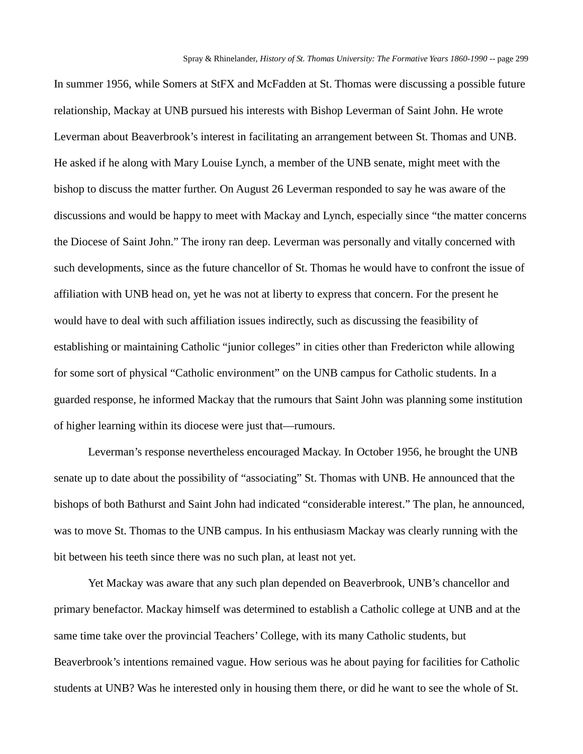In summer 1956, while Somers at StFX and McFadden at St. Thomas were discussing a possible future relationship, Mackay at UNB pursued his interests with Bishop Leverman of Saint John. He wrote Leverman about Beaverbrook's interest in facilitating an arrangement between St. Thomas and UNB. He asked if he along with Mary Louise Lynch, a member of the UNB senate, might meet with the bishop to discuss the matter further. On August 26 Leverman responded to say he was aware of the discussions and would be happy to meet with Mackay and Lynch, especially since "the matter concerns the Diocese of Saint John." The irony ran deep. Leverman was personally and vitally concerned with such developments, since as the future chancellor of St. Thomas he would have to confront the issue of affiliation with UNB head on, yet he was not at liberty to express that concern. For the present he would have to deal with such affiliation issues indirectly, such as discussing the feasibility of establishing or maintaining Catholic "junior colleges" in cities other than Fredericton while allowing for some sort of physical "Catholic environment" on the UNB campus for Catholic students. In a guarded response, he informed Mackay that the rumours that Saint John was planning some institution of higher learning within its diocese were just that—rumours.

Leverman's response nevertheless encouraged Mackay. In October 1956, he brought the UNB senate up to date about the possibility of "associating" St. Thomas with UNB. He announced that the bishops of both Bathurst and Saint John had indicated "considerable interest." The plan, he announced, was to move St. Thomas to the UNB campus. In his enthusiasm Mackay was clearly running with the bit between his teeth since there was no such plan, at least not yet.

Yet Mackay was aware that any such plan depended on Beaverbrook, UNB's chancellor and primary benefactor. Mackay himself was determined to establish a Catholic college at UNB and at the same time take over the provincial Teachers' College, with its many Catholic students, but Beaverbrook's intentions remained vague. How serious was he about paying for facilities for Catholic students at UNB? Was he interested only in housing them there, or did he want to see the whole of St.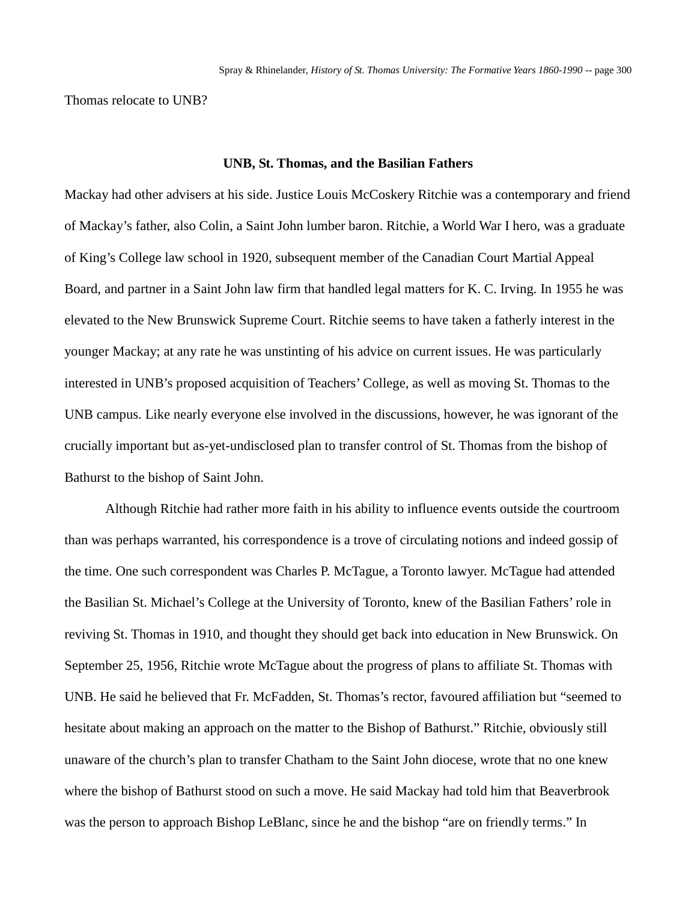Thomas relocate to UNB?

## UNB, St. Thomas, and the Basilian Fathers

Mackay had other advisers at his side. Justice Louis McCoskery Ritchie was a contemporary and friend of Mackay's father, also Colin, a Saint John lumber baron. Ritchie, a World War I hero, was a graduate of King's College law school in 1920, subsequent member of the Canadian Court Martial Appeal Board, and partner in a Saint John law firm that handled legal matters for K. C. Irving. In 1955 he was elevated to the New Brunswick Supreme Court. Ritchie seems to have taken a fatherly interest in the younger Mackay; at any rate he was unstinting of his advice on current issues. He was particularly interested in UNB's proposed acquisition of Teachers' College, as well as moving St. Thomas to the UNB campus. Like nearly everyone else involved in the discussions, however, he was ignorant of the crucially important but as-yet-undisclosed plan to transfer control of St. Thomas from the bishop of Bathurst to the bishop of Saint John.

Although Ritchie had rather more faith in his ability to influence events outside the courtroom than was perhaps warranted, his correspondence is a trove of circulating notions and indeed gossip of the time. One such correspondent was Charles P. McTague, a Toronto lawyer. McTague had attended the Basilian St. Michael's College at the University of Toronto, knew of the Basilian Fathers' role in reviving St. Thomas in 1910, and thought they should get back into education in New Brunswick. On September 25, 1956, Ritchie wrote McTague about the progress of plans to affiliate St. Thomas with UNB. He said he believed that Fr. McFadden, St. Thomas's rector, favoured affiliation but "seemed to hesitate about making an approach on the matter to the Bishop of Bathurst." Ritchie, obviously still unaware of the church's plan to transfer Chatham to the Saint John diocese, wrote that no one knew where the bishop of Bathurst stood on such a move. He said Mackay had told him that Beaverbrook was the person to approach Bishop LeBlanc, since he and the bishop "are on friendly terms." In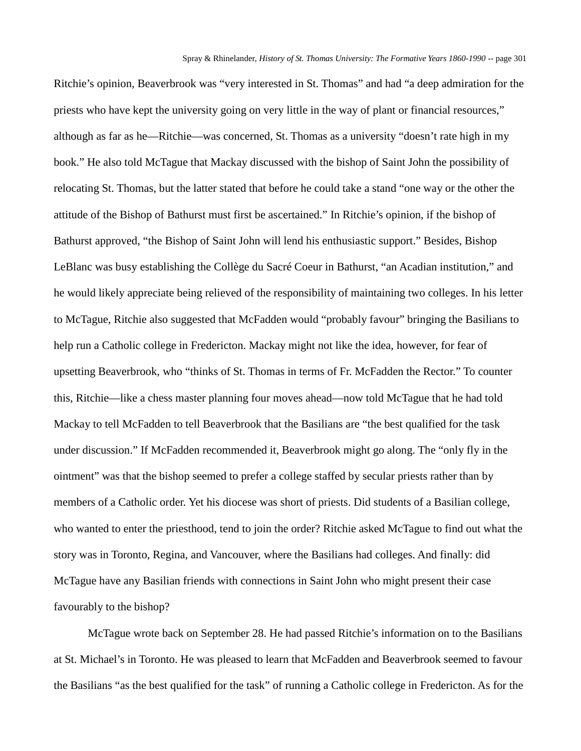Ritchie's opinion, Beaverbrook was "very interested in St. Thomas" and had "a deep admiration for the priests who have kept the university going on very little in the way of plant or financial resources," although as far as he—Ritchie—was concerned, St. Thomas as a university "doesn't rate high in my book." He also told McTague that Mackay discussed with the bishop of Saint John the possibility of relocating St. Thomas, but the latter stated that before he could take a stand "one way or the other the attitude of the Bishop of Bathurst must first be ascertained." In Ritchie's opinion, if the bishop of Bathurst approved, "the Bishop of Saint John will lend his enthusiastic support." Besides, Bishop LeBlanc was busy establishing the Collège du Sacré Coeur in Bathurst, "an Acadian institution," and he would likely appreciate being relieved of the responsibility of maintaining two colleges. In his letter to McTague, Ritchie also suggested that McFadden would "probably favour" bringing the Basilians to help run a Catholic college in Fredericton. Mackay might not like the idea, however, for fear of upsetting Beaverbrook, who "thinks of St. Thomas in terms of Fr. McFadden the Rector." To counter this, Ritchie—like a chess master planning four moves ahead—now told McTague that he had told Mackay to tell McFadden to tell Beaverbrook that the Basilians are "the best qualified for the task under discussion." If McFadden recommended it, Beaverbrook might go along. The "only fly in the ointment" was that the bishop seemed to prefer a college staffed by secular priests rather than by members of a Catholic order. Yet his diocese was short of priests. Did students of a Basilian college, who wanted to enter the priesthood, tend to join the order? Ritchie asked McTague to find out what the story was in Toronto, Regina, and Vancouver, where the Basilians had colleges. And finally: did McTague have any Basilian friends with connections in Saint John who might present their case favourably to the bishop?

McTague wrote back on September 28. He had passed Ritchie's information on to the Basilians at St. Michael's in Toronto. He was pleased to learn that McFadden and Beaverbrook seemed to favour the Basilians "as the best qualified for the task" of running a Catholic college in Fredericton. As for the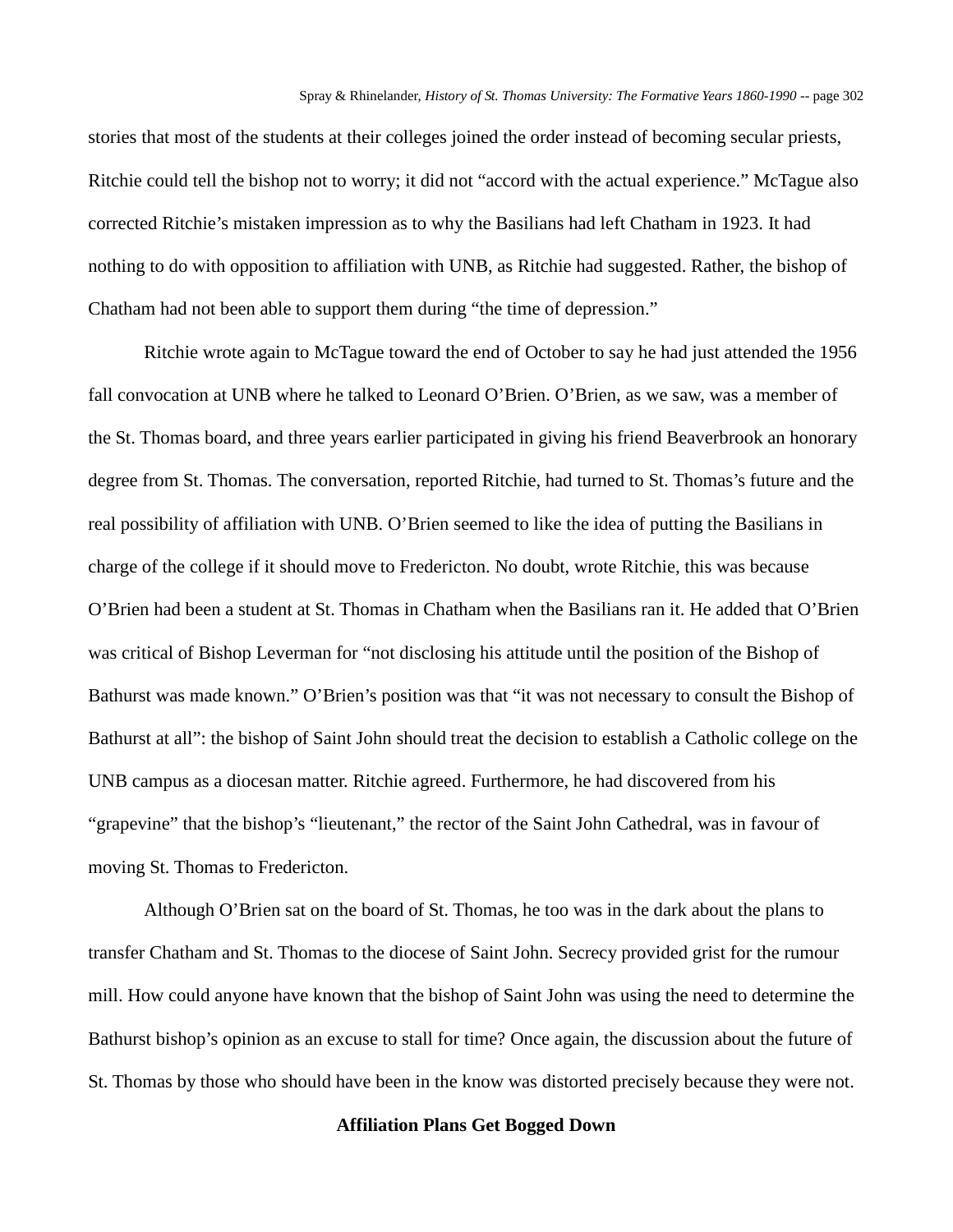stories that most of the students at their colleges joined the order instead of becoming secular priests, Ritchie could tell the bishop not to worry; it did not "accord with the actual experience." McTague also corrected Ritchie's mistaken impression as to why the Basilians had left Chatham in 1923. It had nothing to do with opposition to affiliation with UNB, as Ritchie had suggested. Rather, the bishop of Chatham had not been able to support them during "the time of depression."

Ritchie wrote again to McTague toward the end of October to say he had just attended the 1956 fall convocation at UNB where he talked to Leonard O'Brien. O'Brien, as we saw, was a member of the St. Thomas board, and three years earlier participated in giving his friend Beaverbrook an honorary degree from St. Thomas. The conversation, reported Ritchie, had turned to St. Thomas's future and the real possibility of affiliation with UNB. O'Brien seemed to like the idea of putting the Basilians in charge of the college if it should move to Fredericton. No doubt, wrote Ritchie, this was because O'Brien had been a student at St. Thomas in Chatham when the Basilians ran it. He added that O'Brien was critical of Bishop Leverman for "not disclosing his attitude until the position of the Bishop of Bathurst was made known." O'Brien's position was that "it was not necessary to consult the Bishop of Bathurst at all": the bishop of Saint John should treat the decision to establish a Catholic college on the UNB campus as a diocesan matter. Ritchie agreed. Furthermore, he had discovered from his "grapevine" that the bishop's "lieutenant," the rector of the Saint John Cathedral, was in favour of moving St. Thomas to Fredericton.

Although O'Brien sat on the board of St. Thomas, he too was in the dark about the plans to transfer Chatham and St. Thomas to the diocese of Saint John. Secrecy provided grist for the rumour mill. How could anyone have known that the bishop of Saint John was using the need to determine the Bathurst bishop's opinion as an excuse to stall for time? Once again, the discussion about the future of St. Thomas by those who should have been in the know was distorted precisely because they were not.

## Affiliation Plans Get Bogged Down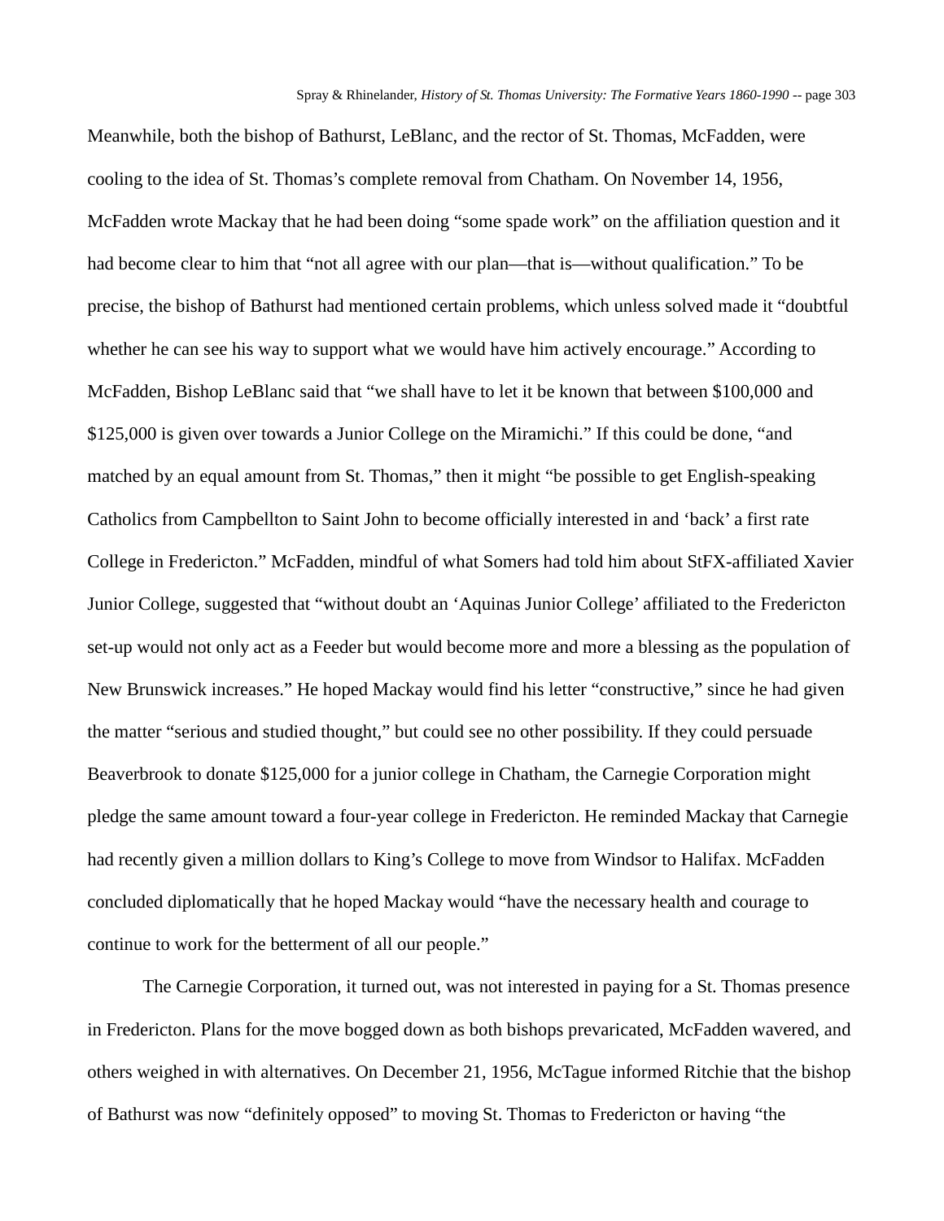Meanwhile, both the bishop of Bathurst, LeBlanc, and the rector of St. Thomas, McFadden, were cooling to the idea of St. Thomas's complete removal from Chatham. On November 14, 1956, McFadden wrote Mackay that he had been doing "some spade work" on the affiliation question and it had become clear to him that "not all agree with our plan—that is—without qualification." To be precise, the bishop of Bathurst had mentioned certain problems, which unless solved made it "doubtful whether he can see his way to support what we would have him actively encourage." According to McFadden, Bishop LeBlanc said that "we shall have to let it be known that between $100,000 and $125,000 is given over towards a Junior College on the Miramichi." If this could be done, "and matched by an equal amount from St. Thomas," then it might "be possible to get English-speaking Catholics from Campbellton to Saint John to become officially interested in and 'back' a first rate College in Fredericton." McFadden, mindful of what Somers had told him about StFX-affiliated Xavier Junior College, suggested that "without doubt an 'Aquinas Junior College' affiliated to the Fredericton set-up would not only act as a Feeder but would become more and more a blessing as the population of New Brunswick increases." He hoped Mackay would find his letter "constructive," since he had given the matter "serious and studied thought," but could see no other possibility. If they could persuade Beaverbrook to donate $125,000 for a junior college in Chatham, the Carnegie Corporation might pledge the same amount toward a four-year college in Fredericton. He reminded Mackay that Carnegie had recently given a million dollars to King's College to move from Windsor to Halifax. McFadden concluded diplomatically that he hoped Mackay would "have the necessary health and courage to continue to work for the betterment of all our people."

The Carnegie Corporation, it turned out, was not interested in paying for a St. Thomas presence in Fredericton. Plans for the move bogged down as both bishops prevaricated, McFadden wavered, and others weighed in with alternatives. On December 21, 1956, McTague informed Ritchie that the bishop of Bathurst was now "definitely opposed" to moving St. Thomas to Fredericton or having "the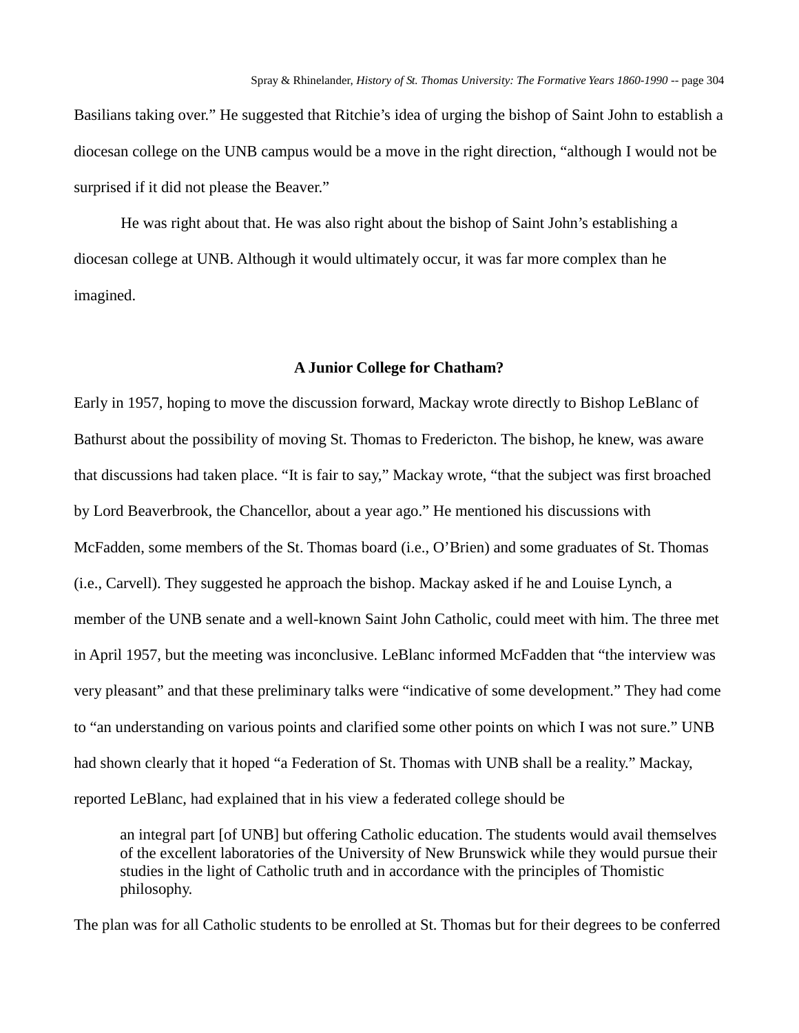Basilians taking over." He suggested that Ritchie's idea of urging the bishop of Saint John to establish a diocesan college on the UNB campus would be a move in the right direction, "although I would not be surprised if it did not please the Beaver."

He was right about that. He was also right about the bishop of Saint John's establishing a diocesan college at UNB. Although it would ultimately occur, it was far more complex than he imagined.

## A Junior College for Chatham?

Early in 1957, hoping to move the discussion forward, Mackay wrote directly to Bishop LeBlanc of Bathurst about the possibility of moving St. Thomas to Fredericton. The bishop, he knew, was aware that discussions had taken place. "It is fair to say," Mackay wrote, "that the subject was first broached by Lord Beaverbrook, the Chancellor, about a year ago." He mentioned his discussions with McFadden, some members of the St. Thomas board (i.e., O'Brien) and some graduates of St. Thomas (i.e., Carvell). They suggested he approach the bishop. Mackay asked if he and Louise Lynch, a member of the UNB senate and a well-known Saint John Catholic, could meet with him. The three met in April 1957, but the meeting was inconclusive. LeBlanc informed McFadden that "the interview was very pleasant" and that these preliminary talks were "indicative of some development." They had come to "an understanding on various points and clarified some other points on which I was not sure." UNB had shown clearly that it hoped "a Federation of St. Thomas with UNB shall be a reality." Mackay, reported LeBlanc, had explained that in his view a federated college should be

> an integral part [of UNB] but offering Catholic education. The students would avail themselves of the excellent laboratories of the University of New Brunswick while they would pursue their studies in the light of Catholic truth and in accordance with the principles of Thomistic philosophy.

The plan was for all Catholic students to be enrolled at St. Thomas but for their degrees to be conferred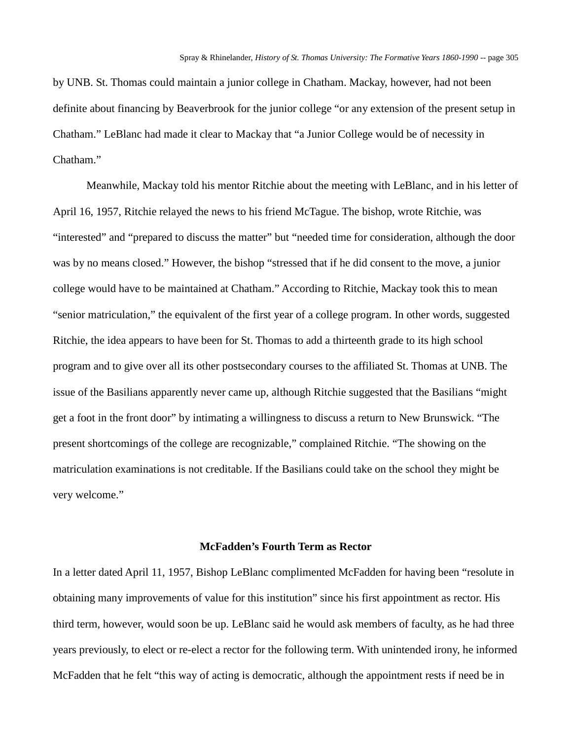by UNB. St. Thomas could maintain a junior college in Chatham. Mackay, however, had not been definite about financing by Beaverbrook for the junior college "or any extension of the present setup in Chatham." LeBlanc had made it clear to Mackay that "a Junior College would be of necessity in Chatham."

Meanwhile, Mackay told his mentor Ritchie about the meeting with LeBlanc, and in his letter of April 16, 1957, Ritchie relayed the news to his friend McTague. The bishop, wrote Ritchie, was "interested" and "prepared to discuss the matter" but "needed time for consideration, although the door was by no means closed." However, the bishop "stressed that if he did consent to the move, a junior college would have to be maintained at Chatham." According to Ritchie, Mackay took this to mean "senior matriculation," the equivalent of the first year of a college program. In other words, suggested Ritchie, the idea appears to have been for St. Thomas to add a thirteenth grade to its high school program and to give over all its other postsecondary courses to the affiliated St. Thomas at UNB. The issue of the Basilians apparently never came up, although Ritchie suggested that the Basilians "might get a foot in the front door" by intimating a willingness to discuss a return to New Brunswick. "The present shortcomings of the college are recognizable," complained Ritchie. "The showing on the matriculation examinations is not creditable. If the Basilians could take on the school they might be very welcome."

## McFadden's Fourth Term as Rector

In a letter dated April 11, 1957, Bishop LeBlanc complimented McFadden for having been "resolute in obtaining many improvements of value for this institution" since his first appointment as rector. His third term, however, would soon be up. LeBlanc said he would ask members of faculty, as he had three years previously, to elect or re-elect a rector for the following term. With unintended irony, he informed McFadden that he felt "this way of acting is democratic, although the appointment rests if need be in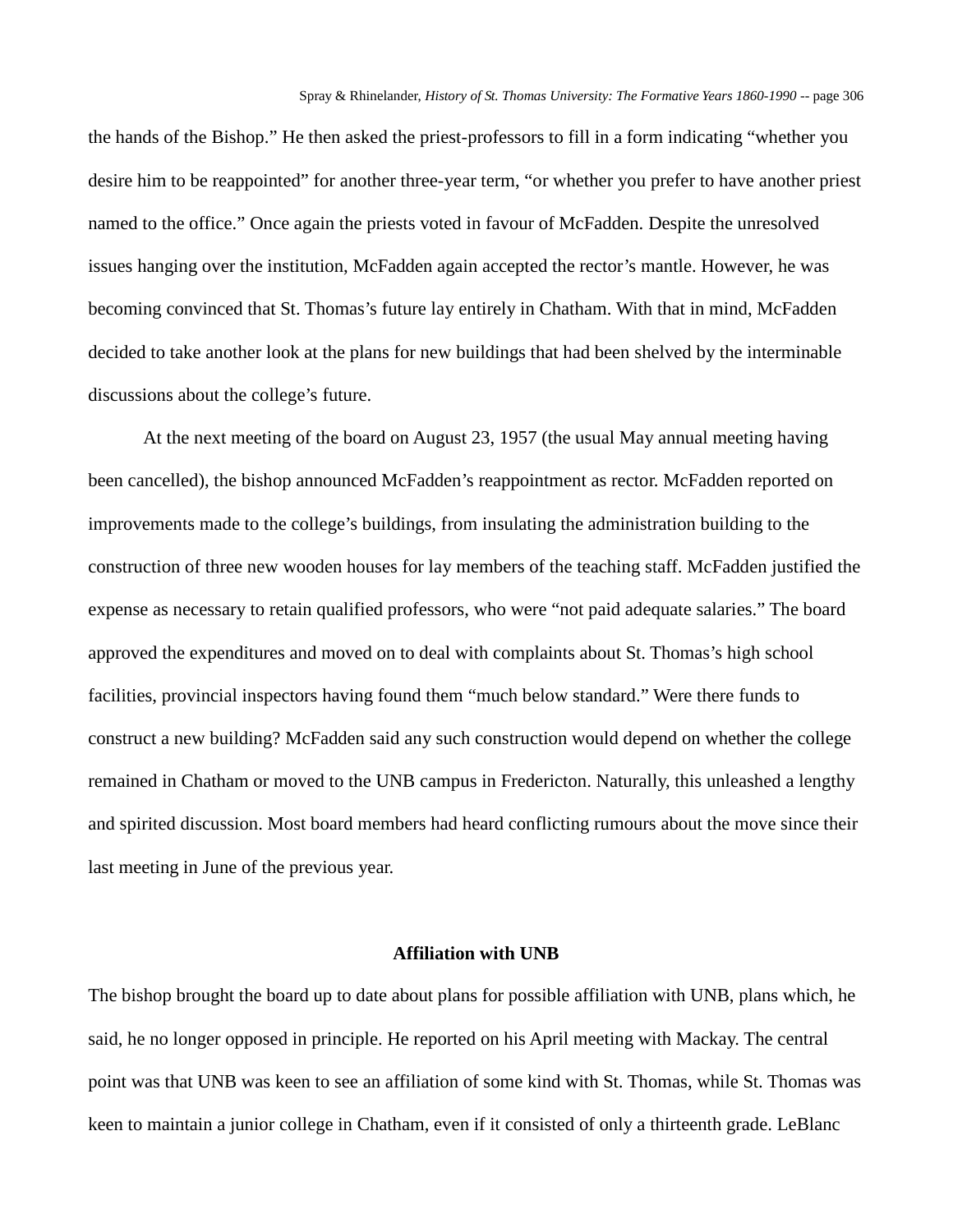the hands of the Bishop." He then asked the priest-professors to fill in a form indicating "whether you desire him to be reappointed" for another three-year term, "or whether you prefer to have another priest named to the office." Once again the priests voted in favour of McFadden. Despite the unresolved issues hanging over the institution, McFadden again accepted the rector's mantle. However, he was becoming convinced that St. Thomas's future lay entirely in Chatham. With that in mind, McFadden decided to take another look at the plans for new buildings that had been shelved by the interminable discussions about the college's future.

At the next meeting of the board on August 23, 1957 (the usual May annual meeting having been cancelled), the bishop announced McFadden's reappointment as rector. McFadden reported on improvements made to the college's buildings, from insulating the administration building to the construction of three new wooden houses for lay members of the teaching staff. McFadden justified the expense as necessary to retain qualified professors, who were "not paid adequate salaries." The board approved the expenditures and moved on to deal with complaints about St. Thomas's high school facilities, provincial inspectors having found them "much below standard." Were there funds to construct a new building? McFadden said any such construction would depend on whether the college remained in Chatham or moved to the UNB campus in Fredericton. Naturally, this unleashed a lengthy and spirited discussion. Most board members had heard conflicting rumours about the move since their last meeting in June of the previous year.

## Affiliation with UNB

The bishop brought the board up to date about plans for possible affiliation with UNB, plans which, he said, he no longer opposed in principle. He reported on his April meeting with Mackay. The central point was that UNB was keen to see an affiliation of some kind with St. Thomas, while St. Thomas was keen to maintain a junior college in Chatham, even if it consisted of only a thirteenth grade. LeBlanc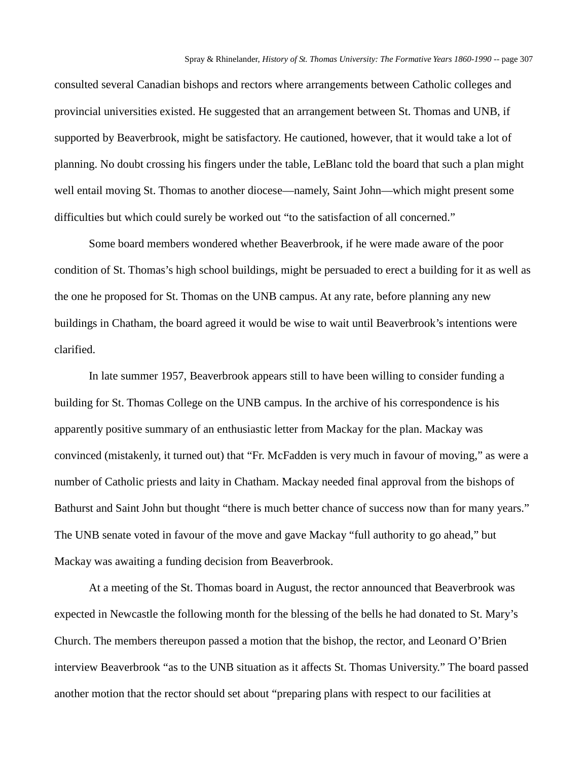consulted several Canadian bishops and rectors where arrangements between Catholic colleges and provincial universities existed. He suggested that an arrangement between St. Thomas and UNB, if supported by Beaverbrook, might be satisfactory. He cautioned, however, that it would take a lot of planning. No doubt crossing his fingers under the table, LeBlanc told the board that such a plan might well entail moving St. Thomas to another diocese—namely, Saint John—which might present some difficulties but which could surely be worked out "to the satisfaction of all concerned."

Some board members wondered whether Beaverbrook, if he were made aware of the poor condition of St. Thomas's high school buildings, might be persuaded to erect a building for it as well as the one he proposed for St. Thomas on the UNB campus. At any rate, before planning any new buildings in Chatham, the board agreed it would be wise to wait until Beaverbrook's intentions were clarified.

In late summer 1957, Beaverbrook appears still to have been willing to consider funding a building for St. Thomas College on the UNB campus. In the archive of his correspondence is his apparently positive summary of an enthusiastic letter from Mackay for the plan. Mackay was convinced (mistakenly, it turned out) that "Fr. McFadden is very much in favour of moving," as were a number of Catholic priests and laity in Chatham. Mackay needed final approval from the bishops of Bathurst and Saint John but thought "there is much better chance of success now than for many years." The UNB senate voted in favour of the move and gave Mackay "full authority to go ahead," but Mackay was awaiting a funding decision from Beaverbrook.

At a meeting of the St. Thomas board in August, the rector announced that Beaverbrook was expected in Newcastle the following month for the blessing of the bells he had donated to St. Mary's Church. The members thereupon passed a motion that the bishop, the rector, and Leonard O'Brien interview Beaverbrook "as to the UNB situation as it affects St. Thomas University." The board passed another motion that the rector should set about "preparing plans with respect to our facilities at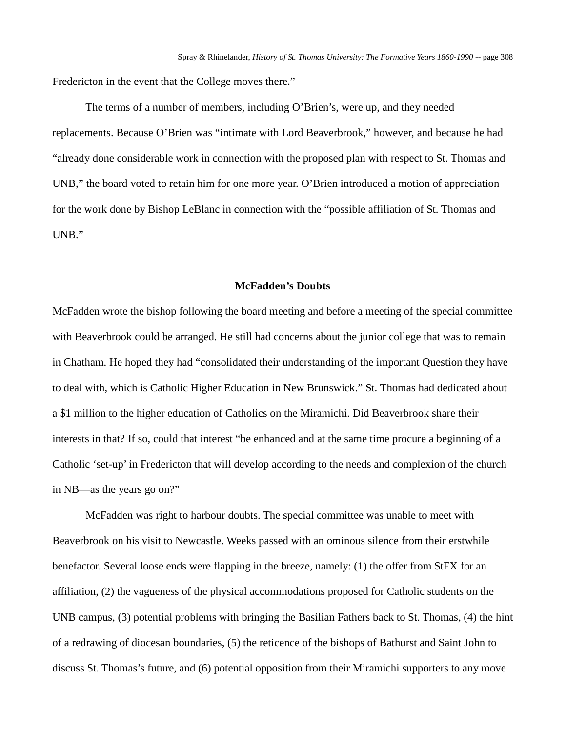Fredericton in the event that the College moves there."

The terms of a number of members, including O'Brien's, were up, and they needed replacements. Because O'Brien was "intimate with Lord Beaverbrook," however, and because he had "already done considerable work in connection with the proposed plan with respect to St. Thomas and UNB," the board voted to retain him for one more year. O'Brien introduced a motion of appreciation for the work done by Bishop LeBlanc in connection with the "possible affiliation of St. Thomas and UNB."

### McFadden's Doubts

McFadden wrote the bishop following the board meeting and before a meeting of the special committee with Beaverbrook could be arranged. He still had concerns about the junior college that was to remain in Chatham. He hoped they had "consolidated their understanding of the important Question they have to deal with, which is Catholic Higher Education in New Brunswick." St. Thomas had dedicated about a $1 million to the higher education of Catholics on the Miramichi. Did Beaverbrook share their interests in that? If so, could that interest "be enhanced and at the same time procure a beginning of a Catholic 'set-up' in Fredericton that will develop according to the needs and complexion of the church in NB—as the years go on?"

McFadden was right to harbour doubts. The special committee was unable to meet with Beaverbrook on his visit to Newcastle. Weeks passed with an ominous silence from their erstwhile benefactor. Several loose ends were flapping in the breeze, namely: (1) the offer from StFX for an affiliation, (2) the vagueness of the physical accommodations proposed for Catholic students on the UNB campus, (3) potential problems with bringing the Basilian Fathers back to St. Thomas, (4) the hint of a redrawing of diocesan boundaries, (5) the reticence of the bishops of Bathurst and Saint John to discuss St. Thomas's future, and (6) potential opposition from their Miramichi supporters to any move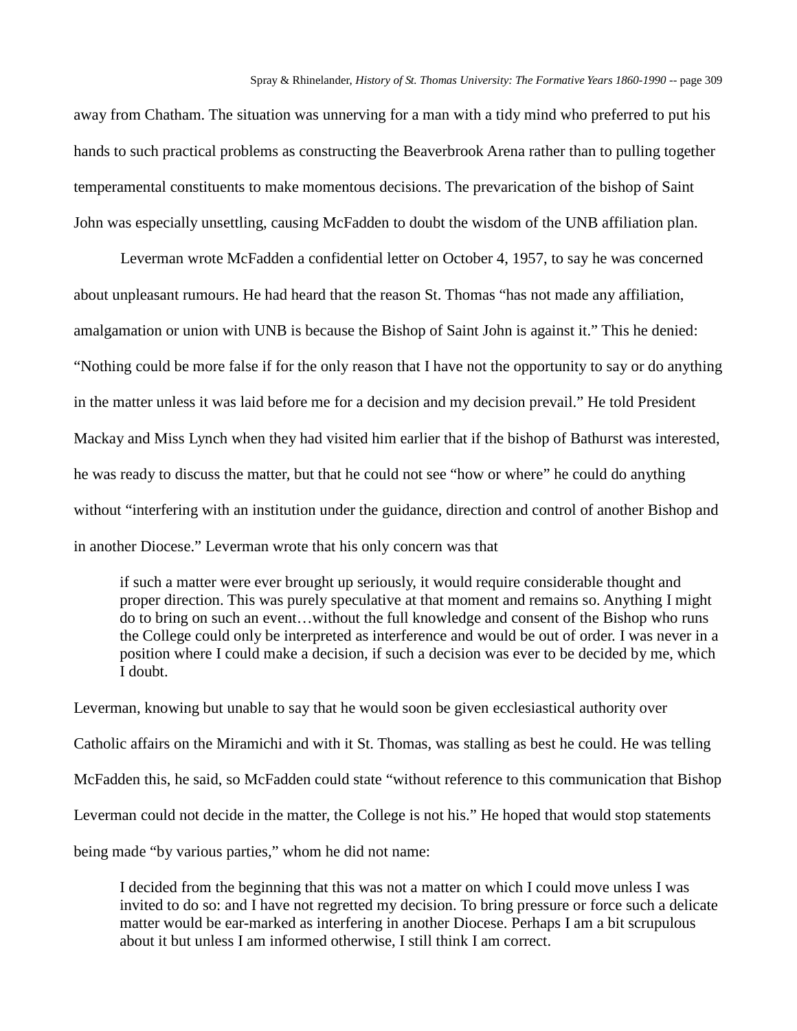away from Chatham. The situation was unnerving for a man with a tidy mind who preferred to put his hands to such practical problems as constructing the Beaverbrook Arena rather than to pulling together temperamental constituents to make momentous decisions. The prevarication of the bishop of Saint John was especially unsettling, causing McFadden to doubt the wisdom of the UNB affiliation plan.

Leverman wrote McFadden a confidential letter on October 4, 1957, to say he was concerned about unpleasant rumours. He had heard that the reason St. Thomas "has not made any affiliation, amalgamation or union with UNB is because the Bishop of Saint John is against it." This he denied: "Nothing could be more false if for the only reason that I have not the opportunity to say or do anything in the matter unless it was laid before me for a decision and my decision prevail." He told President Mackay and Miss Lynch when they had visited him earlier that if the bishop of Bathurst was interested, he was ready to discuss the matter, but that he could not see "how or where" he could do anything without "interfering with an institution under the guidance, direction and control of another Bishop and in another Diocese." Leverman wrote that his only concern was that

> if such a matter were ever brought up seriously, it would require considerable thought and proper direction. This was purely speculative at that moment and remains so. Anything I might do to bring on such an event…without the full knowledge and consent of the Bishop who runs the College could only be interpreted as interference and would be out of order. I was never in a position where I could make a decision, if such a decision was ever to be decided by me, which I doubt.

Leverman, knowing but unable to say that he would soon be given ecclesiastical authority over Catholic affairs on the Miramichi and with it St. Thomas, was stalling as best he could. He was telling McFadden this, he said, so McFadden could state "without reference to this communication that Bishop Leverman could not decide in the matter, the College is not his." He hoped that would stop statements being made "by various parties," whom he did not name:

> I decided from the beginning that this was not a matter on which I could move unless I was invited to do so: and I have not regretted my decision. To bring pressure or force such a delicate matter would be ear-marked as interfering in another Diocese. Perhaps I am a bit scrupulous about it but unless I am informed otherwise, I still think I am correct.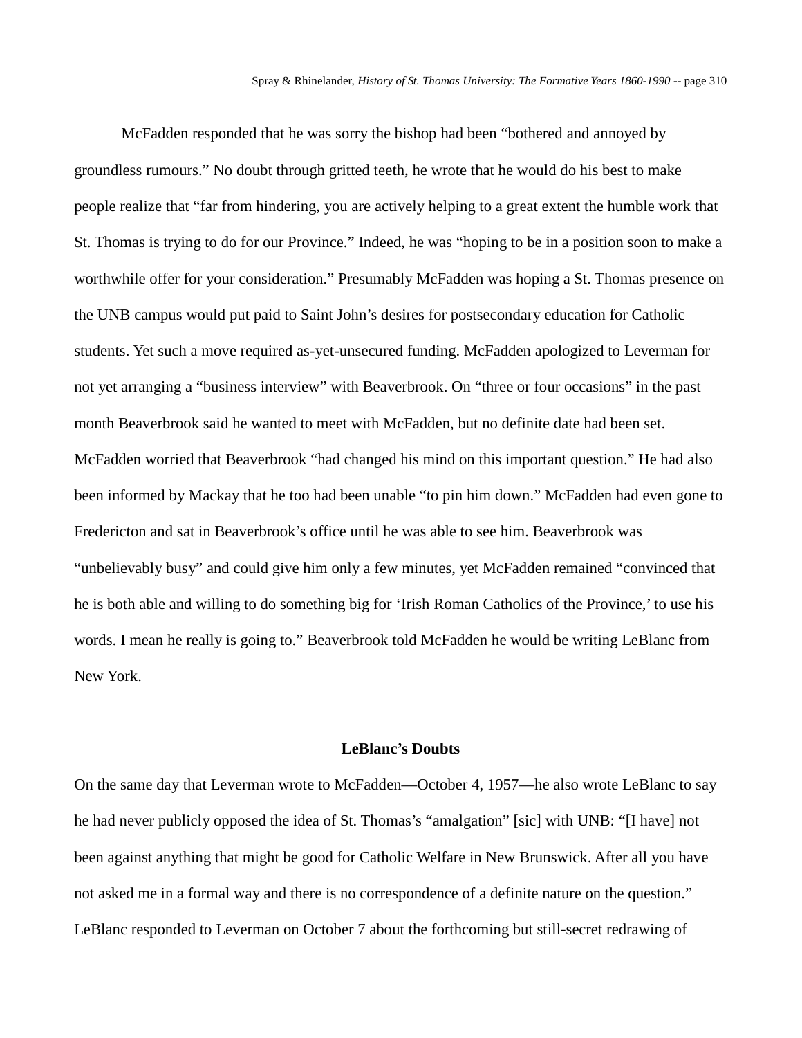McFadden responded that he was sorry the bishop had been "bothered and annoyed by groundless rumours." No doubt through gritted teeth, he wrote that he would do his best to make people realize that "far from hindering, you are actively helping to a great extent the humble work that St. Thomas is trying to do for our Province." Indeed, he was "hoping to be in a position soon to make a worthwhile offer for your consideration." Presumably McFadden was hoping a St. Thomas presence on the UNB campus would put paid to Saint John's desires for postsecondary education for Catholic students. Yet such a move required as-yet-unsecured funding. McFadden apologized to Leverman for not yet arranging a "business interview" with Beaverbrook. On "three or four occasions" in the past month Beaverbrook said he wanted to meet with McFadden, but no definite date had been set. McFadden worried that Beaverbrook "had changed his mind on this important question." He had also been informed by Mackay that he too had been unable "to pin him down." McFadden had even gone to Fredericton and sat in Beaverbrook's office until he was able to see him. Beaverbrook was "unbelievably busy" and could give him only a few minutes, yet McFadden remained "convinced that he is both able and willing to do something big for 'Irish Roman Catholics of the Province,' to use his words. I mean he really is going to." Beaverbrook told McFadden he would be writing LeBlanc from New York.

### LeBlanc's Doubts

On the same day that Leverman wrote to McFadden—October 4, 1957—he also wrote LeBlanc to say he had never publicly opposed the idea of St. Thomas's "amalgation" [sic] with UNB: "[I have] not been against anything that might be good for Catholic Welfare in New Brunswick. After all you have not asked me in a formal way and there is no correspondence of a definite nature on the question." LeBlanc responded to Leverman on October 7 about the forthcoming but still-secret redrawing of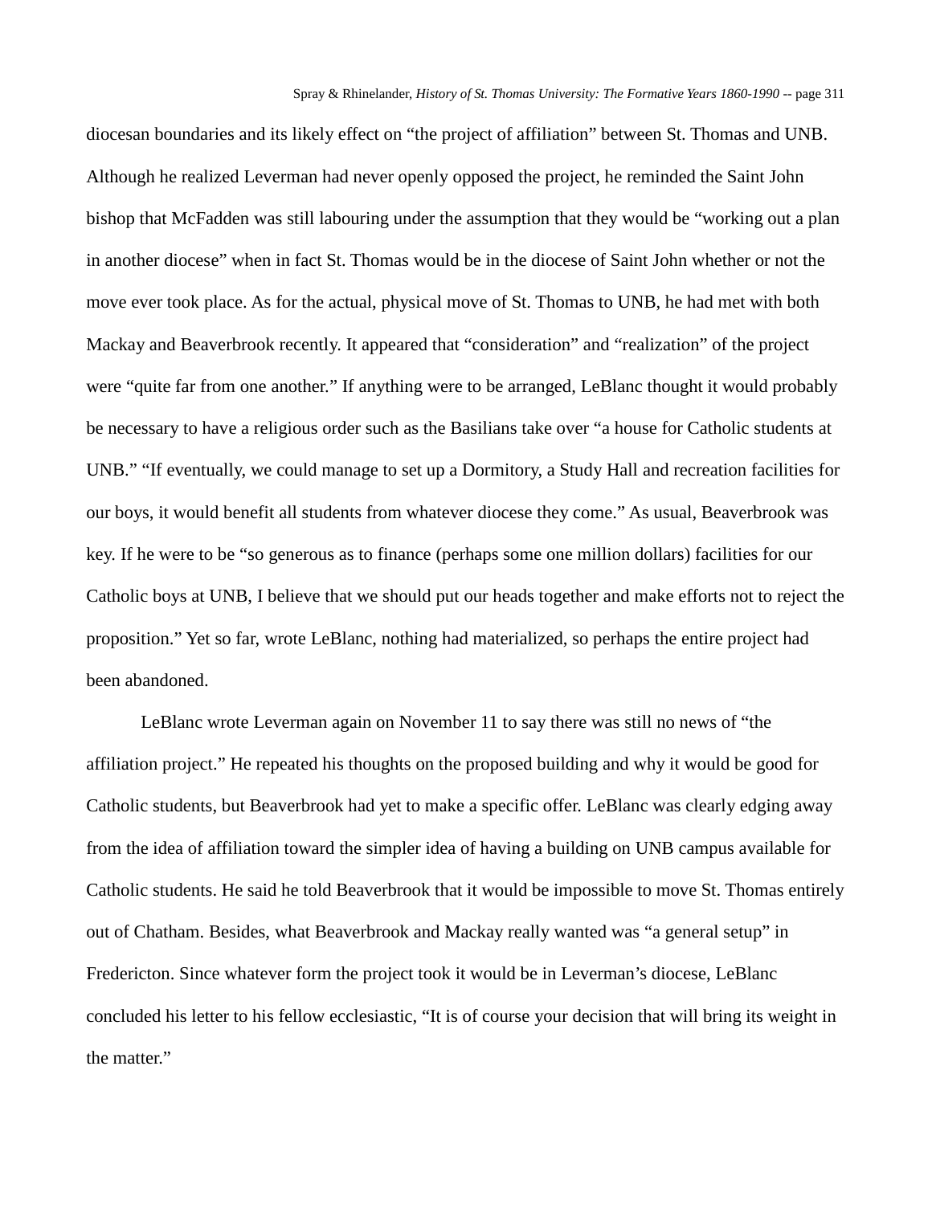diocesan boundaries and its likely effect on “the project of affiliation” between St. Thomas and UNB. Although he realized Leverman had never openly opposed the project, he reminded the Saint John bishop that McFadden was still labouring under the assumption that they would be “working out a plan in another diocese” when in fact St. Thomas would be in the diocese of Saint John whether or not the move ever took place. As for the actual, physical move of St. Thomas to UNB, he had met with both Mackay and Beaverbrook recently. It appeared that “consideration” and “realization” of the project were “quite far from one another.” If anything were to be arranged, LeBlanc thought it would probably be necessary to have a religious order such as the Basilians take over “a house for Catholic students at UNB.” “If eventually, we could manage to set up a Dormitory, a Study Hall and recreation facilities for our boys, it would benefit all students from whatever diocese they come.” As usual, Beaverbrook was key. If he were to be “so generous as to finance (perhaps some one million dollars) facilities for our Catholic boys at UNB, I believe that we should put our heads together and make efforts not to reject the proposition.” Yet so far, wrote LeBlanc, nothing had materialized, so perhaps the entire project had been abandoned.

LeBlanc wrote Leverman again on November 11 to say there was still no news of “the affiliation project.” He repeated his thoughts on the proposed building and why it would be good for Catholic students, but Beaverbrook had yet to make a specific offer. LeBlanc was clearly edging away from the idea of affiliation toward the simpler idea of having a building on UNB campus available for Catholic students. He said he told Beaverbrook that it would be impossible to move St. Thomas entirely out of Chatham. Besides, what Beaverbrook and Mackay really wanted was “a general setup” in Fredericton. Since whatever form the project took it would be in Leverman’s diocese, LeBlanc concluded his letter to his fellow ecclesiastic, “It is of course your decision that will bring its weight in the matter.”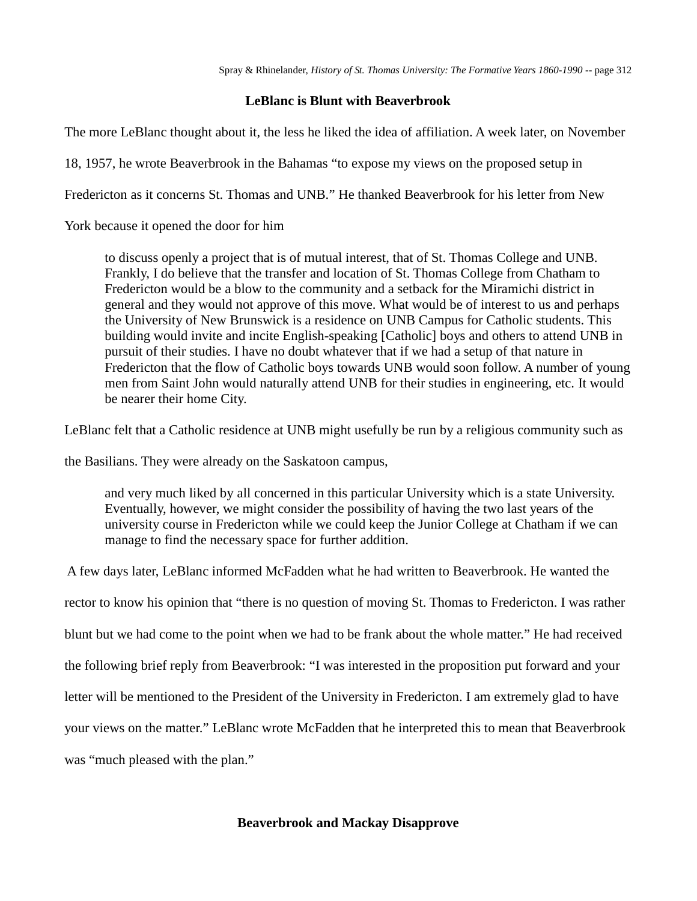### LeBlanc is Blunt with Beaverbrook

The more LeBlanc thought about it, the less he liked the idea of affiliation. A week later, on November 18, 1957, he wrote Beaverbrook in the Bahamas "to expose my views on the proposed setup in Fredericton as it concerns St. Thomas and UNB." He thanked Beaverbrook for his letter from New York because it opened the door for him

> to discuss openly a project that is of mutual interest, that of St. Thomas College and UNB. Frankly, I do believe that the transfer and location of St. Thomas College from Chatham to Fredericton would be a blow to the community and a setback for the Miramichi district in general and they would not approve of this move. What would be of interest to us and perhaps the University of New Brunswick is a residence on UNB Campus for Catholic students. This building would invite and incite English-speaking [Catholic] boys and others to attend UNB in pursuit of their studies. I have no doubt whatever that if we had a setup of that nature in Fredericton that the flow of Catholic boys towards UNB would soon follow. A number of young men from Saint John would naturally attend UNB for their studies in engineering, etc. It would be nearer their home City.

LeBlanc felt that a Catholic residence at UNB might usefully be run by a religious community such as the Basilians. They were already on the Saskatoon campus,

> and very much liked by all concerned in this particular University which is a state University. Eventually, however, we might consider the possibility of having the two last years of the university course in Fredericton while we could keep the Junior College at Chatham if we can manage to find the necessary space for further addition.

A few days later, LeBlanc informed McFadden what he had written to Beaverbrook. He wanted the rector to know his opinion that "there is no question of moving St. Thomas to Fredericton. I was rather blunt but we had come to the point when we had to be frank about the whole matter." He had received the following brief reply from Beaverbrook: "I was interested in the proposition put forward and your letter will be mentioned to the President of the University in Fredericton. I am extremely glad to have your views on the matter." LeBlanc wrote McFadden that he interpreted this to mean that Beaverbrook was "much pleased with the plan."

### Beaverbrook and Mackay Disapprove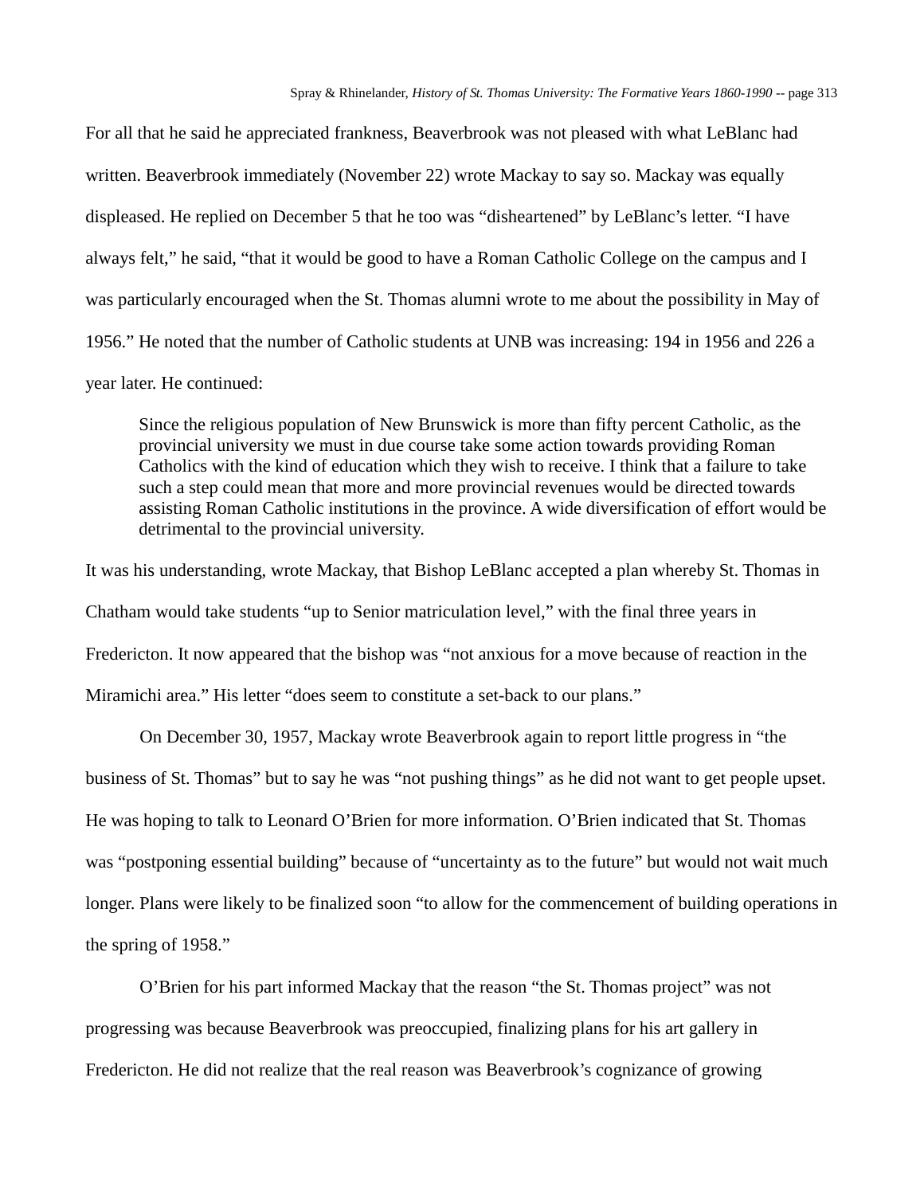For all that he said he appreciated frankness, Beaverbrook was not pleased with what LeBlanc had written. Beaverbrook immediately (November 22) wrote Mackay to say so. Mackay was equally displeased. He replied on December 5 that he too was "disheartened" by LeBlanc's letter. "I have always felt," he said, "that it would be good to have a Roman Catholic College on the campus and I was particularly encouraged when the St. Thomas alumni wrote to me about the possibility in May of 1956." He noted that the number of Catholic students at UNB was increasing: 194 in 1956 and 226 a year later. He continued:

> Since the religious population of New Brunswick is more than fifty percent Catholic, as the provincial university we must in due course take some action towards providing Roman Catholics with the kind of education which they wish to receive. I think that a failure to take such a step could mean that more and more provincial revenues would be directed towards assisting Roman Catholic institutions in the province. A wide diversification of effort would be detrimental to the provincial university.

It was his understanding, wrote Mackay, that Bishop LeBlanc accepted a plan whereby St. Thomas in Chatham would take students "up to Senior matriculation level," with the final three years in Fredericton. It now appeared that the bishop was "not anxious for a move because of reaction in the Miramichi area." His letter "does seem to constitute a set-back to our plans."

On December 30, 1957, Mackay wrote Beaverbrook again to report little progress in "the business of St. Thomas" but to say he was "not pushing things" as he did not want to get people upset. He was hoping to talk to Leonard O'Brien for more information. O'Brien indicated that St. Thomas was "postponing essential building" because of "uncertainty as to the future" but would not wait much longer. Plans were likely to be finalized soon "to allow for the commencement of building operations in the spring of 1958."

O'Brien for his part informed Mackay that the reason "the St. Thomas project" was not progressing was because Beaverbrook was preoccupied, finalizing plans for his art gallery in Fredericton. He did not realize that the real reason was Beaverbrook's cognizance of growing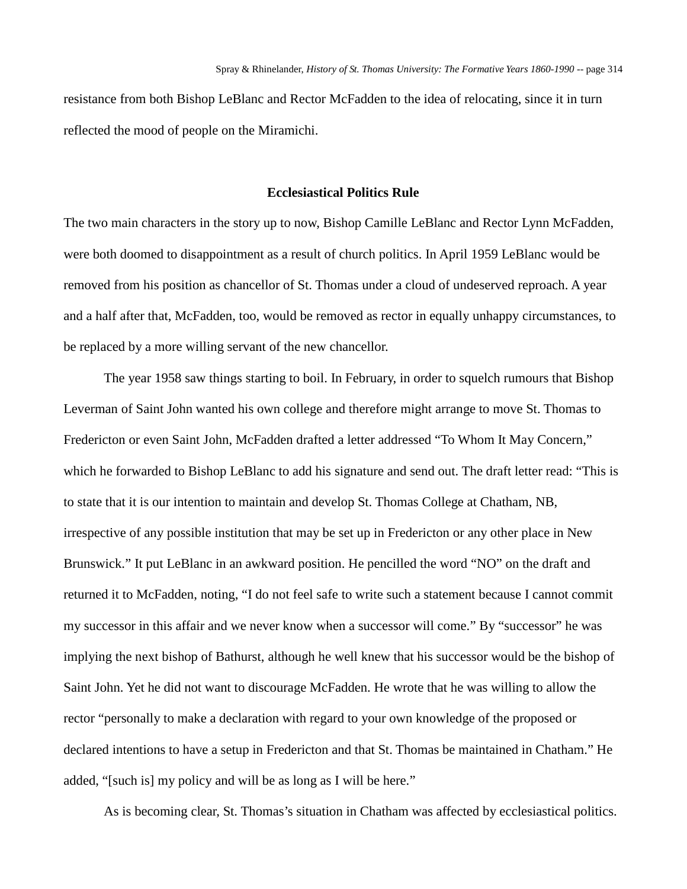resistance from both Bishop LeBlanc and Rector McFadden to the idea of relocating, since it in turn reflected the mood of people on the Miramichi.

## Ecclesiastical Politics Rule

The two main characters in the story up to now, Bishop Camille LeBlanc and Rector Lynn McFadden, were both doomed to disappointment as a result of church politics. In April 1959 LeBlanc would be removed from his position as chancellor of St. Thomas under a cloud of undeserved reproach. A year and a half after that, McFadden, too, would be removed as rector in equally unhappy circumstances, to be replaced by a more willing servant of the new chancellor.

The year 1958 saw things starting to boil. In February, in order to squelch rumours that Bishop Leverman of Saint John wanted his own college and therefore might arrange to move St. Thomas to Fredericton or even Saint John, McFadden drafted a letter addressed "To Whom It May Concern," which he forwarded to Bishop LeBlanc to add his signature and send out. The draft letter read: "This is to state that it is our intention to maintain and develop St. Thomas College at Chatham, NB, irrespective of any possible institution that may be set up in Fredericton or any other place in New Brunswick." It put LeBlanc in an awkward position. He pencilled the word "NO" on the draft and returned it to McFadden, noting, "I do not feel safe to write such a statement because I cannot commit my successor in this affair and we never know when a successor will come." By "successor" he was implying the next bishop of Bathurst, although he well knew that his successor would be the bishop of Saint John. Yet he did not want to discourage McFadden. He wrote that he was willing to allow the rector "personally to make a declaration with regard to your own knowledge of the proposed or declared intentions to have a setup in Fredericton and that St. Thomas be maintained in Chatham." He added, "[such is] my policy and will be as long as I will be here."

As is becoming clear, St. Thomas's situation in Chatham was affected by ecclesiastical politics.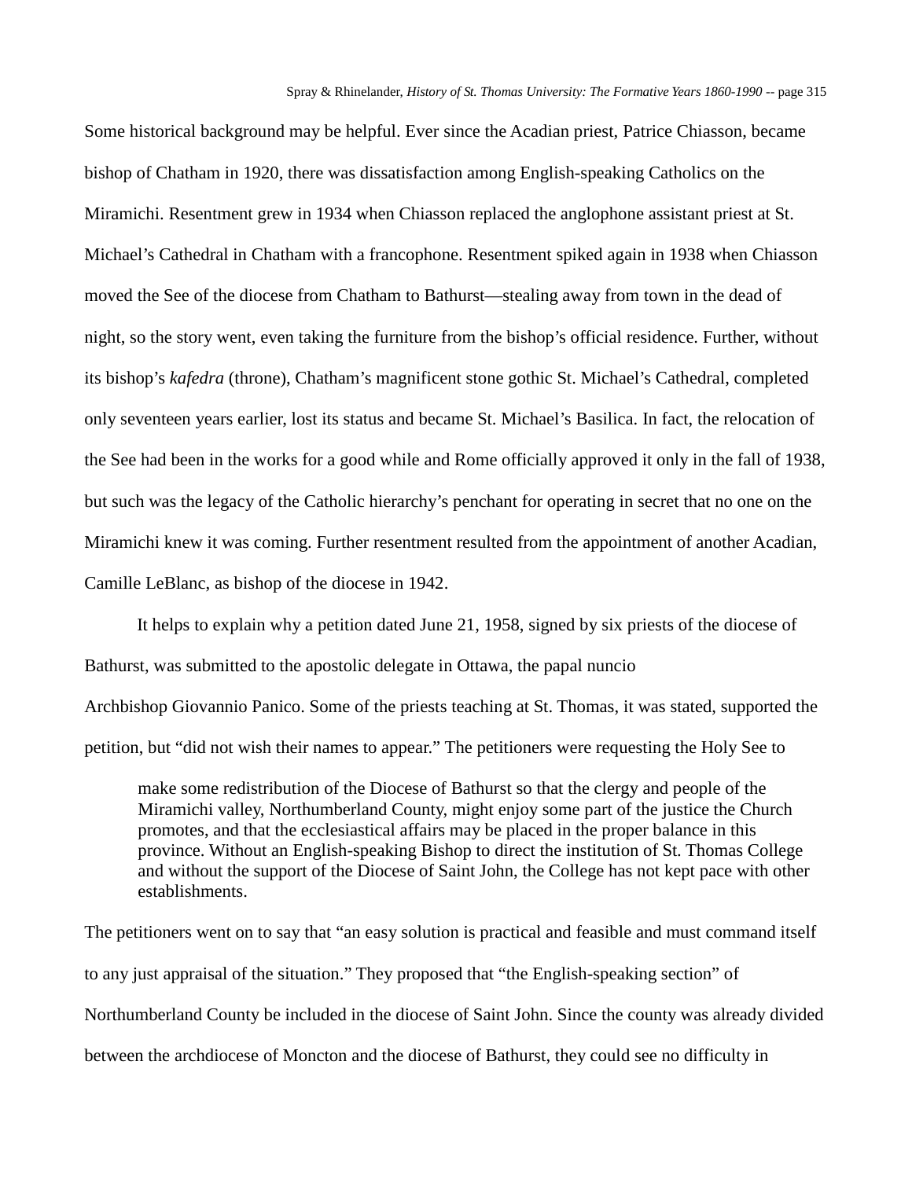Some historical background may be helpful. Ever since the Acadian priest, Patrice Chiasson, became bishop of Chatham in 1920, there was dissatisfaction among English-speaking Catholics on the Miramichi. Resentment grew in 1934 when Chiasson replaced the anglophone assistant priest at St. Michael's Cathedral in Chatham with a francophone. Resentment spiked again in 1938 when Chiasson moved the See of the diocese from Chatham to Bathurst—stealing away from town in the dead of night, so the story went, even taking the furniture from the bishop's official residence. Further, without its bishop's *kafedra* (throne), Chatham's magnificent stone gothic St. Michael's Cathedral, completed only seventeen years earlier, lost its status and became St. Michael's Basilica. In fact, the relocation of the See had been in the works for a good while and Rome officially approved it only in the fall of 1938, but such was the legacy of the Catholic hierarchy's penchant for operating in secret that no one on the Miramichi knew it was coming. Further resentment resulted from the appointment of another Acadian, Camille LeBlanc, as bishop of the diocese in 1942.

It helps to explain why a petition dated June 21, 1958, signed by six priests of the diocese of Bathurst, was submitted to the apostolic delegate in Ottawa, the papal nuncio Archbishop Giovannio Panico. Some of the priests teaching at St. Thomas, it was stated, supported the petition, but "did not wish their names to appear." The petitioners were requesting the Holy See to

> make some redistribution of the Diocese of Bathurst so that the clergy and people of the Miramichi valley, Northumberland County, might enjoy some part of the justice the Church promotes, and that the ecclesiastical affairs may be placed in the proper balance in this province. Without an English-speaking Bishop to direct the institution of St. Thomas College and without the support of the Diocese of Saint John, the College has not kept pace with other establishments.

The petitioners went on to say that "an easy solution is practical and feasible and must command itself to any just appraisal of the situation." They proposed that "the English-speaking section" of Northumberland County be included in the diocese of Saint John. Since the county was already divided between the archdiocese of Moncton and the diocese of Bathurst, they could see no difficulty in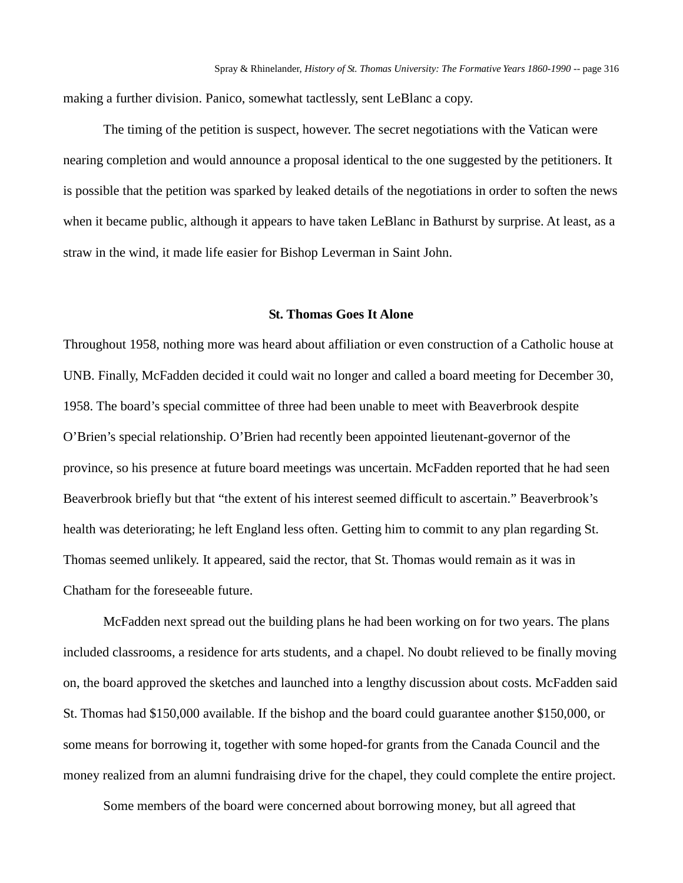making a further division. Panico, somewhat tactlessly, sent LeBlanc a copy.

The timing of the petition is suspect, however. The secret negotiations with the Vatican were nearing completion and would announce a proposal identical to the one suggested by the petitioners. It is possible that the petition was sparked by leaked details of the negotiations in order to soften the news when it became public, although it appears to have taken LeBlanc in Bathurst by surprise. At least, as a straw in the wind, it made life easier for Bishop Leverman in Saint John.

## St. Thomas Goes It Alone

Throughout 1958, nothing more was heard about affiliation or even construction of a Catholic house at UNB. Finally, McFadden decided it could wait no longer and called a board meeting for December 30, 1958. The board's special committee of three had been unable to meet with Beaverbrook despite O'Brien's special relationship. O'Brien had recently been appointed lieutenant-governor of the province, so his presence at future board meetings was uncertain. McFadden reported that he had seen Beaverbrook briefly but that "the extent of his interest seemed difficult to ascertain." Beaverbrook's health was deteriorating; he left England less often. Getting him to commit to any plan regarding St. Thomas seemed unlikely. It appeared, said the rector, that St. Thomas would remain as it was in Chatham for the foreseeable future.

McFadden next spread out the building plans he had been working on for two years. The plans included classrooms, a residence for arts students, and a chapel. No doubt relieved to be finally moving on, the board approved the sketches and launched into a lengthy discussion about costs. McFadden said St. Thomas had $150,000 available. If the bishop and the board could guarantee another $150,000, or some means for borrowing it, together with some hoped-for grants from the Canada Council and the money realized from an alumni fundraising drive for the chapel, they could complete the entire project.

Some members of the board were concerned about borrowing money, but all agreed that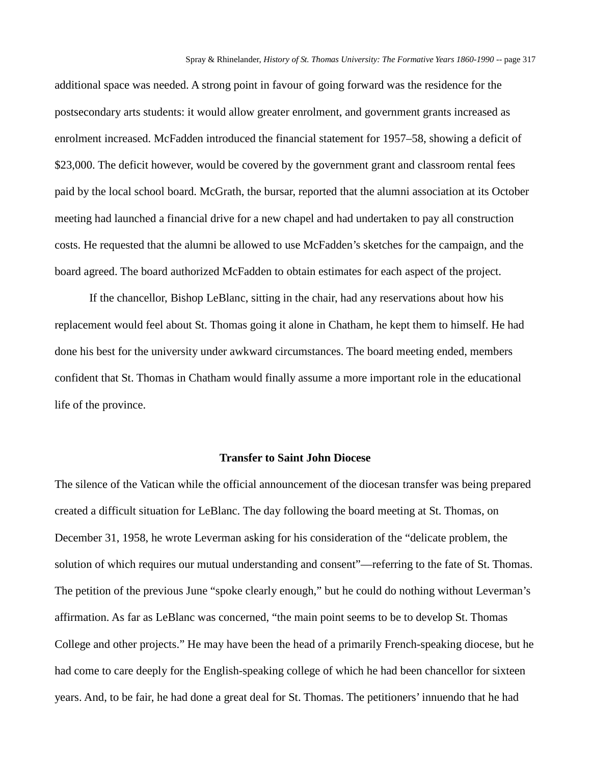additional space was needed. A strong point in favour of going forward was the residence for the postsecondary arts students: it would allow greater enrolment, and government grants increased as enrolment increased. McFadden introduced the financial statement for 1957–58, showing a deficit of $23,000. The deficit however, would be covered by the government grant and classroom rental fees paid by the local school board. McGrath, the bursar, reported that the alumni association at its October meeting had launched a financial drive for a new chapel and had undertaken to pay all construction costs. He requested that the alumni be allowed to use McFadden's sketches for the campaign, and the board agreed. The board authorized McFadden to obtain estimates for each aspect of the project.

If the chancellor, Bishop LeBlanc, sitting in the chair, had any reservations about how his replacement would feel about St. Thomas going it alone in Chatham, he kept them to himself. He had done his best for the university under awkward circumstances. The board meeting ended, members confident that St. Thomas in Chatham would finally assume a more important role in the educational life of the province.

### Transfer to Saint John Diocese

The silence of the Vatican while the official announcement of the diocesan transfer was being prepared created a difficult situation for LeBlanc. The day following the board meeting at St. Thomas, on December 31, 1958, he wrote Leverman asking for his consideration of the "delicate problem, the solution of which requires our mutual understanding and consent"—referring to the fate of St. Thomas. The petition of the previous June "spoke clearly enough," but he could do nothing without Leverman's affirmation. As far as LeBlanc was concerned, "the main point seems to be to develop St. Thomas College and other projects." He may have been the head of a primarily French-speaking diocese, but he had come to care deeply for the English-speaking college of which he had been chancellor for sixteen years. And, to be fair, he had done a great deal for St. Thomas. The petitioners' innuendo that he had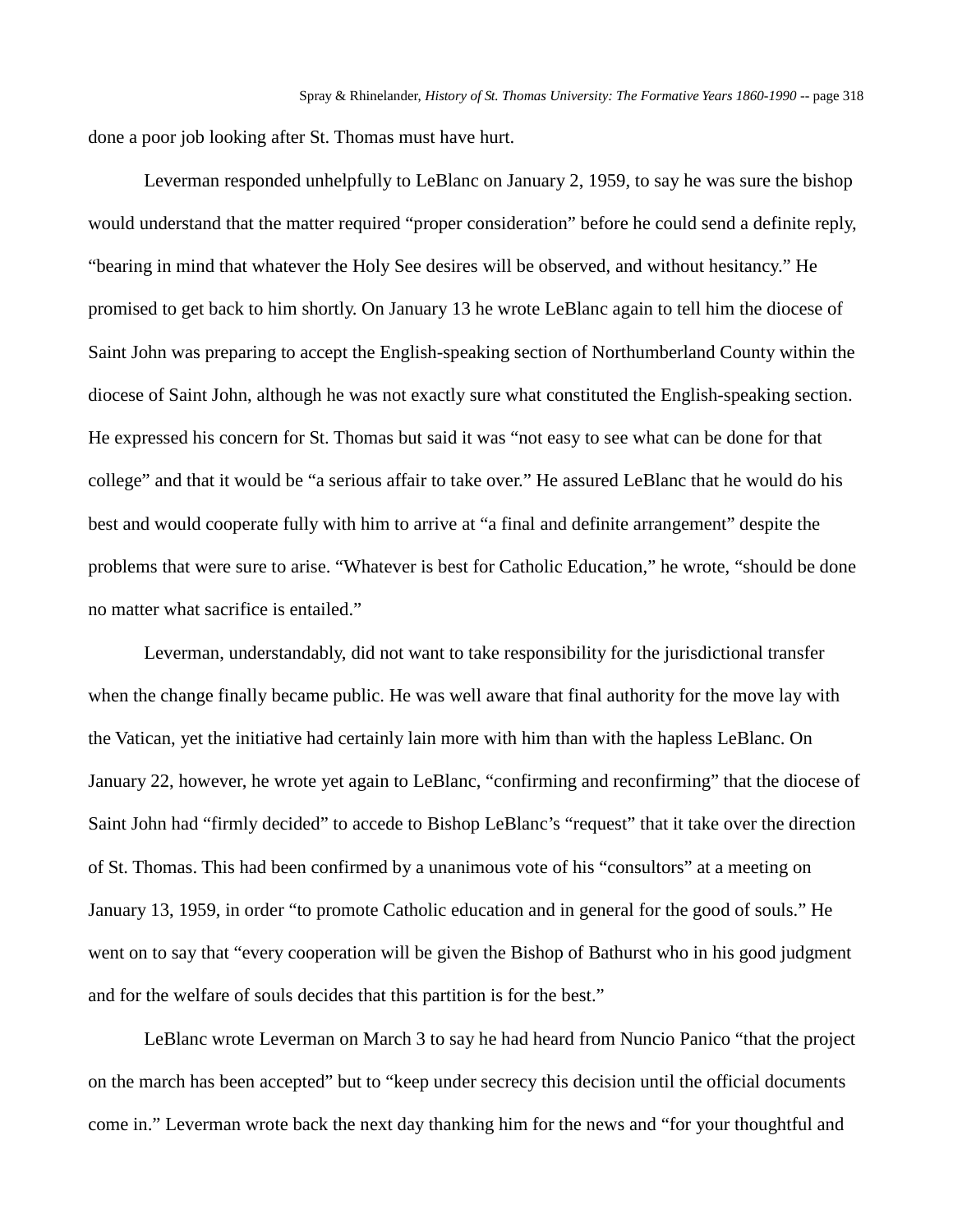done a poor job looking after St. Thomas must have hurt.

Leverman responded unhelpfully to LeBlanc on January 2, 1959, to say he was sure the bishop would understand that the matter required "proper consideration" before he could send a definite reply, "bearing in mind that whatever the Holy See desires will be observed, and without hesitancy." He promised to get back to him shortly. On January 13 he wrote LeBlanc again to tell him the diocese of Saint John was preparing to accept the English-speaking section of Northumberland County within the diocese of Saint John, although he was not exactly sure what constituted the English-speaking section. He expressed his concern for St. Thomas but said it was "not easy to see what can be done for that college" and that it would be "a serious affair to take over." He assured LeBlanc that he would do his best and would cooperate fully with him to arrive at "a final and definite arrangement" despite the problems that were sure to arise. "Whatever is best for Catholic Education," he wrote, "should be done no matter what sacrifice is entailed."

Leverman, understandably, did not want to take responsibility for the jurisdictional transfer when the change finally became public. He was well aware that final authority for the move lay with the Vatican, yet the initiative had certainly lain more with him than with the hapless LeBlanc. On January 22, however, he wrote yet again to LeBlanc, "confirming and reconfirming" that the diocese of Saint John had "firmly decided" to accede to Bishop LeBlanc's "request" that it take over the direction of St. Thomas. This had been confirmed by a unanimous vote of his "consultors" at a meeting on January 13, 1959, in order "to promote Catholic education and in general for the good of souls." He went on to say that "every cooperation will be given the Bishop of Bathurst who in his good judgment and for the welfare of souls decides that this partition is for the best."

LeBlanc wrote Leverman on March 3 to say he had heard from Nuncio Panico "that the project on the march has been accepted" but to "keep under secrecy this decision until the official documents come in." Leverman wrote back the next day thanking him for the news and "for your thoughtful and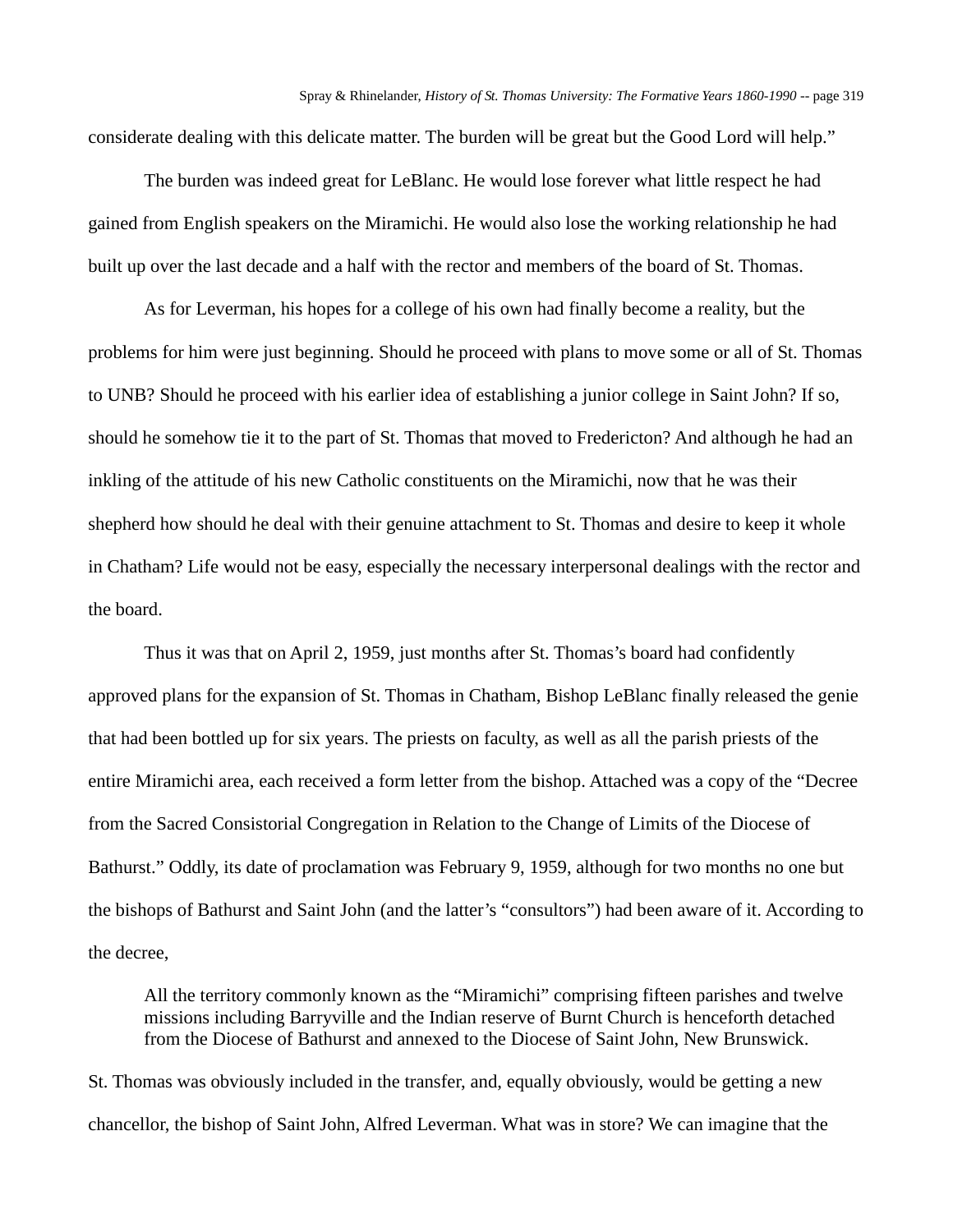considerate dealing with this delicate matter. The burden will be great but the Good Lord will help."

The burden was indeed great for LeBlanc. He would lose forever what little respect he had gained from English speakers on the Miramichi. He would also lose the working relationship he had built up over the last decade and a half with the rector and members of the board of St. Thomas.

As for Leverman, his hopes for a college of his own had finally become a reality, but the problems for him were just beginning. Should he proceed with plans to move some or all of St. Thomas to UNB? Should he proceed with his earlier idea of establishing a junior college in Saint John? If so, should he somehow tie it to the part of St. Thomas that moved to Fredericton? And although he had an inkling of the attitude of his new Catholic constituents on the Miramichi, now that he was their shepherd how should he deal with their genuine attachment to St. Thomas and desire to keep it whole in Chatham? Life would not be easy, especially the necessary interpersonal dealings with the rector and the board.

Thus it was that on April 2, 1959, just months after St. Thomas's board had confidently approved plans for the expansion of St. Thomas in Chatham, Bishop LeBlanc finally released the genie that had been bottled up for six years. The priests on faculty, as well as all the parish priests of the entire Miramichi area, each received a form letter from the bishop. Attached was a copy of the "Decree from the Sacred Consistorial Congregation in Relation to the Change of Limits of the Diocese of Bathurst." Oddly, its date of proclamation was February 9, 1959, although for two months no one but the bishops of Bathurst and Saint John (and the latter's "consultors") had been aware of it. According to the decree,

> All the territory commonly known as the "Miramichi" comprising fifteen parishes and twelve missions including Barryville and the Indian reserve of Burnt Church is henceforth detached from the Diocese of Bathurst and annexed to the Diocese of Saint John, New Brunswick.

St. Thomas was obviously included in the transfer, and, equally obviously, would be getting a new chancellor, the bishop of Saint John, Alfred Leverman. What was in store? We can imagine that the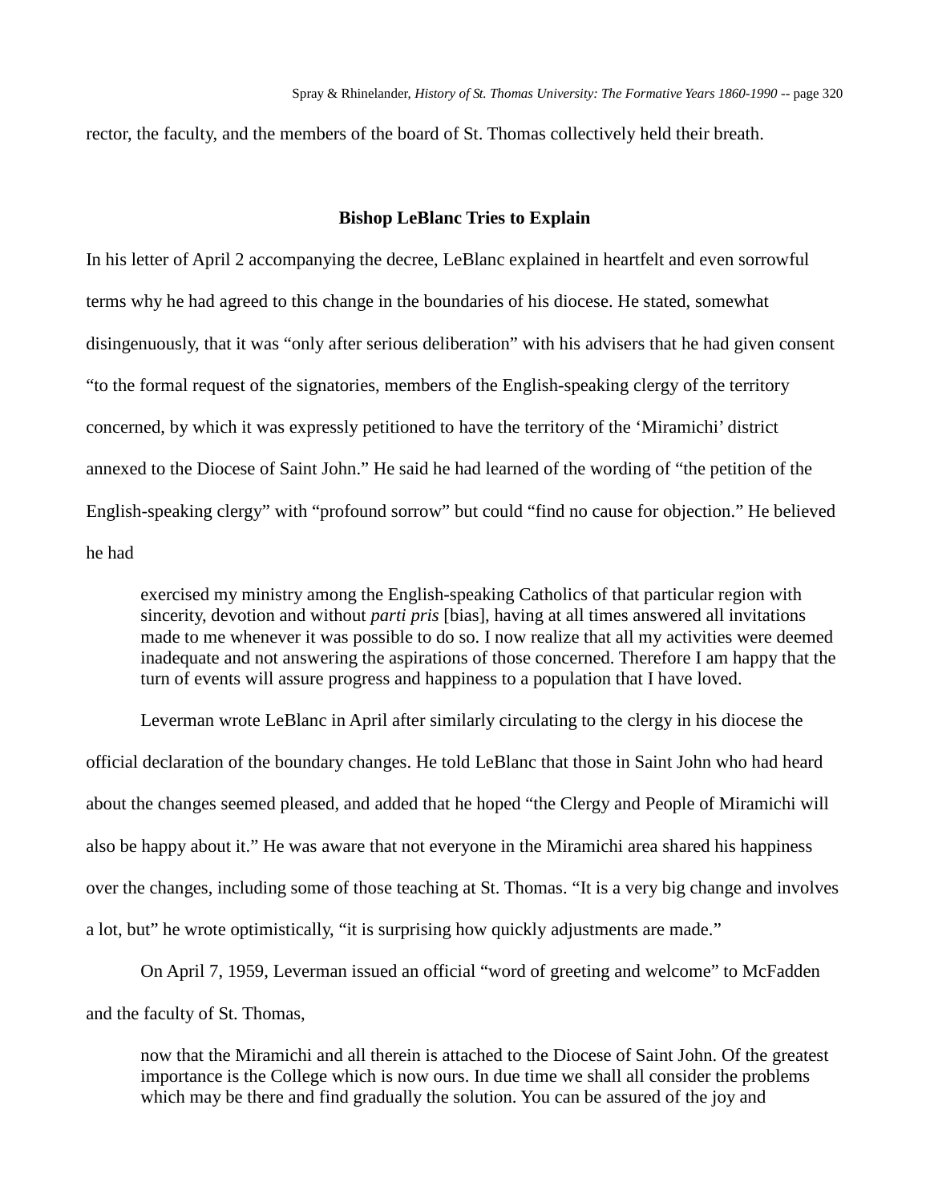rector, the faculty, and the members of the board of St. Thomas collectively held their breath.

### Bishop LeBlanc Tries to Explain

In his letter of April 2 accompanying the decree, LeBlanc explained in heartfelt and even sorrowful terms why he had agreed to this change in the boundaries of his diocese. He stated, somewhat disingenuously, that it was "only after serious deliberation" with his advisers that he had given consent "to the formal request of the signatories, members of the English-speaking clergy of the territory concerned, by which it was expressly petitioned to have the territory of the 'Miramichi' district annexed to the Diocese of Saint John." He said he had learned of the wording of "the petition of the English-speaking clergy" with "profound sorrow" but could "find no cause for objection." He believed he had

> exercised my ministry among the English-speaking Catholics of that particular region with sincerity, devotion and without *parti pris* [bias], having at all times answered all invitations made to me whenever it was possible to do so. I now realize that all my activities were deemed inadequate and not answering the aspirations of those concerned. Therefore I am happy that the turn of events will assure progress and happiness to a population that I have loved.

Leverman wrote LeBlanc in April after similarly circulating to the clergy in his diocese the official declaration of the boundary changes. He told LeBlanc that those in Saint John who had heard about the changes seemed pleased, and added that he hoped "the Clergy and People of Miramichi will also be happy about it." He was aware that not everyone in the Miramichi area shared his happiness over the changes, including some of those teaching at St. Thomas. "It is a very big change and involves a lot, but" he wrote optimistically, "it is surprising how quickly adjustments are made."

On April 7, 1959, Leverman issued an official "word of greeting and welcome" to McFadden and the faculty of St. Thomas,

> now that the Miramichi and all therein is attached to the Diocese of Saint John. Of the greatest importance is the College which is now ours. In due time we shall all consider the problems which may be there and find gradually the solution. You can be assured of the joy and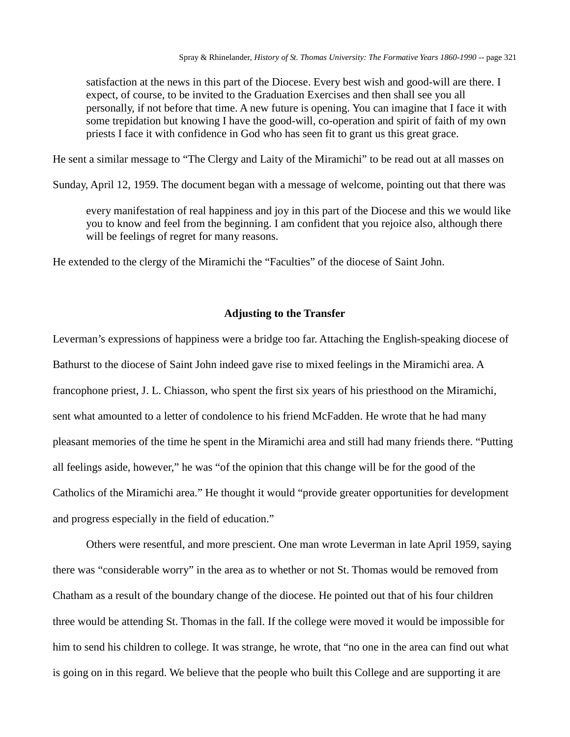> satisfaction at the news in this part of the Diocese. Every best wish and good-will are there. I expect, of course, to be invited to the Graduation Exercises and then shall see you all personally, if not before that time. A new future is opening. You can imagine that I face it with some trepidation but knowing I have the good-will, co-operation and spirit of faith of my own priests I face it with confidence in God who has seen fit to grant us this great grace.

He sent a similar message to “The Clergy and Laity of the Miramichi” to be read out at all masses on Sunday, April 12, 1959. The document began with a message of welcome, pointing out that there was

> every manifestation of real happiness and joy in this part of the Diocese and this we would like you to know and feel from the beginning. I am confident that you rejoice also, although there will be feelings of regret for many reasons.

He extended to the clergy of the Miramichi the “Faculties” of the diocese of Saint John.

## Adjusting to the Transfer

Leverman’s expressions of happiness were a bridge too far. Attaching the English-speaking diocese of Bathurst to the diocese of Saint John indeed gave rise to mixed feelings in the Miramichi area. A francophone priest, J. L. Chiasson, who spent the first six years of his priesthood on the Miramichi, sent what amounted to a letter of condolence to his friend McFadden. He wrote that he had many pleasant memories of the time he spent in the Miramichi area and still had many friends there. “Putting all feelings aside, however,” he was “of the opinion that this change will be for the good of the Catholics of the Miramichi area.” He thought it would “provide greater opportunities for development and progress especially in the field of education.”

Others were resentful, and more prescient. One man wrote Leverman in late April 1959, saying there was “considerable worry” in the area as to whether or not St. Thomas would be removed from Chatham as a result of the boundary change of the diocese. He pointed out that of his four children three would be attending St. Thomas in the fall. If the college were moved it would be impossible for him to send his children to college. It was strange, he wrote, that “no one in the area can find out what is going on in this regard. We believe that the people who built this College and are supporting it are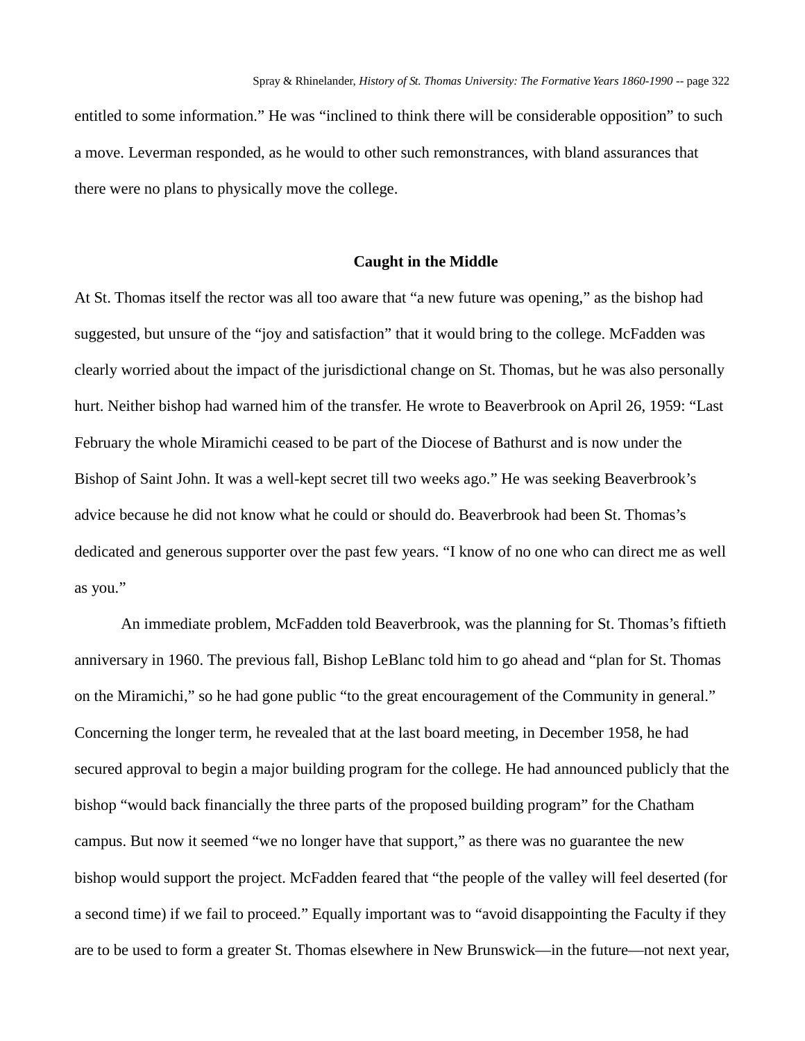entitled to some information." He was "inclined to think there will be considerable opposition" to such a move. Leverman responded, as he would to other such remonstrances, with bland assurances that there were no plans to physically move the college.

## Caught in the Middle

At St. Thomas itself the rector was all too aware that "a new future was opening," as the bishop had suggested, but unsure of the "joy and satisfaction" that it would bring to the college. McFadden was clearly worried about the impact of the jurisdictional change on St. Thomas, but he was also personally hurt. Neither bishop had warned him of the transfer. He wrote to Beaverbrook on April 26, 1959: "Last February the whole Miramichi ceased to be part of the Diocese of Bathurst and is now under the Bishop of Saint John. It was a well-kept secret till two weeks ago." He was seeking Beaverbrook's advice because he did not know what he could or should do. Beaverbrook had been St. Thomas's dedicated and generous supporter over the past few years. "I know of no one who can direct me as well as you."

An immediate problem, McFadden told Beaverbrook, was the planning for St. Thomas's fiftieth anniversary in 1960. The previous fall, Bishop LeBlanc told him to go ahead and "plan for St. Thomas on the Miramichi," so he had gone public "to the great encouragement of the Community in general." Concerning the longer term, he revealed that at the last board meeting, in December 1958, he had secured approval to begin a major building program for the college. He had announced publicly that the bishop "would back financially the three parts of the proposed building program" for the Chatham campus. But now it seemed "we no longer have that support," as there was no guarantee the new bishop would support the project. McFadden feared that "the people of the valley will feel deserted (for a second time) if we fail to proceed." Equally important was to "avoid disappointing the Faculty if they are to be used to form a greater St. Thomas elsewhere in New Brunswick—in the future—not next year,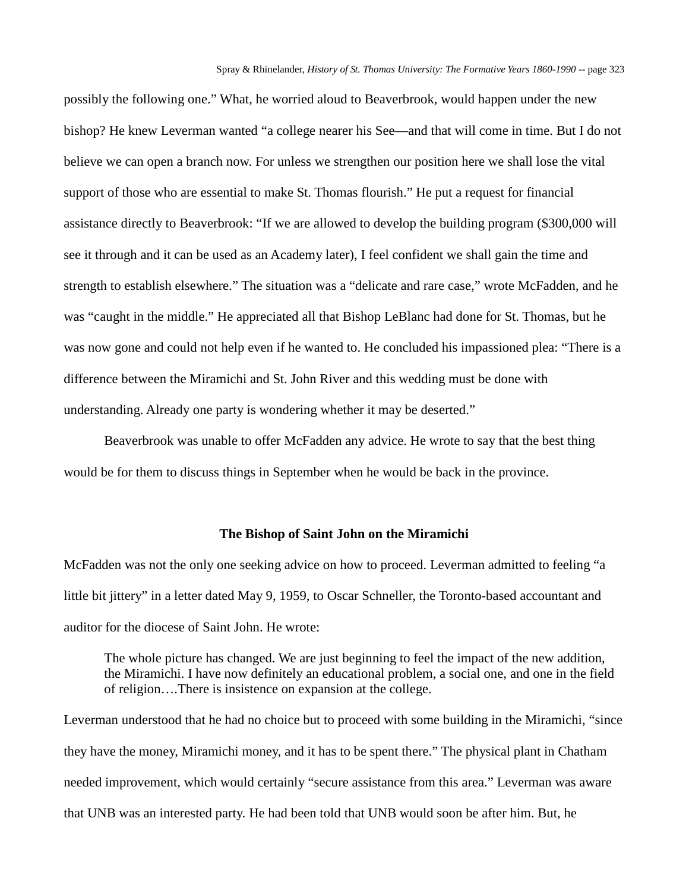possibly the following one." What, he worried aloud to Beaverbrook, would happen under the new bishop? He knew Leverman wanted "a college nearer his See—and that will come in time. But I do not believe we can open a branch now. For unless we strengthen our position here we shall lose the vital support of those who are essential to make St. Thomas flourish." He put a request for financial assistance directly to Beaverbrook: "If we are allowed to develop the building program ($300,000 will see it through and it can be used as an Academy later), I feel confident we shall gain the time and strength to establish elsewhere." The situation was a "delicate and rare case," wrote McFadden, and he was "caught in the middle." He appreciated all that Bishop LeBlanc had done for St. Thomas, but he was now gone and could not help even if he wanted to. He concluded his impassioned plea: "There is a difference between the Miramichi and St. John River and this wedding must be done with understanding. Already one party is wondering whether it may be deserted."

Beaverbrook was unable to offer McFadden any advice. He wrote to say that the best thing would be for them to discuss things in September when he would be back in the province.

### The Bishop of Saint John on the Miramichi

McFadden was not the only one seeking advice on how to proceed. Leverman admitted to feeling "a little bit jittery" in a letter dated May 9, 1959, to Oscar Schneller, the Toronto-based accountant and auditor for the diocese of Saint John. He wrote:

> The whole picture has changed. We are just beginning to feel the impact of the new addition, the Miramichi. I have now definitely an educational problem, a social one, and one in the field of religion….There is insistence on expansion at the college.

Leverman understood that he had no choice but to proceed with some building in the Miramichi, "since they have the money, Miramichi money, and it has to be spent there." The physical plant in Chatham needed improvement, which would certainly "secure assistance from this area." Leverman was aware that UNB was an interested party. He had been told that UNB would soon be after him. But, he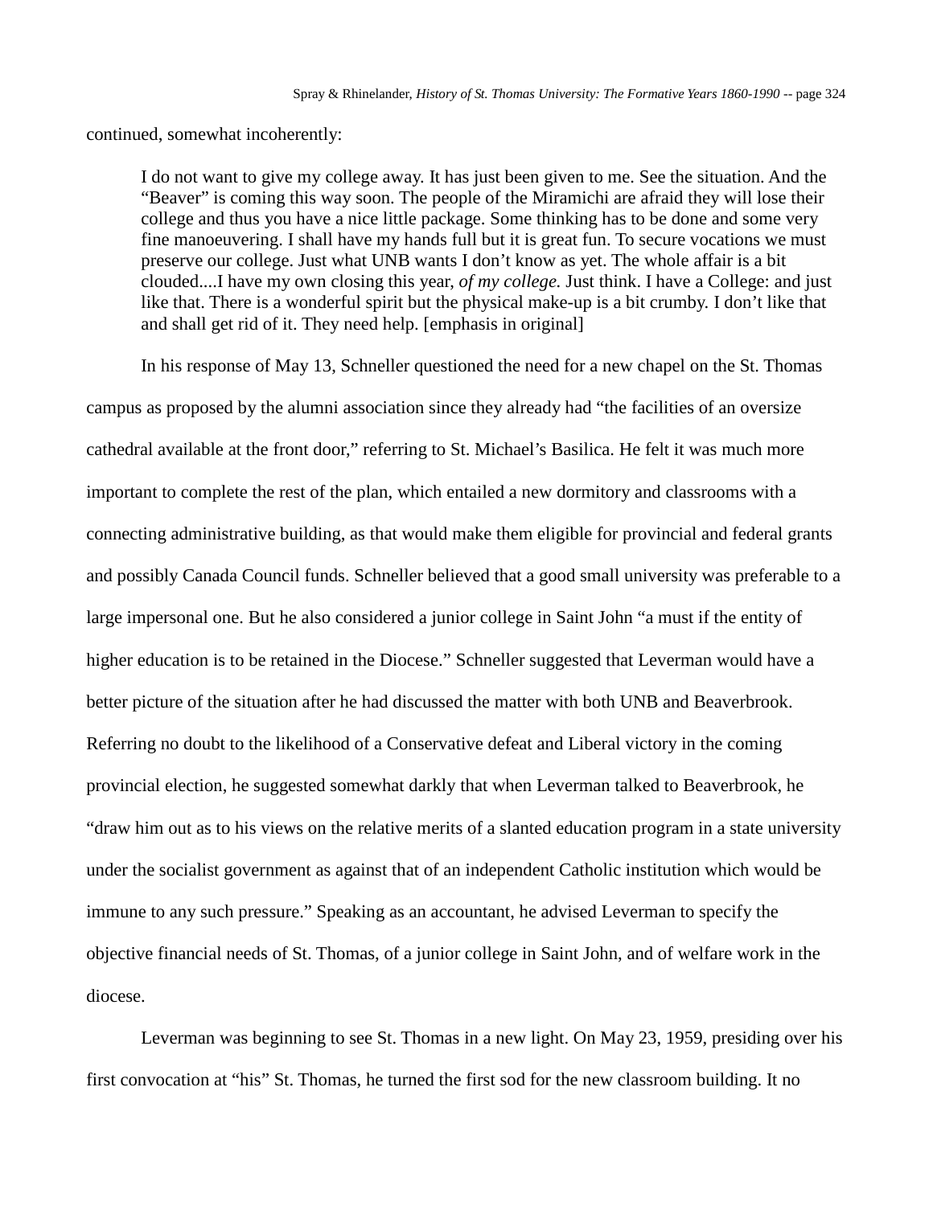continued, somewhat incoherently:

> I do not want to give my college away. It has just been given to me. See the situation. And the "Beaver" is coming this way soon. The people of the Miramichi are afraid they will lose their college and thus you have a nice little package. Some thinking has to be done and some very fine manoeuvering. I shall have my hands full but it is great fun. To secure vocations we must preserve our college. Just what UNB wants I don't know as yet. The whole affair is a bit clouded....I have my own closing this year, *of my college.* Just think. I have a College: and just like that. There is a wonderful spirit but the physical make-up is a bit crumby. I don't like that and shall get rid of it. They need help. [emphasis in original]

In his response of May 13, Schneller questioned the need for a new chapel on the St. Thomas campus as proposed by the alumni association since they already had "the facilities of an oversize cathedral available at the front door," referring to St. Michael's Basilica. He felt it was much more important to complete the rest of the plan, which entailed a new dormitory and classrooms with a connecting administrative building, as that would make them eligible for provincial and federal grants and possibly Canada Council funds. Schneller believed that a good small university was preferable to a large impersonal one. But he also considered a junior college in Saint John "a must if the entity of higher education is to be retained in the Diocese." Schneller suggested that Leverman would have a better picture of the situation after he had discussed the matter with both UNB and Beaverbrook. Referring no doubt to the likelihood of a Conservative defeat and Liberal victory in the coming provincial election, he suggested somewhat darkly that when Leverman talked to Beaverbrook, he "draw him out as to his views on the relative merits of a slanted education program in a state university under the socialist government as against that of an independent Catholic institution which would be immune to any such pressure." Speaking as an accountant, he advised Leverman to specify the objective financial needs of St. Thomas, of a junior college in Saint John, and of welfare work in the diocese.

Leverman was beginning to see St. Thomas in a new light. On May 23, 1959, presiding over his first convocation at "his" St. Thomas, he turned the first sod for the new classroom building. It no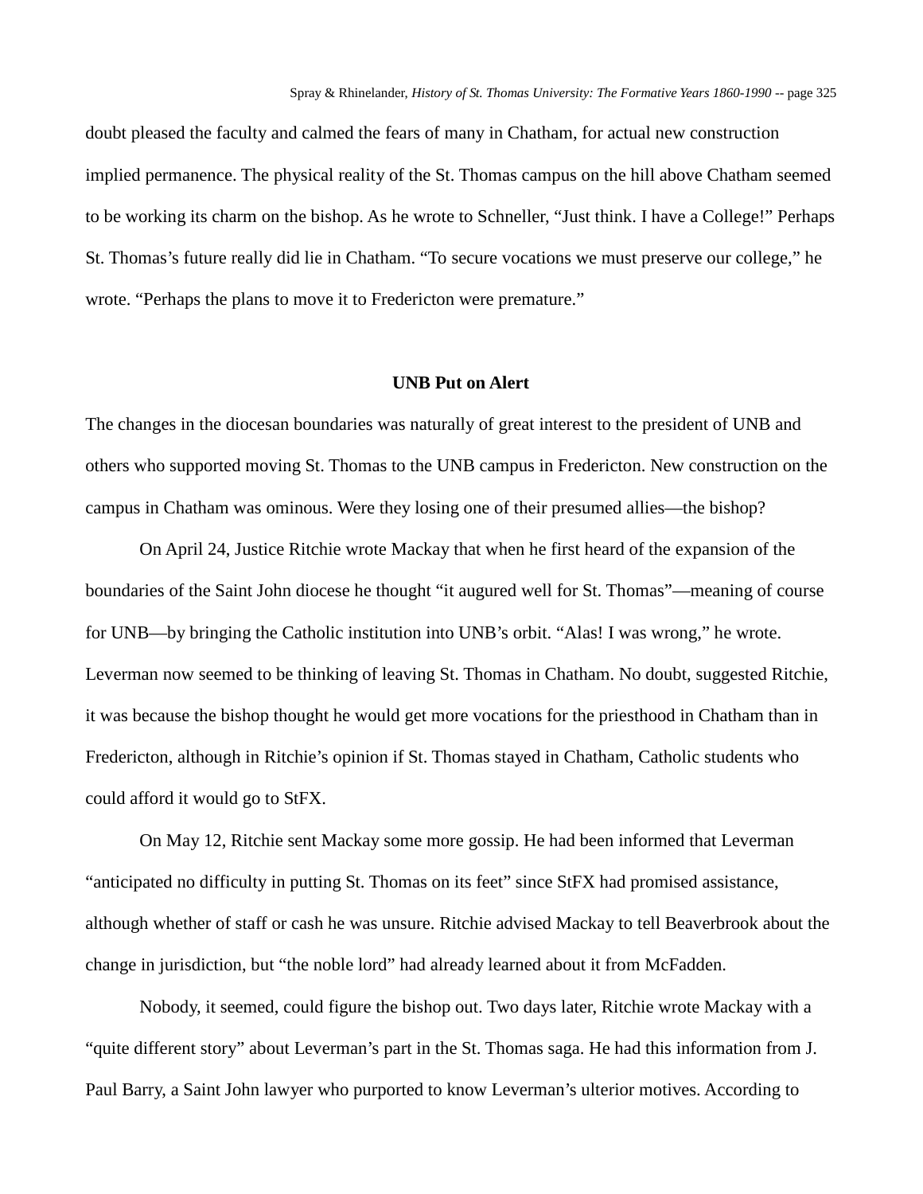doubt pleased the faculty and calmed the fears of many in Chatham, for actual new construction implied permanence. The physical reality of the St. Thomas campus on the hill above Chatham seemed to be working its charm on the bishop. As he wrote to Schneller, "Just think. I have a College!" Perhaps St. Thomas's future really did lie in Chatham. "To secure vocations we must preserve our college," he wrote. "Perhaps the plans to move it to Fredericton were premature."

### UNB Put on Alert

The changes in the diocesan boundaries was naturally of great interest to the president of UNB and others who supported moving St. Thomas to the UNB campus in Fredericton. New construction on the campus in Chatham was ominous. Were they losing one of their presumed allies—the bishop?

On April 24, Justice Ritchie wrote Mackay that when he first heard of the expansion of the boundaries of the Saint John diocese he thought "it augured well for St. Thomas"—meaning of course for UNB—by bringing the Catholic institution into UNB's orbit. "Alas! I was wrong," he wrote. Leverman now seemed to be thinking of leaving St. Thomas in Chatham. No doubt, suggested Ritchie, it was because the bishop thought he would get more vocations for the priesthood in Chatham than in Fredericton, although in Ritchie's opinion if St. Thomas stayed in Chatham, Catholic students who could afford it would go to StFX.

On May 12, Ritchie sent Mackay some more gossip. He had been informed that Leverman "anticipated no difficulty in putting St. Thomas on its feet" since StFX had promised assistance, although whether of staff or cash he was unsure. Ritchie advised Mackay to tell Beaverbrook about the change in jurisdiction, but "the noble lord" had already learned about it from McFadden.

Nobody, it seemed, could figure the bishop out. Two days later, Ritchie wrote Mackay with a "quite different story" about Leverman's part in the St. Thomas saga. He had this information from J. Paul Barry, a Saint John lawyer who purported to know Leverman's ulterior motives. According to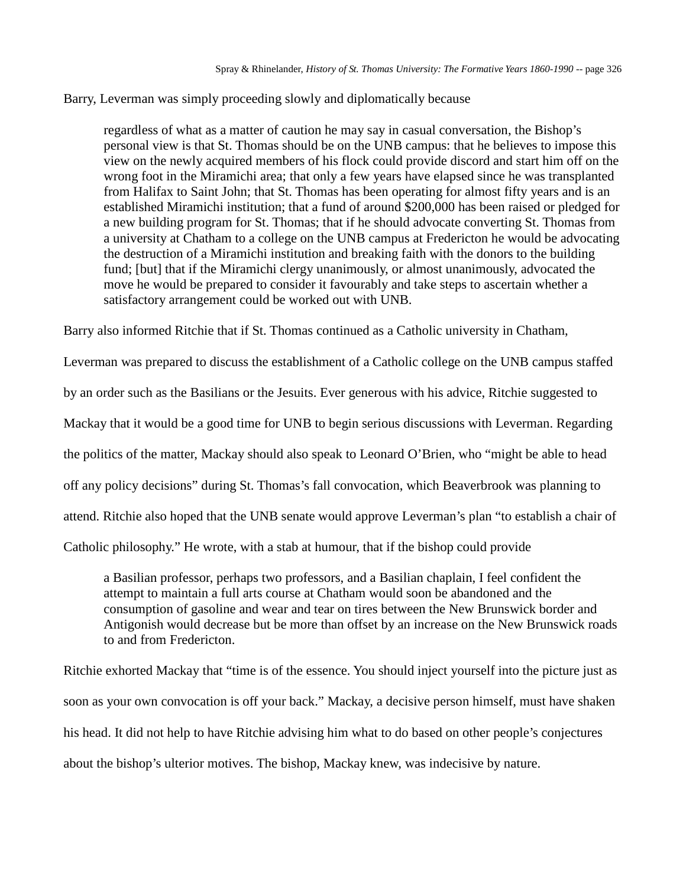Barry, Leverman was simply proceeding slowly and diplomatically because

> regardless of what as a matter of caution he may say in casual conversation, the Bishop's personal view is that St. Thomas should be on the UNB campus: that he believes to impose this view on the newly acquired members of his flock could provide discord and start him off on the wrong foot in the Miramichi area; that only a few years have elapsed since he was transplanted from Halifax to Saint John; that St. Thomas has been operating for almost fifty years and is an established Miramichi institution; that a fund of around $200,000 has been raised or pledged for a new building program for St. Thomas; that if he should advocate converting St. Thomas from a university at Chatham to a college on the UNB campus at Fredericton he would be advocating the destruction of a Miramichi institution and breaking faith with the donors to the building fund; [but] that if the Miramichi clergy unanimously, or almost unanimously, advocated the move he would be prepared to consider it favourably and take steps to ascertain whether a satisfactory arrangement could be worked out with UNB.

Barry also informed Ritchie that if St. Thomas continued as a Catholic university in Chatham, Leverman was prepared to discuss the establishment of a Catholic college on the UNB campus staffed by an order such as the Basilians or the Jesuits. Ever generous with his advice, Ritchie suggested to Mackay that it would be a good time for UNB to begin serious discussions with Leverman. Regarding the politics of the matter, Mackay should also speak to Leonard O'Brien, who "might be able to head off any policy decisions" during St. Thomas's fall convocation, which Beaverbrook was planning to attend. Ritchie also hoped that the UNB senate would approve Leverman's plan "to establish a chair of Catholic philosophy." He wrote, with a stab at humour, that if the bishop could provide

> a Basilian professor, perhaps two professors, and a Basilian chaplain, I feel confident the attempt to maintain a full arts course at Chatham would soon be abandoned and the consumption of gasoline and wear and tear on tires between the New Brunswick border and Antigonish would decrease but be more than offset by an increase on the New Brunswick roads to and from Fredericton.

Ritchie exhorted Mackay that "time is of the essence. You should inject yourself into the picture just as soon as your own convocation is off your back." Mackay, a decisive person himself, must have shaken his head. It did not help to have Ritchie advising him what to do based on other people's conjectures about the bishop's ulterior motives. The bishop, Mackay knew, was indecisive by nature.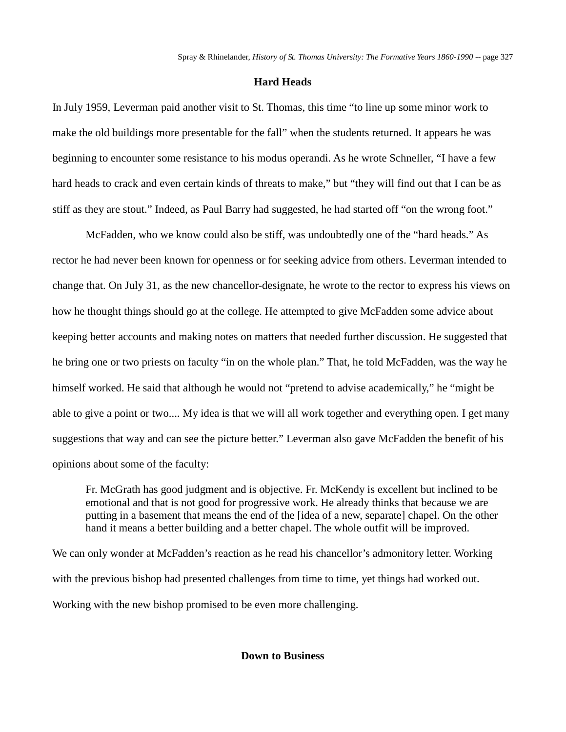## Hard Heads

In July 1959, Leverman paid another visit to St. Thomas, this time “to line up some minor work to make the old buildings more presentable for the fall” when the students returned. It appears he was beginning to encounter some resistance to his modus operandi. As he wrote Schneller, “I have a few hard heads to crack and even certain kinds of threats to make,” but “they will find out that I can be as stiff as they are stout.” Indeed, as Paul Barry had suggested, he had started off “on the wrong foot.”

McFadden, who we know could also be stiff, was undoubtedly one of the “hard heads.” As rector he had never been known for openness or for seeking advice from others. Leverman intended to change that. On July 31, as the new chancellor-designate, he wrote to the rector to express his views on how he thought things should go at the college. He attempted to give McFadden some advice about keeping better accounts and making notes on matters that needed further discussion. He suggested that he bring one or two priests on faculty “in on the whole plan.” That, he told McFadden, was the way he himself worked. He said that although he would not “pretend to advise academically,” he “might be able to give a point or two.... My idea is that we will all work together and everything open. I get many suggestions that way and can see the picture better.” Leverman also gave McFadden the benefit of his opinions about some of the faculty:

> Fr. McGrath has good judgment and is objective. Fr. McKendy is excellent but inclined to be emotional and that is not good for progressive work. He already thinks that because we are putting in a basement that means the end of the [idea of a new, separate] chapel. On the other hand it means a better building and a better chapel. The whole outfit will be improved.

We can only wonder at McFadden’s reaction as he read his chancellor’s admonitory letter. Working with the previous bishop had presented challenges from time to time, yet things had worked out. Working with the new bishop promised to be even more challenging.

## Down to Business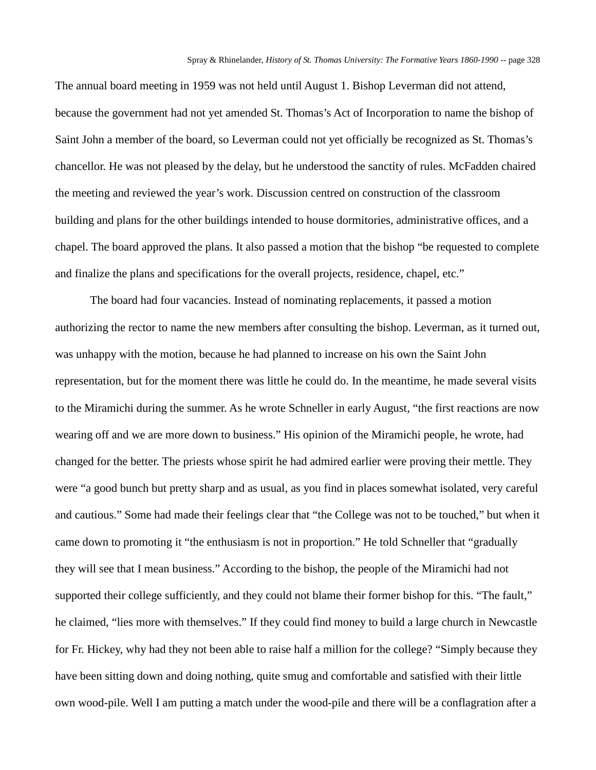The annual board meeting in 1959 was not held until August 1. Bishop Leverman did not attend, because the government had not yet amended St. Thomas's Act of Incorporation to name the bishop of Saint John a member of the board, so Leverman could not yet officially be recognized as St. Thomas's chancellor. He was not pleased by the delay, but he understood the sanctity of rules. McFadden chaired the meeting and reviewed the year's work. Discussion centred on construction of the classroom building and plans for the other buildings intended to house dormitories, administrative offices, and a chapel. The board approved the plans. It also passed a motion that the bishop "be requested to complete and finalize the plans and specifications for the overall projects, residence, chapel, etc."

The board had four vacancies. Instead of nominating replacements, it passed a motion authorizing the rector to name the new members after consulting the bishop. Leverman, as it turned out, was unhappy with the motion, because he had planned to increase on his own the Saint John representation, but for the moment there was little he could do. In the meantime, he made several visits to the Miramichi during the summer. As he wrote Schneller in early August, "the first reactions are now wearing off and we are more down to business." His opinion of the Miramichi people, he wrote, had changed for the better. The priests whose spirit he had admired earlier were proving their mettle. They were "a good bunch but pretty sharp and as usual, as you find in places somewhat isolated, very careful and cautious." Some had made their feelings clear that "the College was not to be touched," but when it came down to promoting it "the enthusiasm is not in proportion." He told Schneller that "gradually they will see that I mean business." According to the bishop, the people of the Miramichi had not supported their college sufficiently, and they could not blame their former bishop for this. "The fault," he claimed, "lies more with themselves." If they could find money to build a large church in Newcastle for Fr. Hickey, why had they not been able to raise half a million for the college? "Simply because they have been sitting down and doing nothing, quite smug and comfortable and satisfied with their little own wood-pile. Well I am putting a match under the wood-pile and there will be a conflagration after a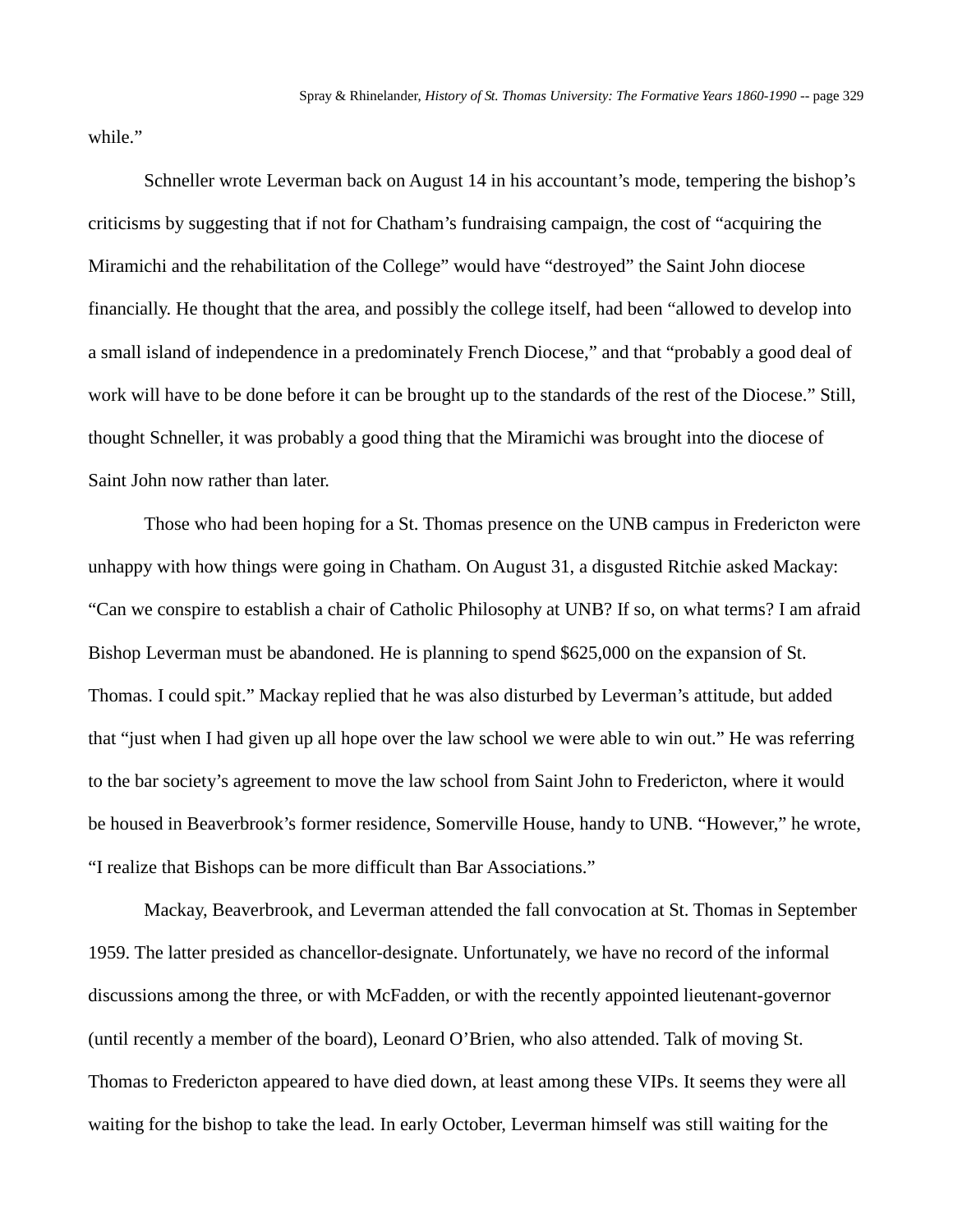while."

Schneller wrote Leverman back on August 14 in his accountant's mode, tempering the bishop's criticisms by suggesting that if not for Chatham's fundraising campaign, the cost of "acquiring the Miramichi and the rehabilitation of the College" would have "destroyed" the Saint John diocese financially. He thought that the area, and possibly the college itself, had been "allowed to develop into a small island of independence in a predominately French Diocese," and that "probably a good deal of work will have to be done before it can be brought up to the standards of the rest of the Diocese." Still, thought Schneller, it was probably a good thing that the Miramichi was brought into the diocese of Saint John now rather than later.

Those who had been hoping for a St. Thomas presence on the UNB campus in Fredericton were unhappy with how things were going in Chatham. On August 31, a disgusted Ritchie asked Mackay: "Can we conspire to establish a chair of Catholic Philosophy at UNB? If so, on what terms? I am afraid Bishop Leverman must be abandoned. He is planning to spend $625,000 on the expansion of St. Thomas. I could spit." Mackay replied that he was also disturbed by Leverman's attitude, but added that "just when I had given up all hope over the law school we were able to win out." He was referring to the bar society's agreement to move the law school from Saint John to Fredericton, where it would be housed in Beaverbrook's former residence, Somerville House, handy to UNB. "However," he wrote, "I realize that Bishops can be more difficult than Bar Associations."

Mackay, Beaverbrook, and Leverman attended the fall convocation at St. Thomas in September 1959. The latter presided as chancellor-designate. Unfortunately, we have no record of the informal discussions among the three, or with McFadden, or with the recently appointed lieutenant-governor (until recently a member of the board), Leonard O'Brien, who also attended. Talk of moving St. Thomas to Fredericton appeared to have died down, at least among these VIPs. It seems they were all waiting for the bishop to take the lead. In early October, Leverman himself was still waiting for the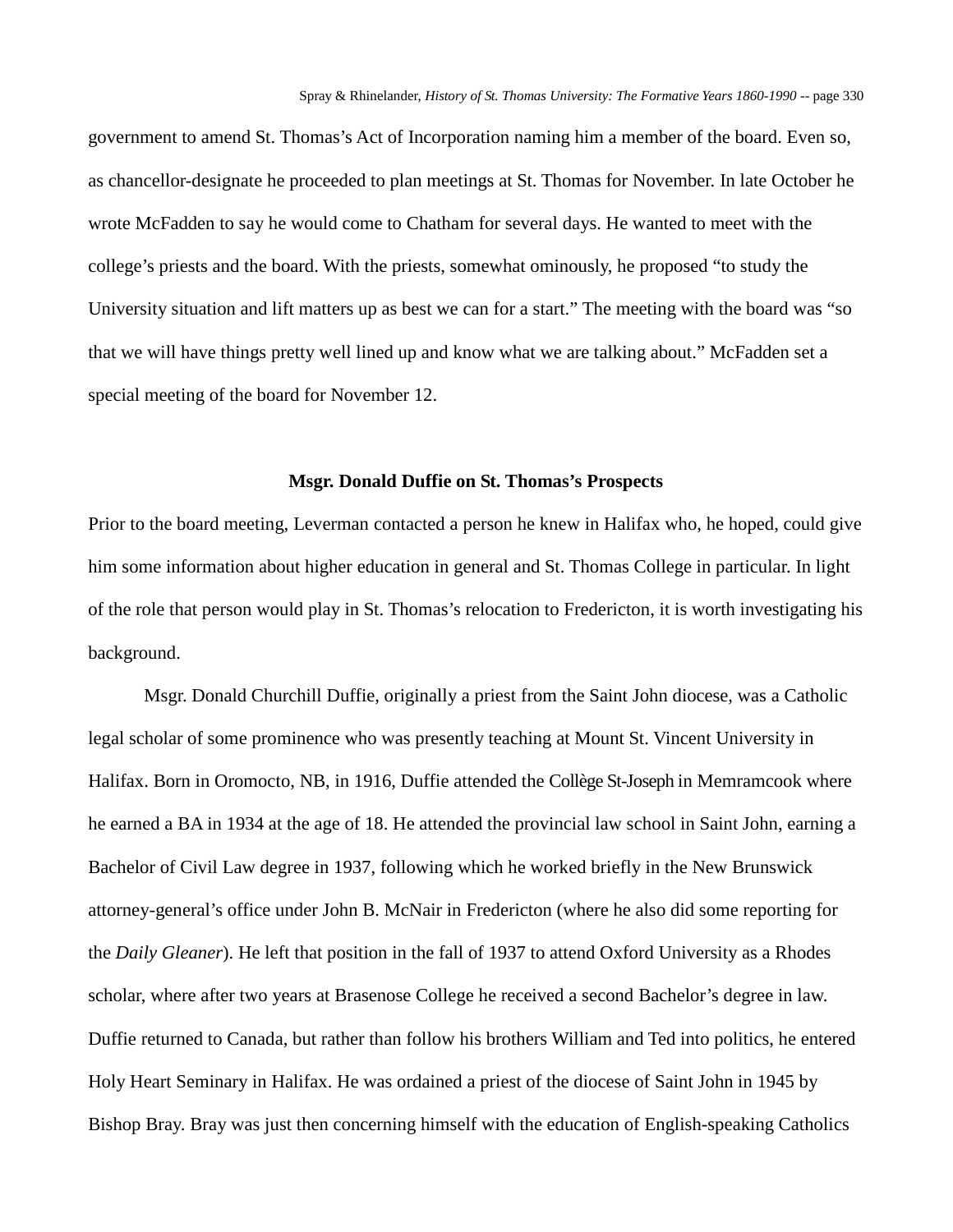government to amend St. Thomas's Act of Incorporation naming him a member of the board. Even so, as chancellor-designate he proceeded to plan meetings at St. Thomas for November. In late October he wrote McFadden to say he would come to Chatham for several days. He wanted to meet with the college's priests and the board. With the priests, somewhat ominously, he proposed "to study the University situation and lift matters up as best we can for a start." The meeting with the board was "so that we will have things pretty well lined up and know what we are talking about." McFadden set a special meeting of the board for November 12.

### Msgr. Donald Duffie on St. Thomas's Prospects

Prior to the board meeting, Leverman contacted a person he knew in Halifax who, he hoped, could give him some information about higher education in general and St. Thomas College in particular. In light of the role that person would play in St. Thomas's relocation to Fredericton, it is worth investigating his background.

Msgr. Donald Churchill Duffie, originally a priest from the Saint John diocese, was a Catholic legal scholar of some prominence who was presently teaching at Mount St. Vincent University in Halifax. Born in Oromocto, NB, in 1916, Duffie attended the Collège St-Joseph in Memramcook where he earned a BA in 1934 at the age of 18. He attended the provincial law school in Saint John, earning a Bachelor of Civil Law degree in 1937, following which he worked briefly in the New Brunswick attorney-general's office under John B. McNair in Fredericton (where he also did some reporting for the *Daily Gleaner*). He left that position in the fall of 1937 to attend Oxford University as a Rhodes scholar, where after two years at Brasenose College he received a second Bachelor's degree in law. Duffie returned to Canada, but rather than follow his brothers William and Ted into politics, he entered Holy Heart Seminary in Halifax. He was ordained a priest of the diocese of Saint John in 1945 by Bishop Bray. Bray was just then concerning himself with the education of English-speaking Catholics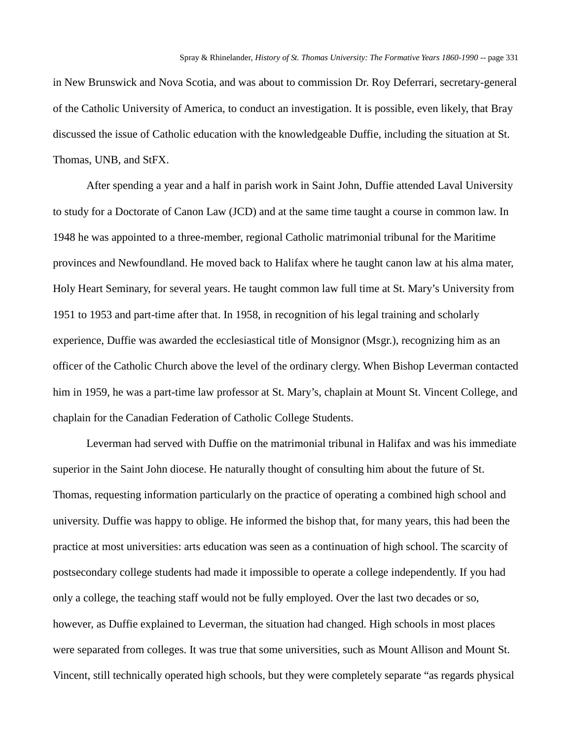in New Brunswick and Nova Scotia, and was about to commission Dr. Roy Deferrari, secretary-general of the Catholic University of America, to conduct an investigation. It is possible, even likely, that Bray discussed the issue of Catholic education with the knowledgeable Duffie, including the situation at St. Thomas, UNB, and StFX.

After spending a year and a half in parish work in Saint John, Duffie attended Laval University to study for a Doctorate of Canon Law (JCD) and at the same time taught a course in common law. In 1948 he was appointed to a three-member, regional Catholic matrimonial tribunal for the Maritime provinces and Newfoundland. He moved back to Halifax where he taught canon law at his alma mater, Holy Heart Seminary, for several years. He taught common law full time at St. Mary's University from 1951 to 1953 and part-time after that. In 1958, in recognition of his legal training and scholarly experience, Duffie was awarded the ecclesiastical title of Monsignor (Msgr.), recognizing him as an officer of the Catholic Church above the level of the ordinary clergy. When Bishop Leverman contacted him in 1959, he was a part-time law professor at St. Mary's, chaplain at Mount St. Vincent College, and chaplain for the Canadian Federation of Catholic College Students.

Leverman had served with Duffie on the matrimonial tribunal in Halifax and was his immediate superior in the Saint John diocese. He naturally thought of consulting him about the future of St. Thomas, requesting information particularly on the practice of operating a combined high school and university. Duffie was happy to oblige. He informed the bishop that, for many years, this had been the practice at most universities: arts education was seen as a continuation of high school. The scarcity of postsecondary college students had made it impossible to operate a college independently. If you had only a college, the teaching staff would not be fully employed. Over the last two decades or so, however, as Duffie explained to Leverman, the situation had changed. High schools in most places were separated from colleges. It was true that some universities, such as Mount Allison and Mount St. Vincent, still technically operated high schools, but they were completely separate "as regards physical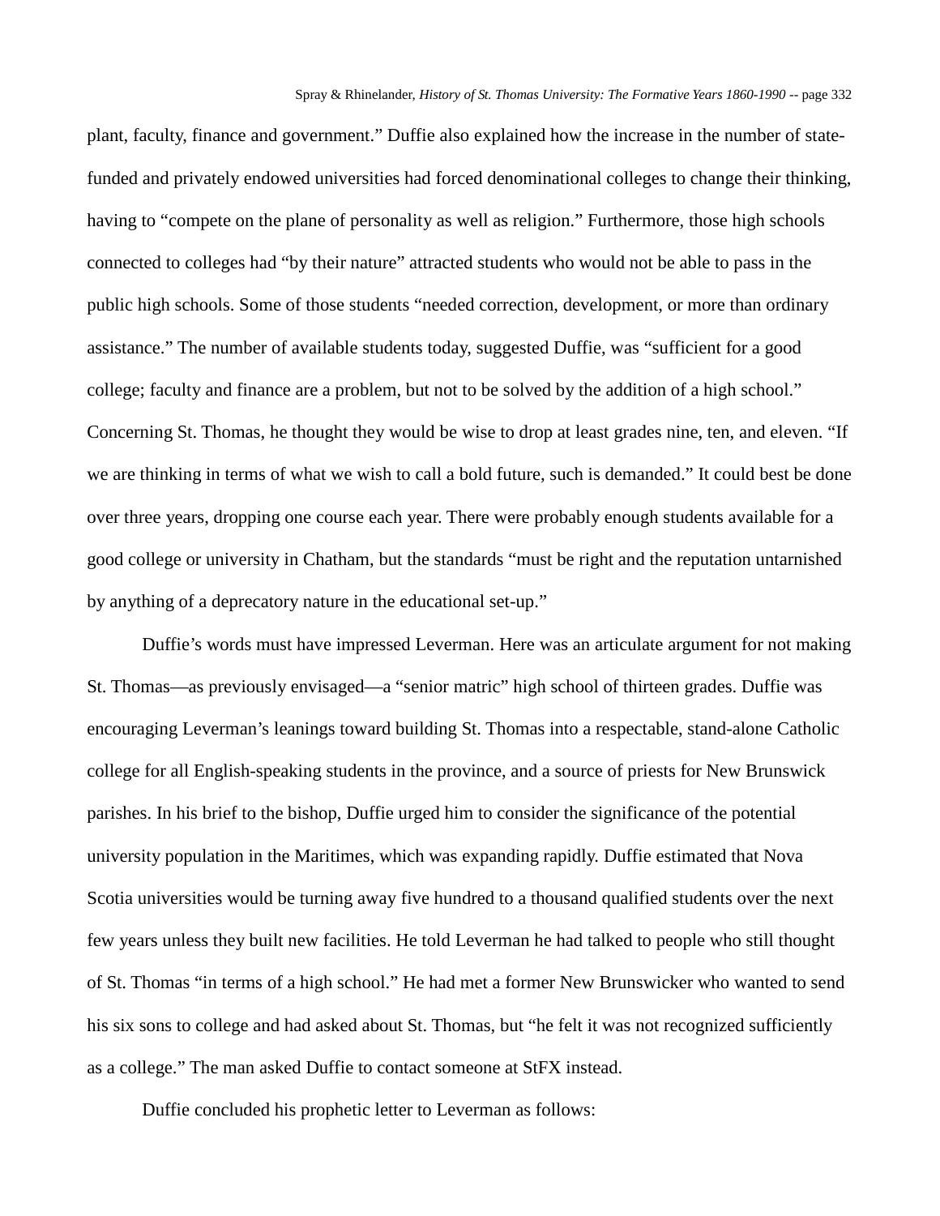plant, faculty, finance and government." Duffie also explained how the increase in the number of state-funded and privately endowed universities had forced denominational colleges to change their thinking, having to "compete on the plane of personality as well as religion." Furthermore, those high schools connected to colleges had "by their nature" attracted students who would not be able to pass in the public high schools. Some of those students "needed correction, development, or more than ordinary assistance." The number of available students today, suggested Duffie, was "sufficient for a good college; faculty and finance are a problem, but not to be solved by the addition of a high school." Concerning St. Thomas, he thought they would be wise to drop at least grades nine, ten, and eleven. "If we are thinking in terms of what we wish to call a bold future, such is demanded." It could best be done over three years, dropping one course each year. There were probably enough students available for a good college or university in Chatham, but the standards "must be right and the reputation untarnished by anything of a deprecatory nature in the educational set-up."

Duffie's words must have impressed Leverman. Here was an articulate argument for not making St. Thomas—as previously envisaged—a "senior matric" high school of thirteen grades. Duffie was encouraging Leverman's leanings toward building St. Thomas into a respectable, stand-alone Catholic college for all English-speaking students in the province, and a source of priests for New Brunswick parishes. In his brief to the bishop, Duffie urged him to consider the significance of the potential university population in the Maritimes, which was expanding rapidly. Duffie estimated that Nova Scotia universities would be turning away five hundred to a thousand qualified students over the next few years unless they built new facilities. He told Leverman he had talked to people who still thought of St. Thomas "in terms of a high school." He had met a former New Brunswicker who wanted to send his six sons to college and had asked about St. Thomas, but "he felt it was not recognized sufficiently as a college." The man asked Duffie to contact someone at StFX instead.

Duffie concluded his prophetic letter to Leverman as follows: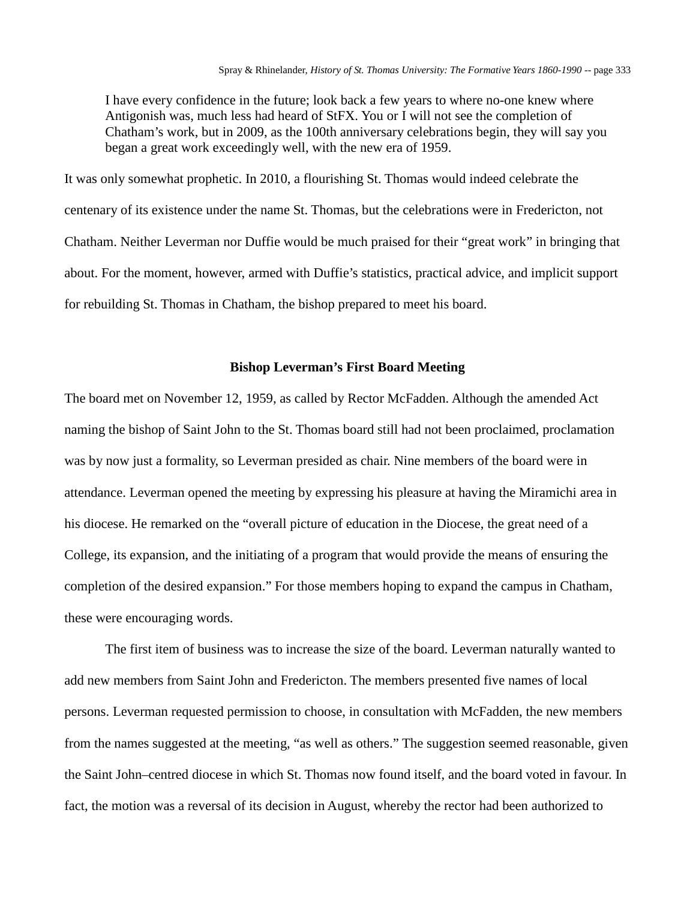> I have every confidence in the future; look back a few years to where no-one knew where Antigonish was, much less had heard of StFX. You or I will not see the completion of Chatham's work, but in 2009, as the 100th anniversary celebrations begin, they will say you began a great work exceedingly well, with the new era of 1959.

It was only somewhat prophetic. In 2010, a flourishing St. Thomas would indeed celebrate the centenary of its existence under the name St. Thomas, but the celebrations were in Fredericton, not Chatham. Neither Leverman nor Duffie would be much praised for their "great work" in bringing that about. For the moment, however, armed with Duffie's statistics, practical advice, and implicit support for rebuilding St. Thomas in Chatham, the bishop prepared to meet his board.

### Bishop Leverman's First Board Meeting

The board met on November 12, 1959, as called by Rector McFadden. Although the amended Act naming the bishop of Saint John to the St. Thomas board still had not been proclaimed, proclamation was by now just a formality, so Leverman presided as chair. Nine members of the board were in attendance. Leverman opened the meeting by expressing his pleasure at having the Miramichi area in his diocese. He remarked on the "overall picture of education in the Diocese, the great need of a College, its expansion, and the initiating of a program that would provide the means of ensuring the completion of the desired expansion." For those members hoping to expand the campus in Chatham, these were encouraging words.

The first item of business was to increase the size of the board. Leverman naturally wanted to add new members from Saint John and Fredericton. The members presented five names of local persons. Leverman requested permission to choose, in consultation with McFadden, the new members from the names suggested at the meeting, "as well as others." The suggestion seemed reasonable, given the Saint John–centred diocese in which St. Thomas now found itself, and the board voted in favour. In fact, the motion was a reversal of its decision in August, whereby the rector had been authorized to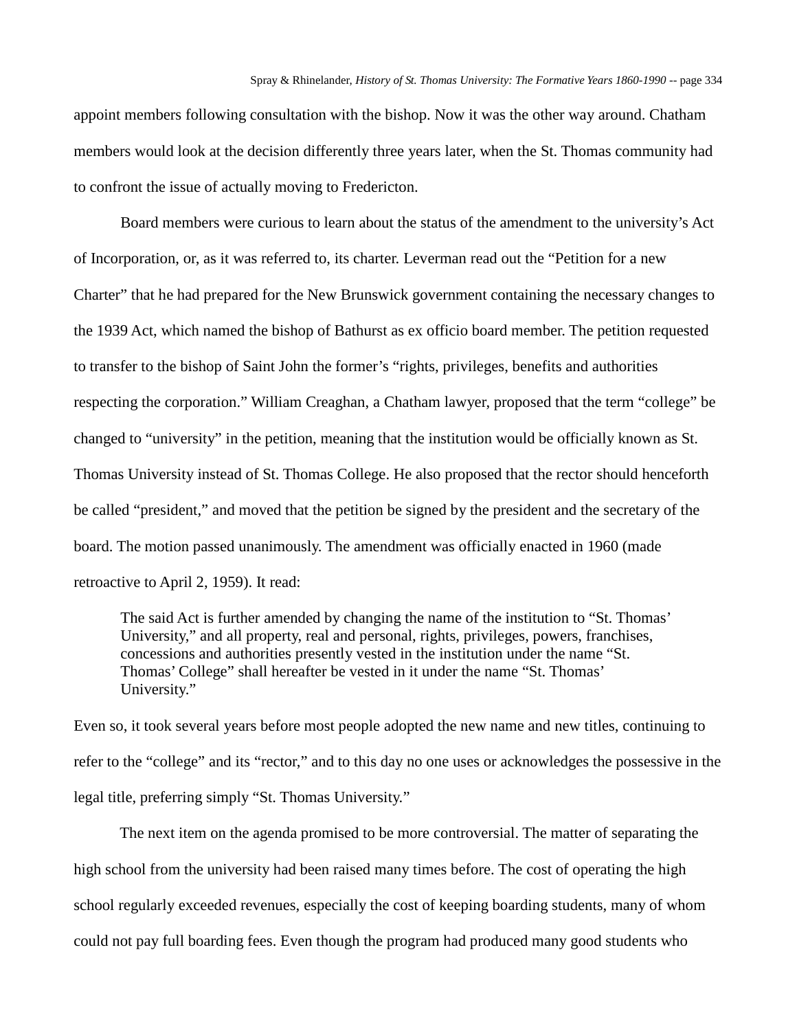appoint members following consultation with the bishop. Now it was the other way around. Chatham members would look at the decision differently three years later, when the St. Thomas community had to confront the issue of actually moving to Fredericton.

Board members were curious to learn about the status of the amendment to the university's Act of Incorporation, or, as it was referred to, its charter. Leverman read out the "Petition for a new Charter" that he had prepared for the New Brunswick government containing the necessary changes to the 1939 Act, which named the bishop of Bathurst as ex officio board member. The petition requested to transfer to the bishop of Saint John the former's "rights, privileges, benefits and authorities respecting the corporation." William Creaghan, a Chatham lawyer, proposed that the term "college" be changed to "university" in the petition, meaning that the institution would be officially known as St. Thomas University instead of St. Thomas College. He also proposed that the rector should henceforth be called "president," and moved that the petition be signed by the president and the secretary of the board. The motion passed unanimously. The amendment was officially enacted in 1960 (made retroactive to April 2, 1959). It read:

> The said Act is further amended by changing the name of the institution to "St. Thomas' University," and all property, real and personal, rights, privileges, powers, franchises, concessions and authorities presently vested in the institution under the name "St. Thomas' College" shall hereafter be vested in it under the name "St. Thomas' University."

Even so, it took several years before most people adopted the new name and new titles, continuing to refer to the "college" and its "rector," and to this day no one uses or acknowledges the possessive in the legal title, preferring simply "St. Thomas University."

The next item on the agenda promised to be more controversial. The matter of separating the high school from the university had been raised many times before. The cost of operating the high school regularly exceeded revenues, especially the cost of keeping boarding students, many of whom could not pay full boarding fees. Even though the program had produced many good students who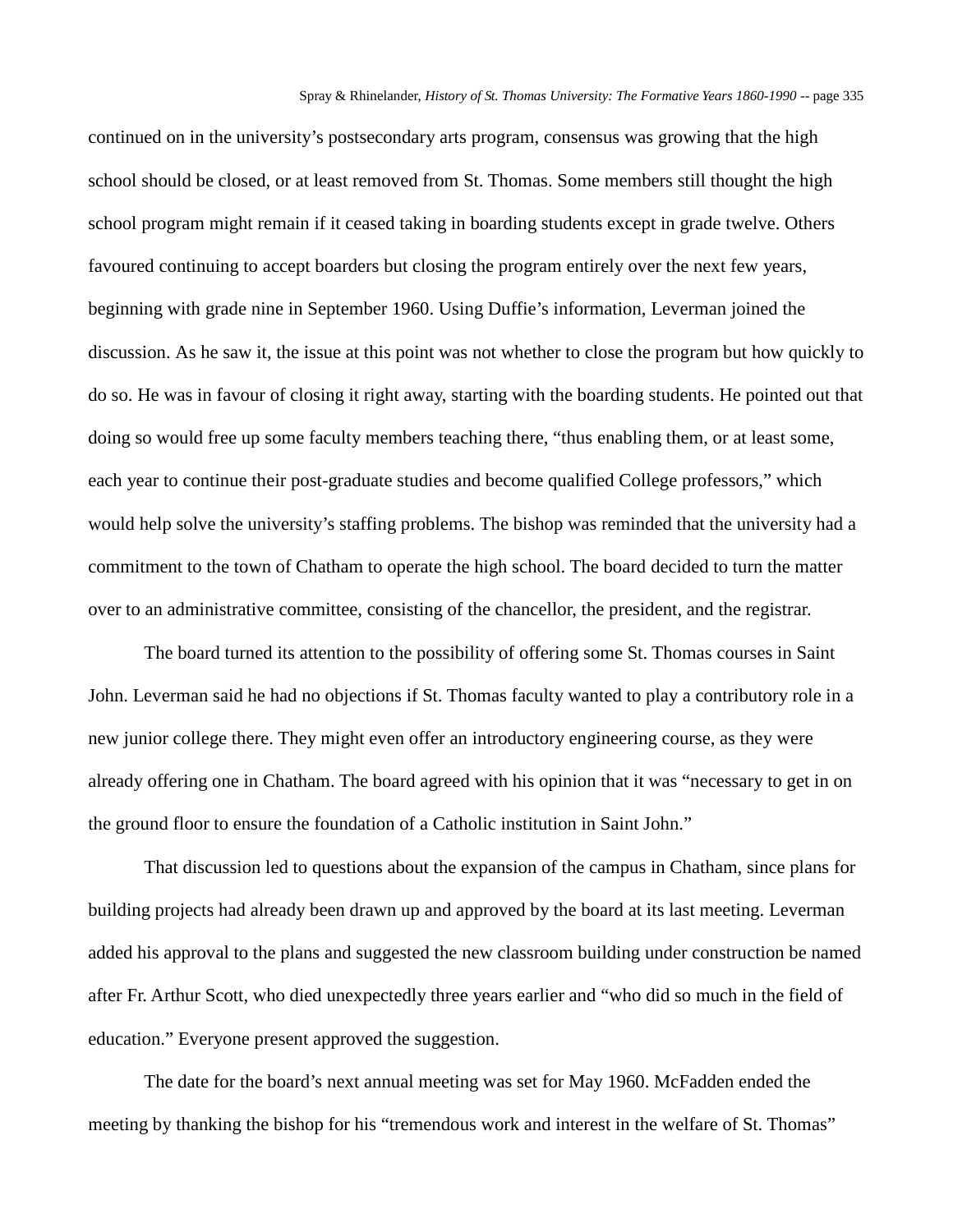continued on in the university's postsecondary arts program, consensus was growing that the high school should be closed, or at least removed from St. Thomas. Some members still thought the high school program might remain if it ceased taking in boarding students except in grade twelve. Others favoured continuing to accept boarders but closing the program entirely over the next few years, beginning with grade nine in September 1960. Using Duffie's information, Leverman joined the discussion. As he saw it, the issue at this point was not whether to close the program but how quickly to do so. He was in favour of closing it right away, starting with the boarding students. He pointed out that doing so would free up some faculty members teaching there, "thus enabling them, or at least some, each year to continue their post-graduate studies and become qualified College professors," which would help solve the university's staffing problems. The bishop was reminded that the university had a commitment to the town of Chatham to operate the high school. The board decided to turn the matter over to an administrative committee, consisting of the chancellor, the president, and the registrar.

The board turned its attention to the possibility of offering some St. Thomas courses in Saint John. Leverman said he had no objections if St. Thomas faculty wanted to play a contributory role in a new junior college there. They might even offer an introductory engineering course, as they were already offering one in Chatham. The board agreed with his opinion that it was "necessary to get in on the ground floor to ensure the foundation of a Catholic institution in Saint John."

That discussion led to questions about the expansion of the campus in Chatham, since plans for building projects had already been drawn up and approved by the board at its last meeting. Leverman added his approval to the plans and suggested the new classroom building under construction be named after Fr. Arthur Scott, who died unexpectedly three years earlier and "who did so much in the field of education." Everyone present approved the suggestion.

The date for the board's next annual meeting was set for May 1960. McFadden ended the meeting by thanking the bishop for his "tremendous work and interest in the welfare of St. Thomas"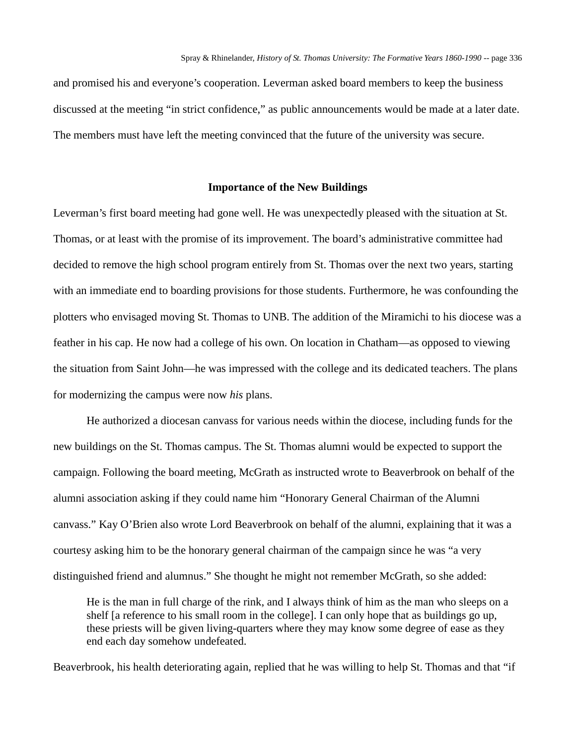and promised his and everyone's cooperation. Leverman asked board members to keep the business discussed at the meeting "in strict confidence," as public announcements would be made at a later date. The members must have left the meeting convinced that the future of the university was secure.

### Importance of the New Buildings

Leverman's first board meeting had gone well. He was unexpectedly pleased with the situation at St. Thomas, or at least with the promise of its improvement. The board's administrative committee had decided to remove the high school program entirely from St. Thomas over the next two years, starting with an immediate end to boarding provisions for those students. Furthermore, he was confounding the plotters who envisaged moving St. Thomas to UNB. The addition of the Miramichi to his diocese was a feather in his cap. He now had a college of his own. On location in Chatham—as opposed to viewing the situation from Saint John—he was impressed with the college and its dedicated teachers. The plans for modernizing the campus were now *his* plans.

He authorized a diocesan canvass for various needs within the diocese, including funds for the new buildings on the St. Thomas campus. The St. Thomas alumni would be expected to support the campaign. Following the board meeting, McGrath as instructed wrote to Beaverbrook on behalf of the alumni association asking if they could name him "Honorary General Chairman of the Alumni canvass." Kay O'Brien also wrote Lord Beaverbrook on behalf of the alumni, explaining that it was a courtesy asking him to be the honorary general chairman of the campaign since he was "a very distinguished friend and alumnus." She thought he might not remember McGrath, so she added:

> He is the man in full charge of the rink, and I always think of him as the man who sleeps on a shelf [a reference to his small room in the college]. I can only hope that as buildings go up, these priests will be given living-quarters where they may know some degree of ease as they end each day somehow undefeated.

Beaverbrook, his health deteriorating again, replied that he was willing to help St. Thomas and that "if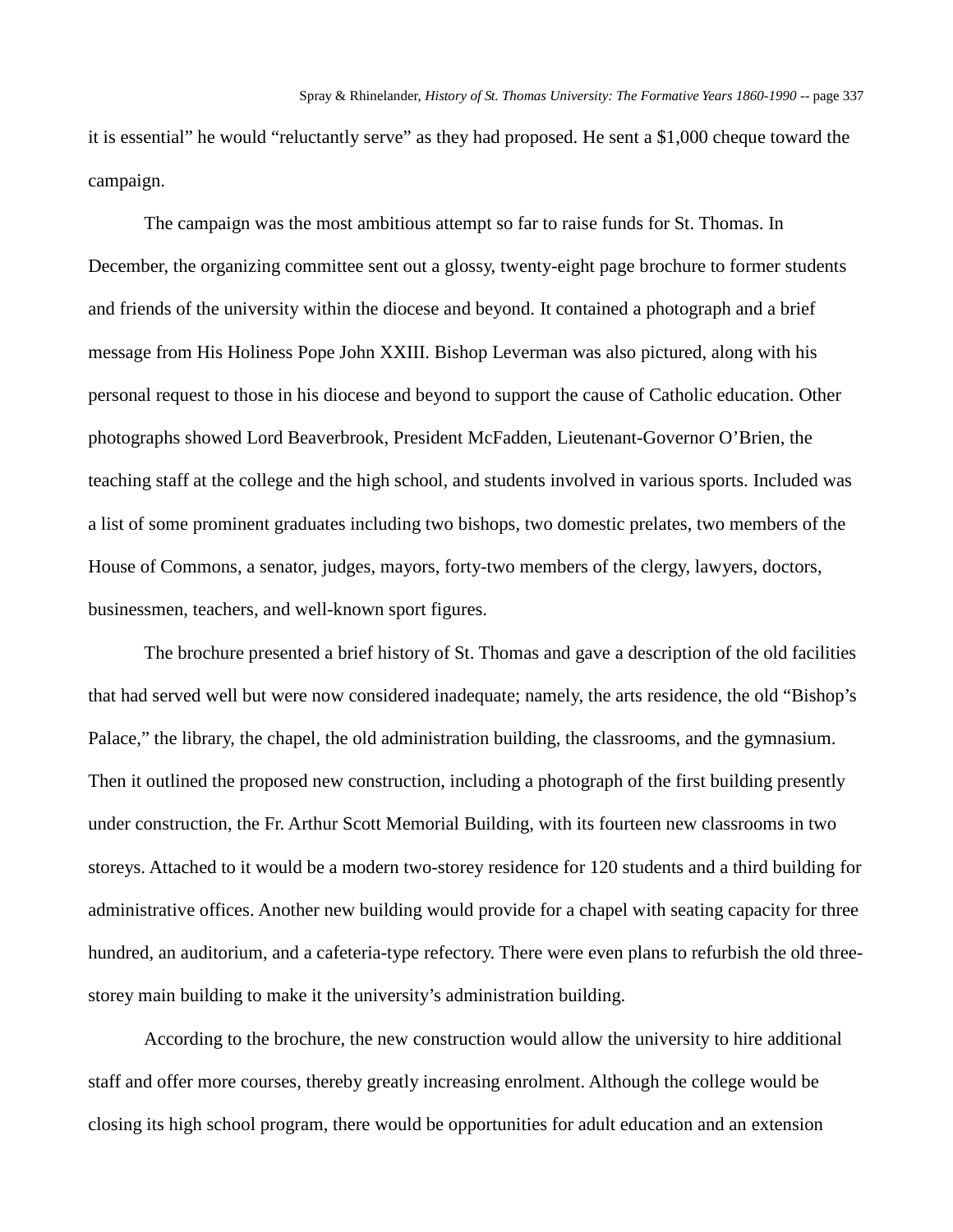it is essential" he would "reluctantly serve" as they had proposed. He sent a $1,000 cheque toward the campaign.

The campaign was the most ambitious attempt so far to raise funds for St. Thomas. In December, the organizing committee sent out a glossy, twenty-eight page brochure to former students and friends of the university within the diocese and beyond. It contained a photograph and a brief message from His Holiness Pope John XXIII. Bishop Leverman was also pictured, along with his personal request to those in his diocese and beyond to support the cause of Catholic education. Other photographs showed Lord Beaverbrook, President McFadden, Lieutenant-Governor O'Brien, the teaching staff at the college and the high school, and students involved in various sports. Included was a list of some prominent graduates including two bishops, two domestic prelates, two members of the House of Commons, a senator, judges, mayors, forty-two members of the clergy, lawyers, doctors, businessmen, teachers, and well-known sport figures.

The brochure presented a brief history of St. Thomas and gave a description of the old facilities that had served well but were now considered inadequate; namely, the arts residence, the old "Bishop's Palace," the library, the chapel, the old administration building, the classrooms, and the gymnasium. Then it outlined the proposed new construction, including a photograph of the first building presently under construction, the Fr. Arthur Scott Memorial Building, with its fourteen new classrooms in two storeys. Attached to it would be a modern two-storey residence for 120 students and a third building for administrative offices. Another new building would provide for a chapel with seating capacity for three hundred, an auditorium, and a cafeteria-type refectory. There were even plans to refurbish the old three-storey main building to make it the university's administration building.

According to the brochure, the new construction would allow the university to hire additional staff and offer more courses, thereby greatly increasing enrolment. Although the college would be closing its high school program, there would be opportunities for adult education and an extension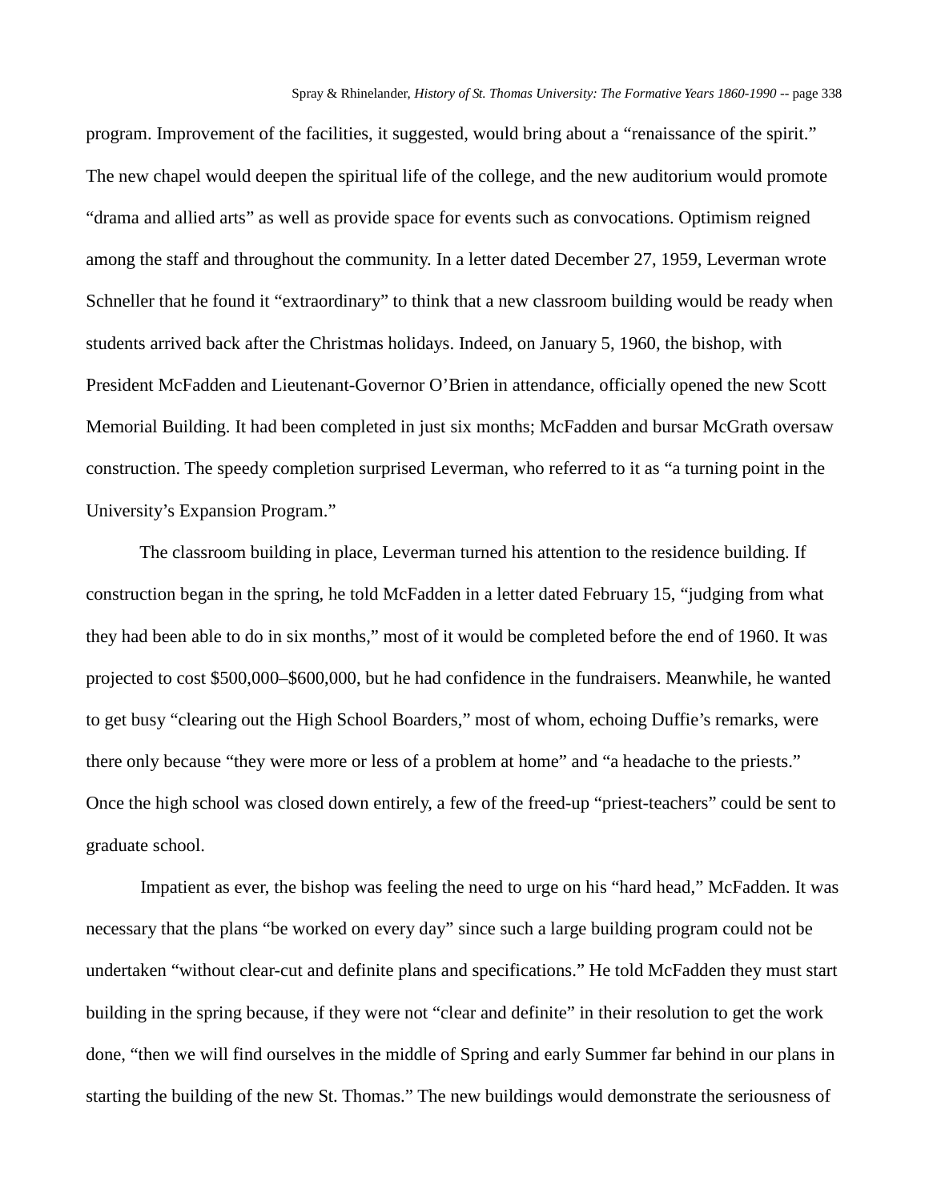program. Improvement of the facilities, it suggested, would bring about a "renaissance of the spirit." The new chapel would deepen the spiritual life of the college, and the new auditorium would promote "drama and allied arts" as well as provide space for events such as convocations. Optimism reigned among the staff and throughout the community. In a letter dated December 27, 1959, Leverman wrote Schneller that he found it "extraordinary" to think that a new classroom building would be ready when students arrived back after the Christmas holidays. Indeed, on January 5, 1960, the bishop, with President McFadden and Lieutenant-Governor O'Brien in attendance, officially opened the new Scott Memorial Building. It had been completed in just six months; McFadden and bursar McGrath oversaw construction. The speedy completion surprised Leverman, who referred to it as "a turning point in the University's Expansion Program."

The classroom building in place, Leverman turned his attention to the residence building. If construction began in the spring, he told McFadden in a letter dated February 15, "judging from what they had been able to do in six months," most of it would be completed before the end of 1960. It was projected to cost $500,000–$600,000, but he had confidence in the fundraisers. Meanwhile, he wanted to get busy "clearing out the High School Boarders," most of whom, echoing Duffie's remarks, were there only because "they were more or less of a problem at home" and "a headache to the priests." Once the high school was closed down entirely, a few of the freed-up "priest-teachers" could be sent to graduate school.

Impatient as ever, the bishop was feeling the need to urge on his "hard head," McFadden. It was necessary that the plans "be worked on every day" since such a large building program could not be undertaken "without clear-cut and definite plans and specifications." He told McFadden they must start building in the spring because, if they were not "clear and definite" in their resolution to get the work done, "then we will find ourselves in the middle of Spring and early Summer far behind in our plans in starting the building of the new St. Thomas." The new buildings would demonstrate the seriousness of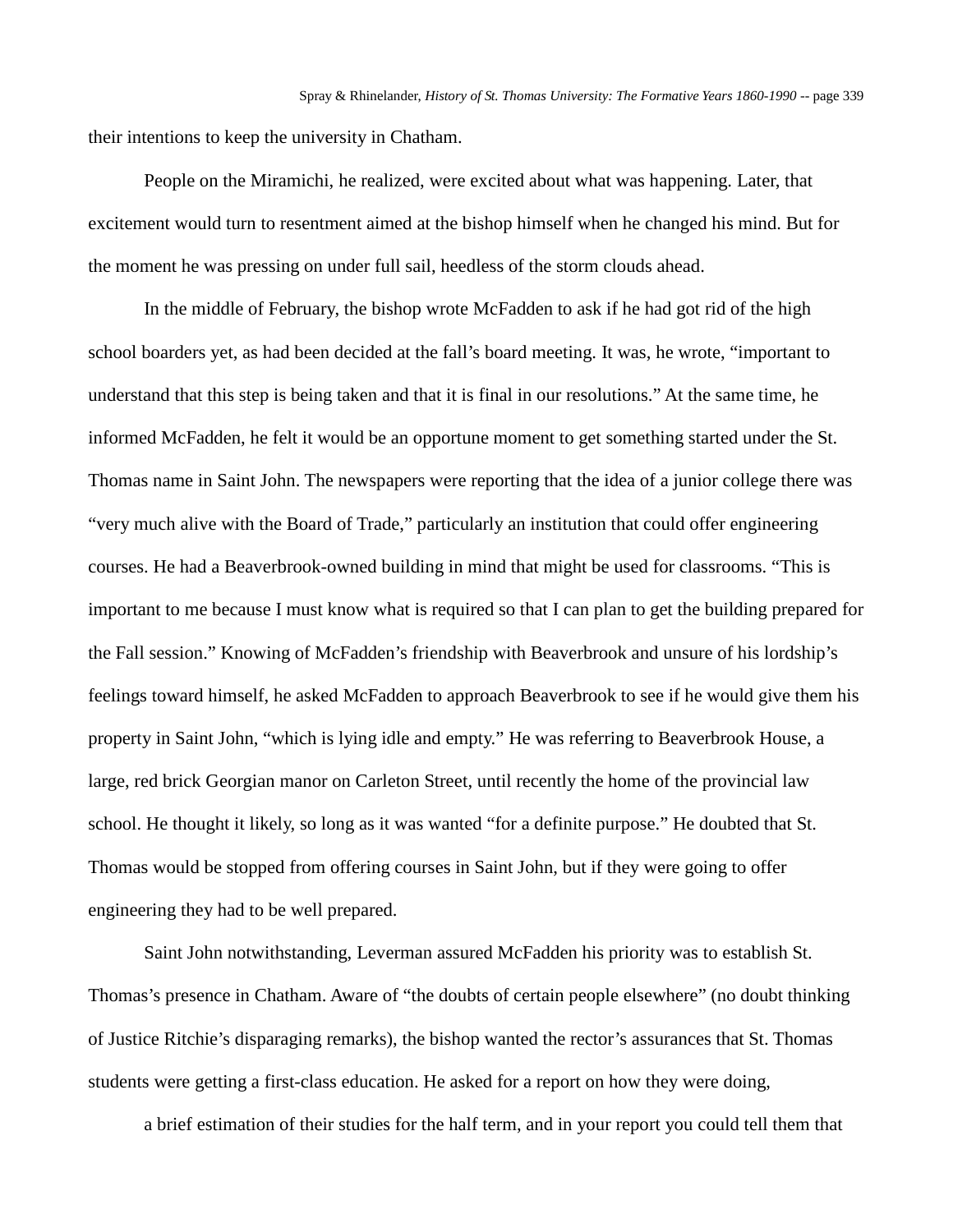their intentions to keep the university in Chatham.

People on the Miramichi, he realized, were excited about what was happening. Later, that excitement would turn to resentment aimed at the bishop himself when he changed his mind. But for the moment he was pressing on under full sail, heedless of the storm clouds ahead.

In the middle of February, the bishop wrote McFadden to ask if he had got rid of the high school boarders yet, as had been decided at the fall's board meeting. It was, he wrote, "important to understand that this step is being taken and that it is final in our resolutions." At the same time, he informed McFadden, he felt it would be an opportune moment to get something started under the St. Thomas name in Saint John. The newspapers were reporting that the idea of a junior college there was "very much alive with the Board of Trade," particularly an institution that could offer engineering courses. He had a Beaverbrook-owned building in mind that might be used for classrooms. "This is important to me because I must know what is required so that I can plan to get the building prepared for the Fall session." Knowing of McFadden's friendship with Beaverbrook and unsure of his lordship's feelings toward himself, he asked McFadden to approach Beaverbrook to see if he would give them his property in Saint John, "which is lying idle and empty." He was referring to Beaverbrook House, a large, red brick Georgian manor on Carleton Street, until recently the home of the provincial law school. He thought it likely, so long as it was wanted "for a definite purpose." He doubted that St. Thomas would be stopped from offering courses in Saint John, but if they were going to offer engineering they had to be well prepared.

Saint John notwithstanding, Leverman assured McFadden his priority was to establish St. Thomas's presence in Chatham. Aware of "the doubts of certain people elsewhere" (no doubt thinking of Justice Ritchie's disparaging remarks), the bishop wanted the rector's assurances that St. Thomas students were getting a first-class education. He asked for a report on how they were doing,

> a brief estimation of their studies for the half term, and in your report you could tell them that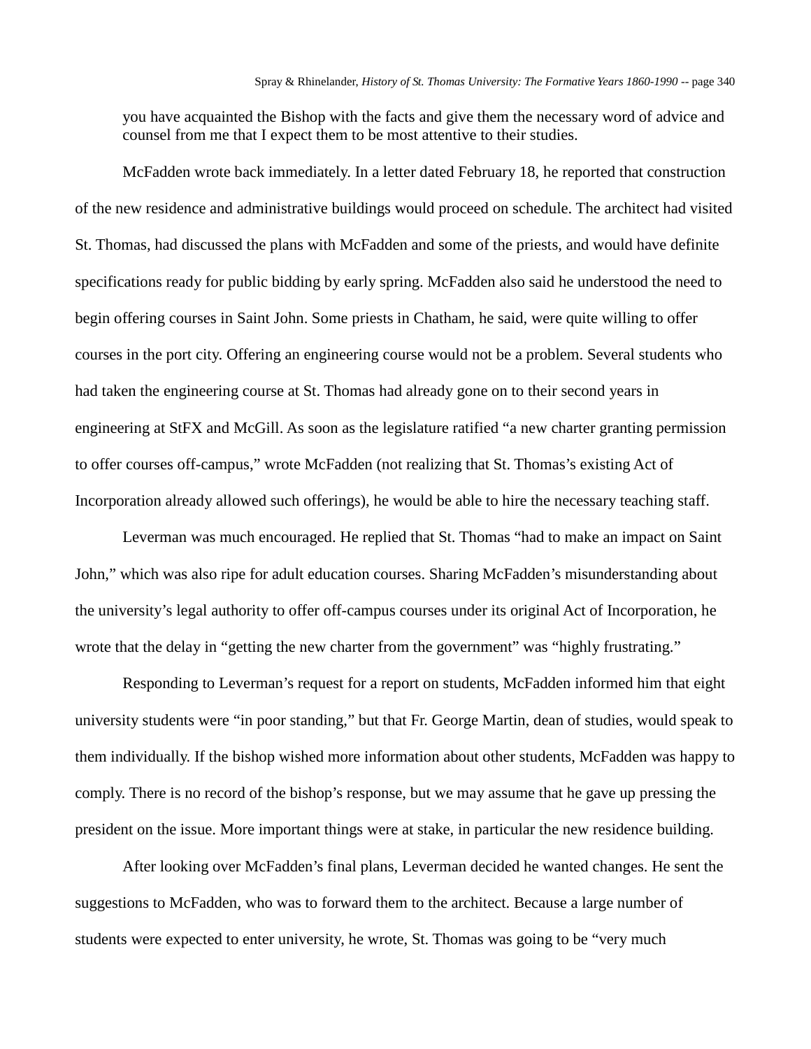you have acquainted the Bishop with the facts and give them the necessary word of advice and counsel from me that I expect them to be most attentive to their studies.

McFadden wrote back immediately. In a letter dated February 18, he reported that construction of the new residence and administrative buildings would proceed on schedule. The architect had visited St. Thomas, had discussed the plans with McFadden and some of the priests, and would have definite specifications ready for public bidding by early spring. McFadden also said he understood the need to begin offering courses in Saint John. Some priests in Chatham, he said, were quite willing to offer courses in the port city. Offering an engineering course would not be a problem. Several students who had taken the engineering course at St. Thomas had already gone on to their second years in engineering at StFX and McGill. As soon as the legislature ratified "a new charter granting permission to offer courses off-campus," wrote McFadden (not realizing that St. Thomas's existing Act of Incorporation already allowed such offerings), he would be able to hire the necessary teaching staff.

Leverman was much encouraged. He replied that St. Thomas "had to make an impact on Saint John," which was also ripe for adult education courses. Sharing McFadden's misunderstanding about the university's legal authority to offer off-campus courses under its original Act of Incorporation, he wrote that the delay in "getting the new charter from the government" was "highly frustrating."

Responding to Leverman's request for a report on students, McFadden informed him that eight university students were "in poor standing," but that Fr. George Martin, dean of studies, would speak to them individually. If the bishop wished more information about other students, McFadden was happy to comply. There is no record of the bishop's response, but we may assume that he gave up pressing the president on the issue. More important things were at stake, in particular the new residence building.

After looking over McFadden's final plans, Leverman decided he wanted changes. He sent the suggestions to McFadden, who was to forward them to the architect. Because a large number of students were expected to enter university, he wrote, St. Thomas was going to be "very much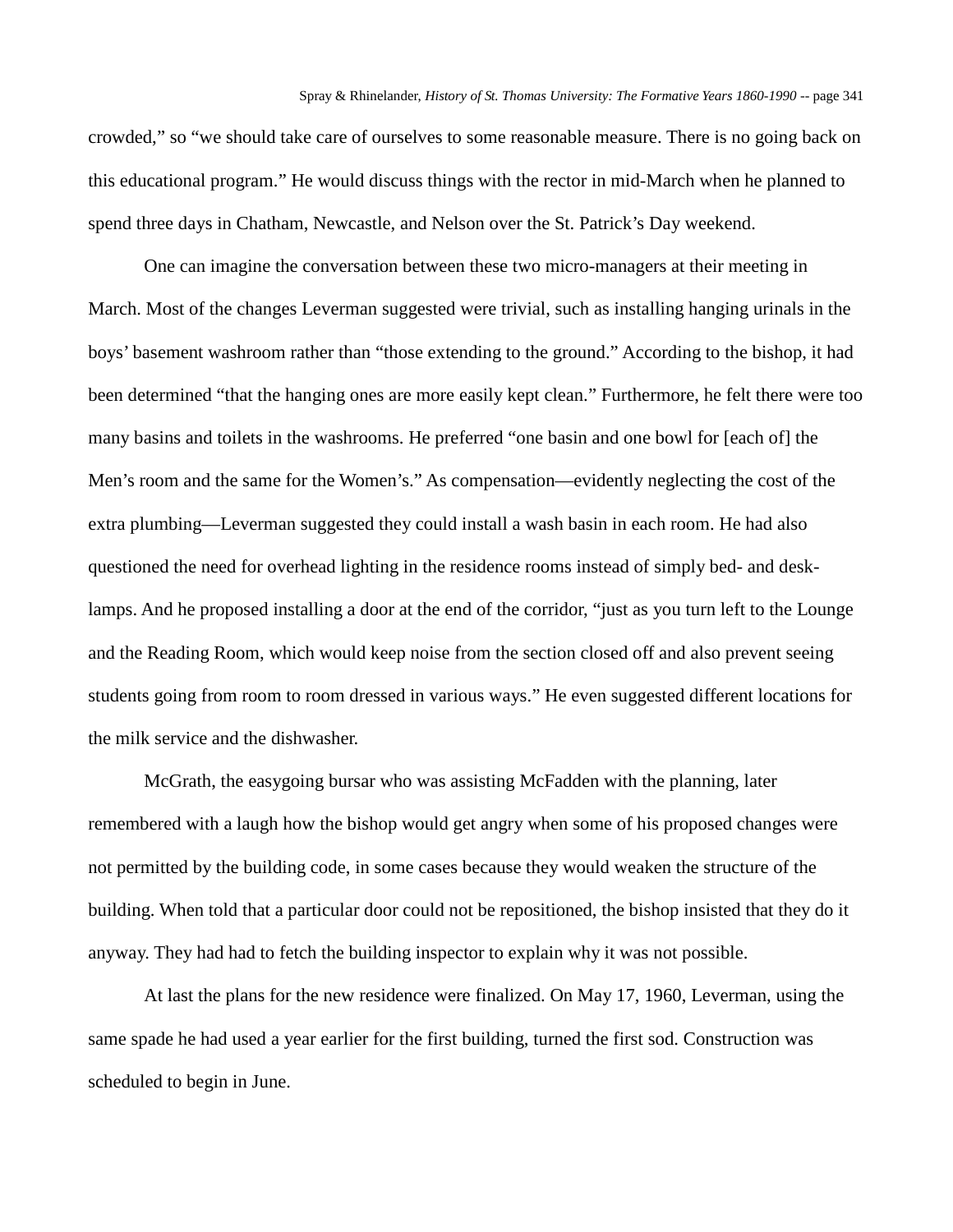crowded," so "we should take care of ourselves to some reasonable measure. There is no going back on this educational program." He would discuss things with the rector in mid-March when he planned to spend three days in Chatham, Newcastle, and Nelson over the St. Patrick's Day weekend.

One can imagine the conversation between these two micro-managers at their meeting in March. Most of the changes Leverman suggested were trivial, such as installing hanging urinals in the boys' basement washroom rather than "those extending to the ground." According to the bishop, it had been determined "that the hanging ones are more easily kept clean." Furthermore, he felt there were too many basins and toilets in the washrooms. He preferred "one basin and one bowl for [each of] the Men's room and the same for the Women's." As compensation—evidently neglecting the cost of the extra plumbing—Leverman suggested they could install a wash basin in each room. He had also questioned the need for overhead lighting in the residence rooms instead of simply bed- and desk-lamps. And he proposed installing a door at the end of the corridor, "just as you turn left to the Lounge and the Reading Room, which would keep noise from the section closed off and also prevent seeing students going from room to room dressed in various ways." He even suggested different locations for the milk service and the dishwasher.

McGrath, the easygoing bursar who was assisting McFadden with the planning, later remembered with a laugh how the bishop would get angry when some of his proposed changes were not permitted by the building code, in some cases because they would weaken the structure of the building. When told that a particular door could not be repositioned, the bishop insisted that they do it anyway. They had had to fetch the building inspector to explain why it was not possible.

At last the plans for the new residence were finalized. On May 17, 1960, Leverman, using the same spade he had used a year earlier for the first building, turned the first sod. Construction was scheduled to begin in June.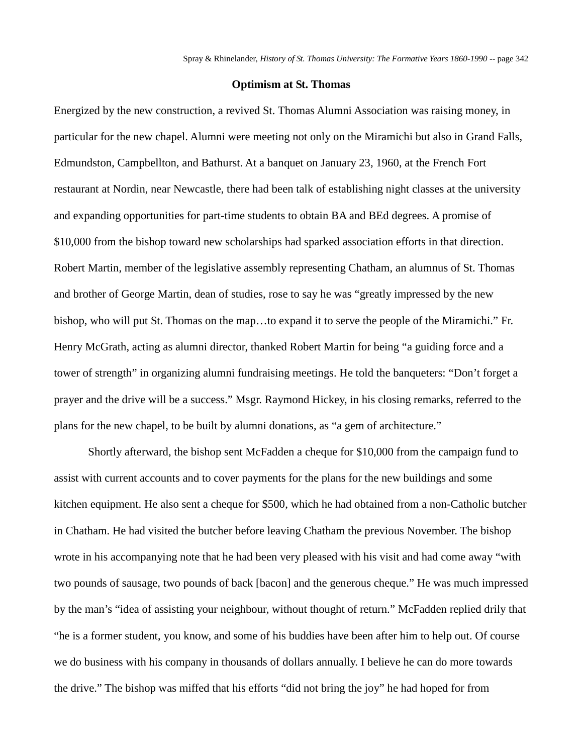## Optimism at St. Thomas

Energized by the new construction, a revived St. Thomas Alumni Association was raising money, in particular for the new chapel. Alumni were meeting not only on the Miramichi but also in Grand Falls, Edmundston, Campbellton, and Bathurst. At a banquet on January 23, 1960, at the French Fort restaurant at Nordin, near Newcastle, there had been talk of establishing night classes at the university and expanding opportunities for part-time students to obtain BA and BEd degrees. A promise of $10,000 from the bishop toward new scholarships had sparked association efforts in that direction. Robert Martin, member of the legislative assembly representing Chatham, an alumnus of St. Thomas and brother of George Martin, dean of studies, rose to say he was "greatly impressed by the new bishop, who will put St. Thomas on the map…to expand it to serve the people of the Miramichi." Fr. Henry McGrath, acting as alumni director, thanked Robert Martin for being "a guiding force and a tower of strength" in organizing alumni fundraising meetings. He told the banqueters: "Don't forget a prayer and the drive will be a success." Msgr. Raymond Hickey, in his closing remarks, referred to the plans for the new chapel, to be built by alumni donations, as "a gem of architecture."

Shortly afterward, the bishop sent McFadden a cheque for $10,000 from the campaign fund to assist with current accounts and to cover payments for the plans for the new buildings and some kitchen equipment. He also sent a cheque for $500, which he had obtained from a non-Catholic butcher in Chatham. He had visited the butcher before leaving Chatham the previous November. The bishop wrote in his accompanying note that he had been very pleased with his visit and had come away "with two pounds of sausage, two pounds of back [bacon] and the generous cheque." He was much impressed by the man's "idea of assisting your neighbour, without thought of return." McFadden replied drily that "he is a former student, you know, and some of his buddies have been after him to help out. Of course we do business with his company in thousands of dollars annually. I believe he can do more towards the drive." The bishop was miffed that his efforts "did not bring the joy" he had hoped for from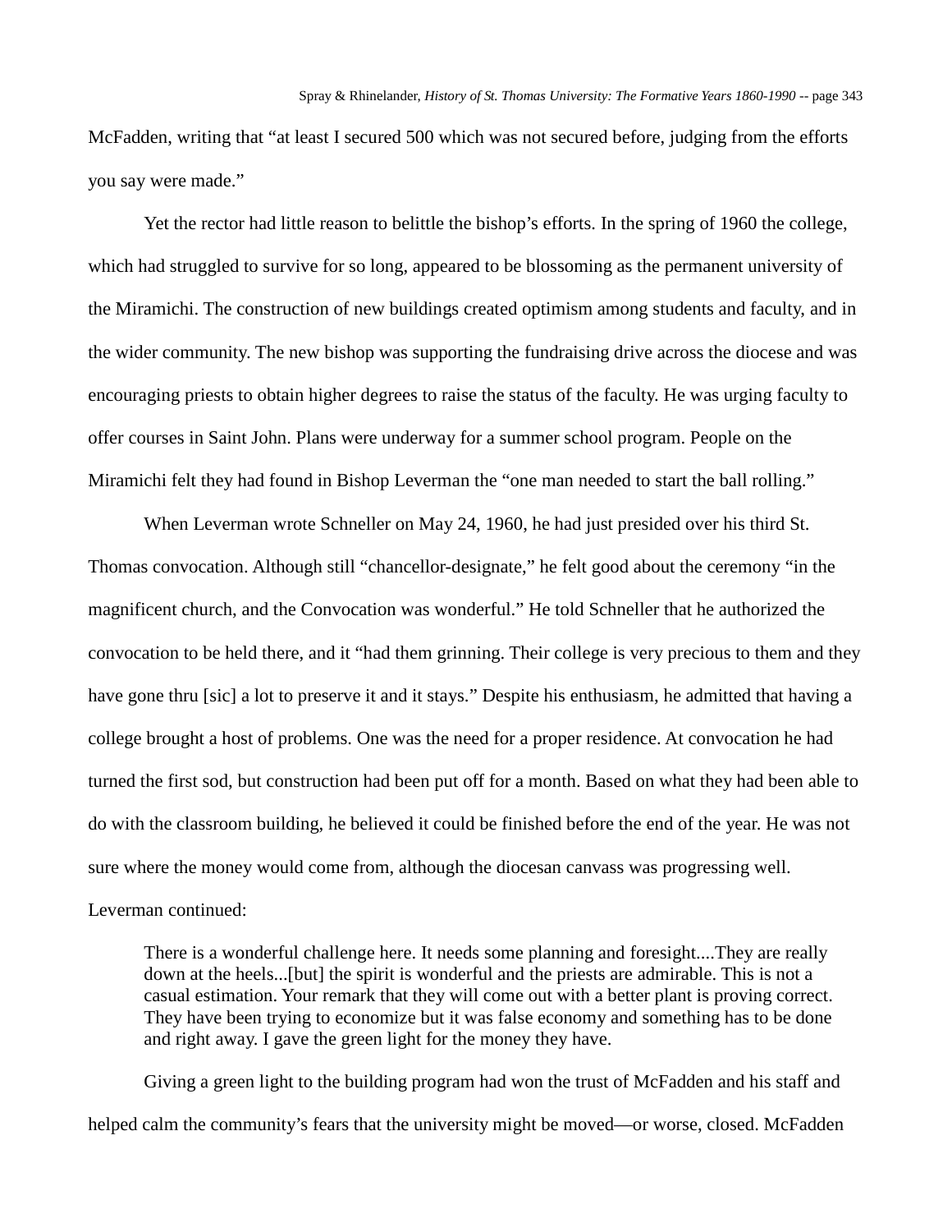McFadden, writing that "at least I secured 500 which was not secured before, judging from the efforts you say were made."

Yet the rector had little reason to belittle the bishop's efforts. In the spring of 1960 the college, which had struggled to survive for so long, appeared to be blossoming as the permanent university of the Miramichi. The construction of new buildings created optimism among students and faculty, and in the wider community. The new bishop was supporting the fundraising drive across the diocese and was encouraging priests to obtain higher degrees to raise the status of the faculty. He was urging faculty to offer courses in Saint John. Plans were underway for a summer school program. People on the Miramichi felt they had found in Bishop Leverman the "one man needed to start the ball rolling."

When Leverman wrote Schneller on May 24, 1960, he had just presided over his third St. Thomas convocation. Although still "chancellor-designate," he felt good about the ceremony "in the magnificent church, and the Convocation was wonderful." He told Schneller that he authorized the convocation to be held there, and it "had them grinning. Their college is very precious to them and they have gone thru [sic] a lot to preserve it and it stays." Despite his enthusiasm, he admitted that having a college brought a host of problems. One was the need for a proper residence. At convocation he had turned the first sod, but construction had been put off for a month. Based on what they had been able to do with the classroom building, he believed it could be finished before the end of the year. He was not sure where the money would come from, although the diocesan canvass was progressing well. Leverman continued:

> There is a wonderful challenge here. It needs some planning and foresight....They are really down at the heels...[but] the spirit is wonderful and the priests are admirable. This is not a casual estimation. Your remark that they will come out with a better plant is proving correct. They have been trying to economize but it was false economy and something has to be done and right away. I gave the green light for the money they have.

Giving a green light to the building program had won the trust of McFadden and his staff and helped calm the community's fears that the university might be moved—or worse, closed. McFadden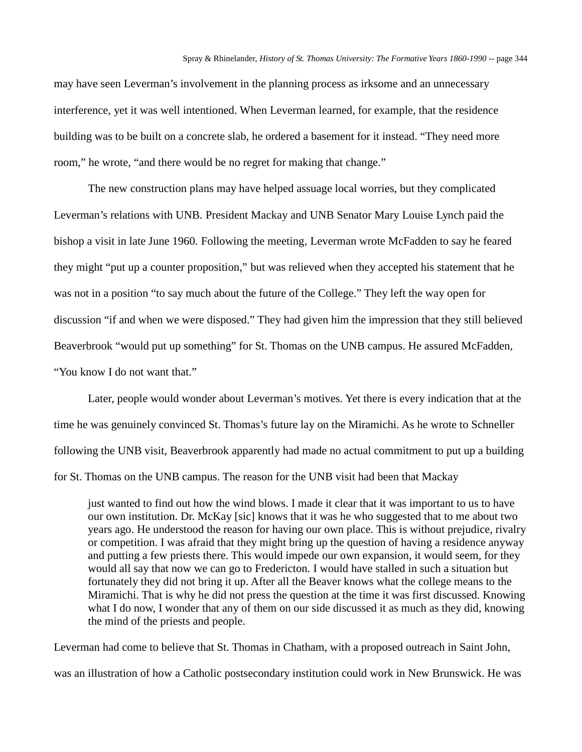may have seen Leverman's involvement in the planning process as irksome and an unnecessary interference, yet it was well intentioned. When Leverman learned, for example, that the residence building was to be built on a concrete slab, he ordered a basement for it instead. "They need more room," he wrote, "and there would be no regret for making that change."

The new construction plans may have helped assuage local worries, but they complicated Leverman's relations with UNB. President Mackay and UNB Senator Mary Louise Lynch paid the bishop a visit in late June 1960. Following the meeting, Leverman wrote McFadden to say he feared they might "put up a counter proposition," but was relieved when they accepted his statement that he was not in a position "to say much about the future of the College." They left the way open for discussion "if and when we were disposed." They had given him the impression that they still believed Beaverbrook "would put up something" for St. Thomas on the UNB campus. He assured McFadden, "You know I do not want that."

Later, people would wonder about Leverman's motives. Yet there is every indication that at the time he was genuinely convinced St. Thomas's future lay on the Miramichi. As he wrote to Schneller following the UNB visit, Beaverbrook apparently had made no actual commitment to put up a building for St. Thomas on the UNB campus. The reason for the UNB visit had been that Mackay

> just wanted to find out how the wind blows. I made it clear that it was important to us to have our own institution. Dr. McKay [sic] knows that it was he who suggested that to me about two years ago. He understood the reason for having our own place. This is without prejudice, rivalry or competition. I was afraid that they might bring up the question of having a residence anyway and putting a few priests there. This would impede our own expansion, it would seem, for they would all say that now we can go to Fredericton. I would have stalled in such a situation but fortunately they did not bring it up. After all the Beaver knows what the college means to the Miramichi. That is why he did not press the question at the time it was first discussed. Knowing what I do now, I wonder that any of them on our side discussed it as much as they did, knowing the mind of the priests and people.

Leverman had come to believe that St. Thomas in Chatham, with a proposed outreach in Saint John, was an illustration of how a Catholic postsecondary institution could work in New Brunswick. He was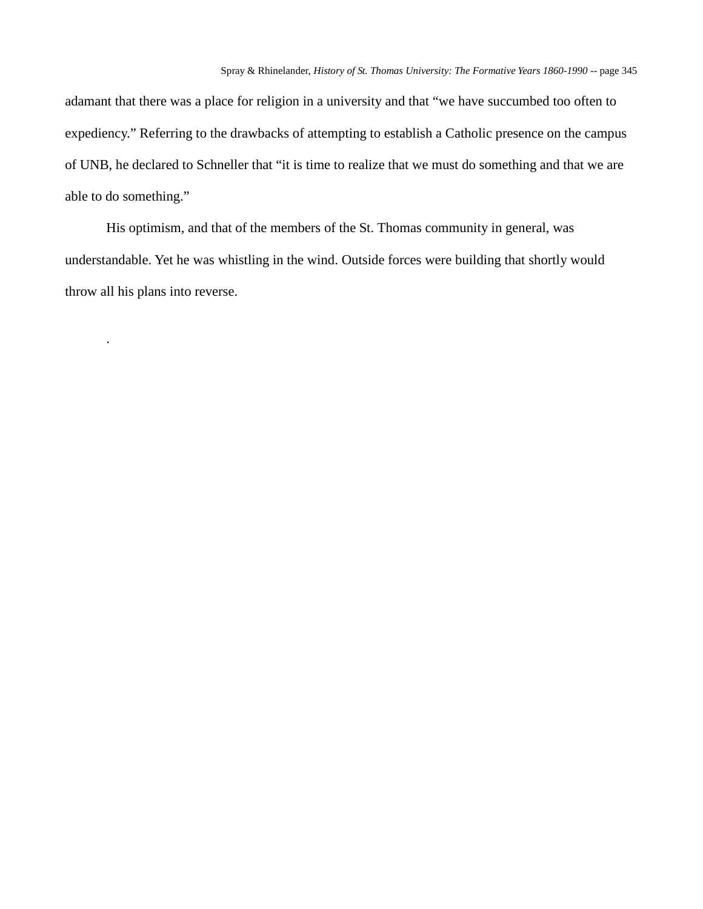adamant that there was a place for religion in a university and that “we have succumbed too often to expediency.” Referring to the drawbacks of attempting to establish a Catholic presence on the campus of UNB, he declared to Schneller that “it is time to realize that we must do something and that we are able to do something.”

His optimism, and that of the members of the St. Thomas community in general, was understandable. Yet he was whistling in the wind. Outside forces were building that shortly would throw all his plans into reverse.

.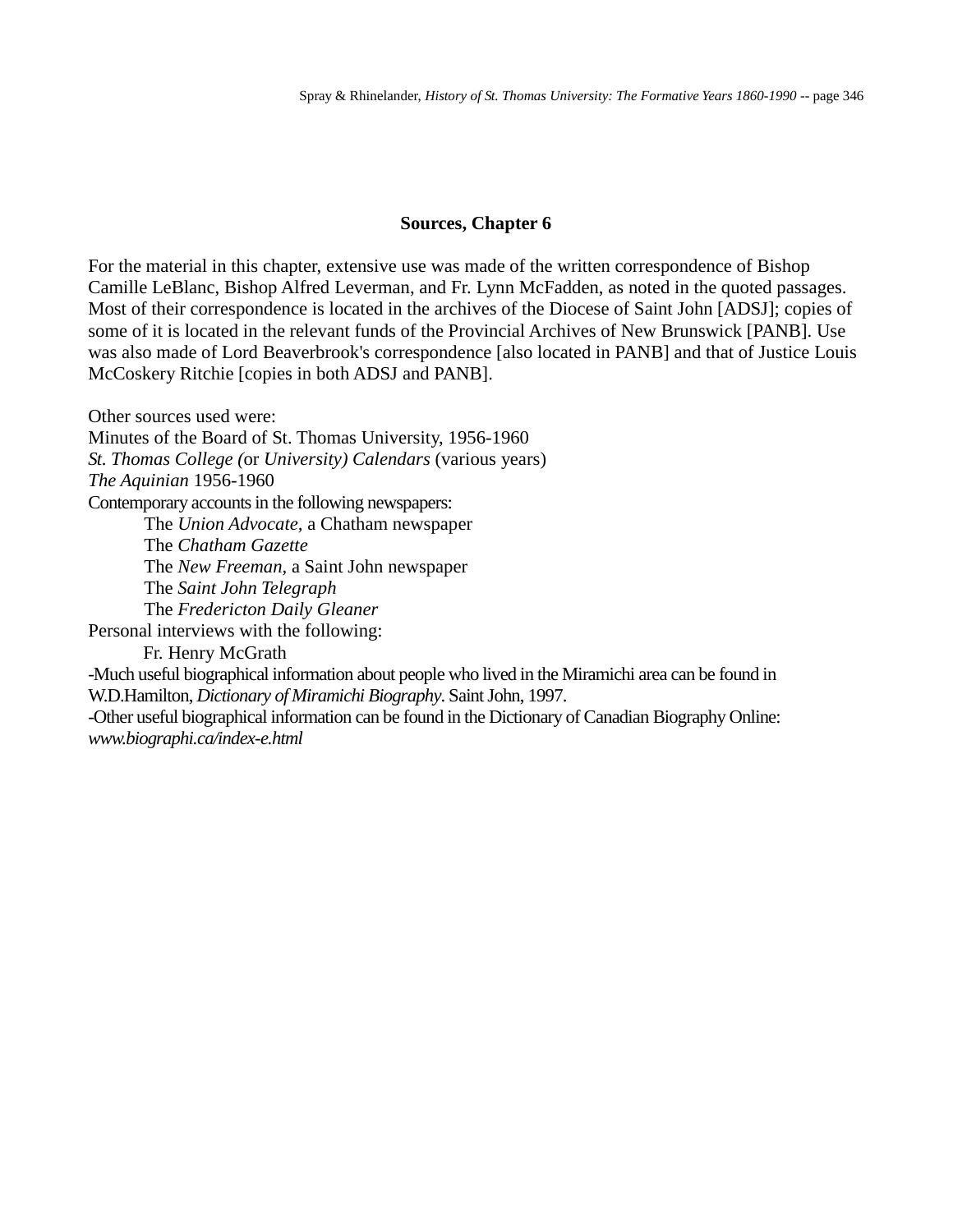## Sources, Chapter 6

For the material in this chapter, extensive use was made of the written correspondence of Bishop Camille LeBlanc, Bishop Alfred Leverman, and Fr. Lynn McFadden, as noted in the quoted passages. Most of their correspondence is located in the archives of the Diocese of Saint John [ADSJ]; copies of some of it is located in the relevant funds of the Provincial Archives of New Brunswick [PANB]. Use was also made of Lord Beaverbrook's correspondence [also located in PANB] and that of Justice Louis McCoskery Ritchie [copies in both ADSJ and PANB].

Other sources used were:
Minutes of the Board of St. Thomas University, 1956-1960
*St. Thomas College (*or *University) Calendars* (various years)
*The Aquinian* 1956-1960
Contemporary accounts in the following newspapers:

- The *Union Advocate*, a Chatham newspaper
- The *Chatham Gazette*
- The *New Freeman*, a Saint John newspaper
- The *Saint John Telegraph*
- The *Fredericton Daily Gleaner*

Personal interviews with the following:

- Fr. Henry McGrath

-Much useful biographical information about people who lived in the Miramichi area can be found in W.D.Hamilton, *Dictionary of Miramichi Biography*. Saint John, 1997.
-Other useful biographical information can be found in the Dictionary of Canadian Biography Online: *www.biographi.ca/index-e.html*